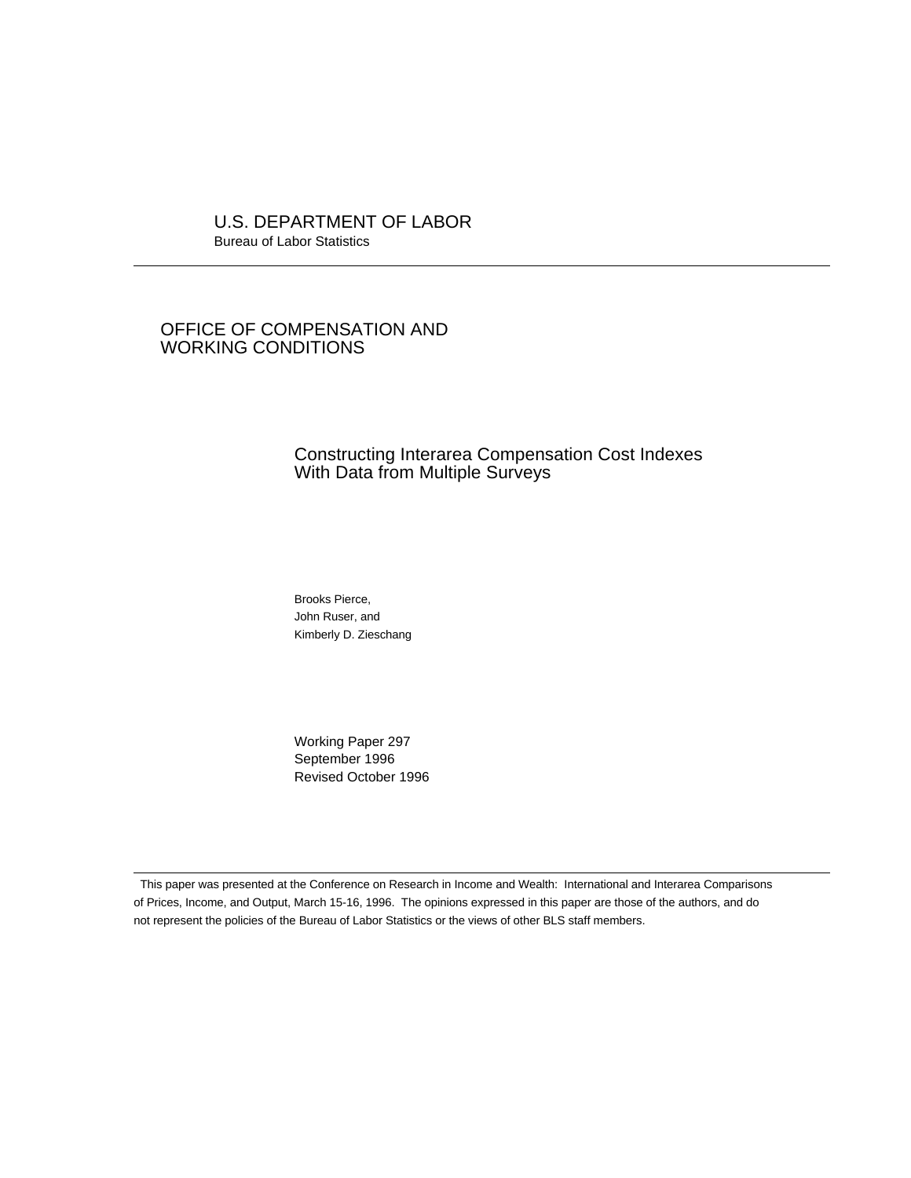U.S. DEPARTMENT OF LABOR
Bureau of Labor Statistics

---

OFFICE OF COMPENSATION AND
WORKING CONDITIONS

# Constructing Interarea Compensation Cost Indexes With Data from Multiple Surveys

Brooks Pierce,
John Ruser, and
Kimberly D. Zieschang

Working Paper 297
September 1996
Revised October 1996

---

This paper was presented at the Conference on Research in Income and Wealth: International and Interarea Comparisons of Prices, Income, and Output, March 15-16, 1996. The opinions expressed in this paper are those of the authors, and do not represent the policies of the Bureau of Labor Statistics or the views of other BLS staff members.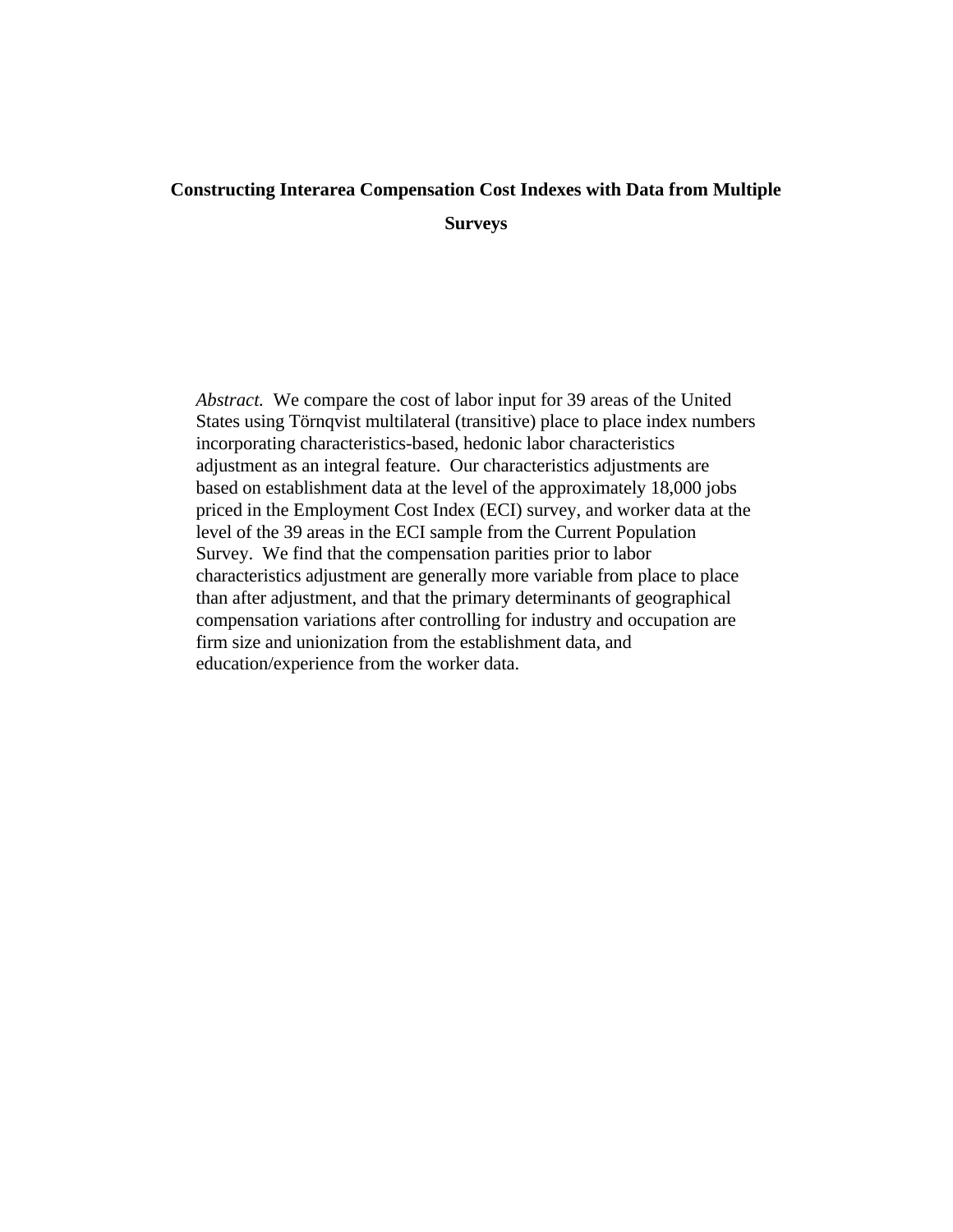# Constructing Interarea Compensation Cost Indexes with Data from Multiple Surveys

*Abstract.* We compare the cost of labor input for 39 areas of the United States using Törnqvist multilateral (transitive) place to place index numbers incorporating characteristics-based, hedonic labor characteristics adjustment as an integral feature. Our characteristics adjustments are based on establishment data at the level of the approximately 18,000 jobs priced in the Employment Cost Index (ECI) survey, and worker data at the level of the 39 areas in the ECI sample from the Current Population Survey. We find that the compensation parities prior to labor characteristics adjustment are generally more variable from place to place than after adjustment, and that the primary determinants of geographical compensation variations after controlling for industry and occupation are firm size and unionization from the establishment data, and education/experience from the worker data.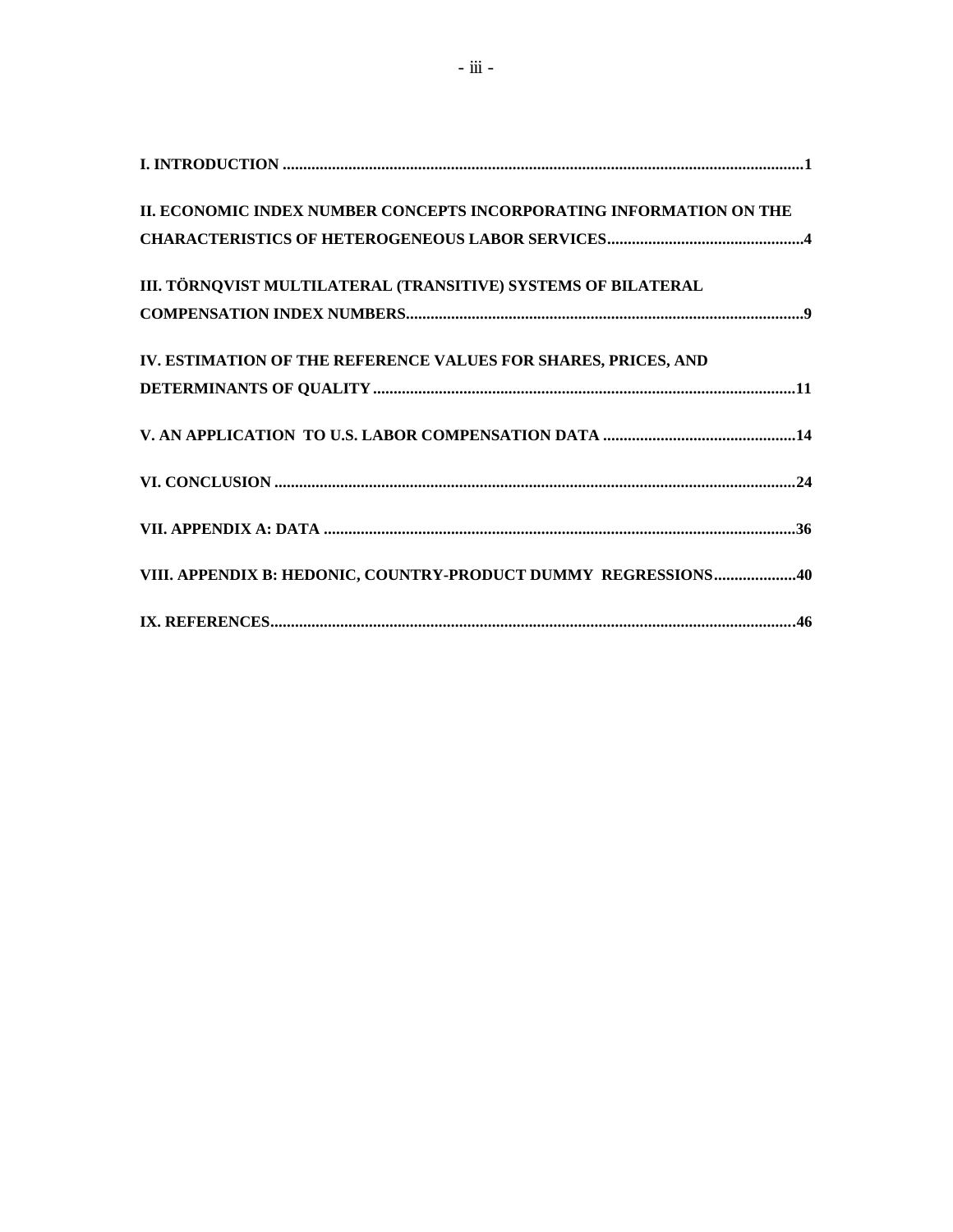**I. INTRODUCTION** ....................................................................................................................1

**II. ECONOMIC INDEX NUMBER CONCEPTS INCORPORATING INFORMATION ON THE CHARACTERISTICS OF HETEROGENEOUS LABOR SERVICES**................................................4

**III. TÖRNQVIST MULTILATERAL (TRANSITIVE) SYSTEMS OF BILATERAL COMPENSATION INDEX NUMBERS**..................................................................................................9

**IV. ESTIMATION OF THE REFERENCE VALUES FOR SHARES, PRICES, AND DETERMINANTS OF QUALITY**........................................................................................................11

**V. AN APPLICATION TO U.S. LABOR COMPENSATION DATA** ...............................................14

**VI. CONCLUSION** ..............................................................................................................................24

**VII. APPENDIX A: DATA** ..................................................................................................................36

**VIII. APPENDIX B: HEDONIC, COUNTRY-PRODUCT DUMMY REGRESSIONS**....................40

**IX. REFERENCES**...............................................................................................................................46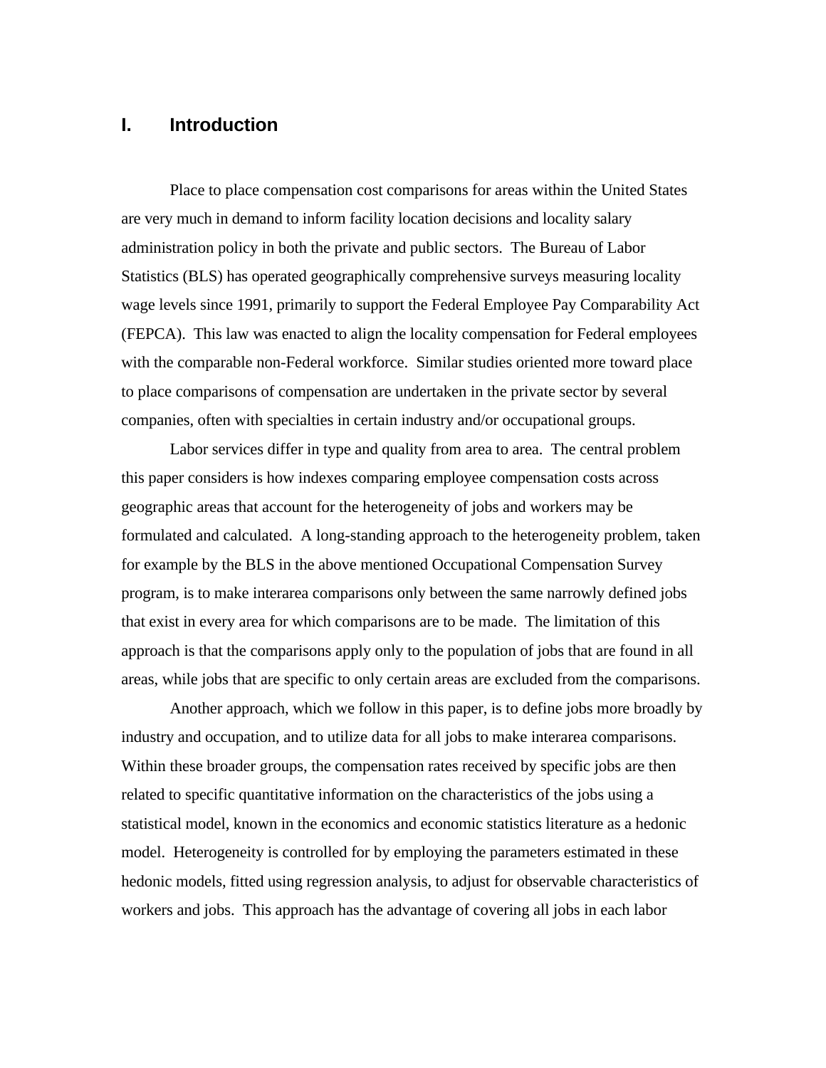# I. Introduction

Place to place compensation cost comparisons for areas within the United States are very much in demand to inform facility location decisions and locality salary administration policy in both the private and public sectors. The Bureau of Labor Statistics (BLS) has operated geographically comprehensive surveys measuring locality wage levels since 1991, primarily to support the Federal Employee Pay Comparability Act (FEPCA). This law was enacted to align the locality compensation for Federal employees with the comparable non-Federal workforce. Similar studies oriented more toward place to place comparisons of compensation are undertaken in the private sector by several companies, often with specialties in certain industry and/or occupational groups.

Labor services differ in type and quality from area to area. The central problem this paper considers is how indexes comparing employee compensation costs across geographic areas that account for the heterogeneity of jobs and workers may be formulated and calculated. A long-standing approach to the heterogeneity problem, taken for example by the BLS in the above mentioned Occupational Compensation Survey program, is to make interarea comparisons only between the same narrowly defined jobs that exist in every area for which comparisons are to be made. The limitation of this approach is that the comparisons apply only to the population of jobs that are found in all areas, while jobs that are specific to only certain areas are excluded from the comparisons.

Another approach, which we follow in this paper, is to define jobs more broadly by industry and occupation, and to utilize data for all jobs to make interarea comparisons. Within these broader groups, the compensation rates received by specific jobs are then related to specific quantitative information on the characteristics of the jobs using a statistical model, known in the economics and economic statistics literature as a hedonic model. Heterogeneity is controlled for by employing the parameters estimated in these hedonic models, fitted using regression analysis, to adjust for observable characteristics of workers and jobs. This approach has the advantage of covering all jobs in each labor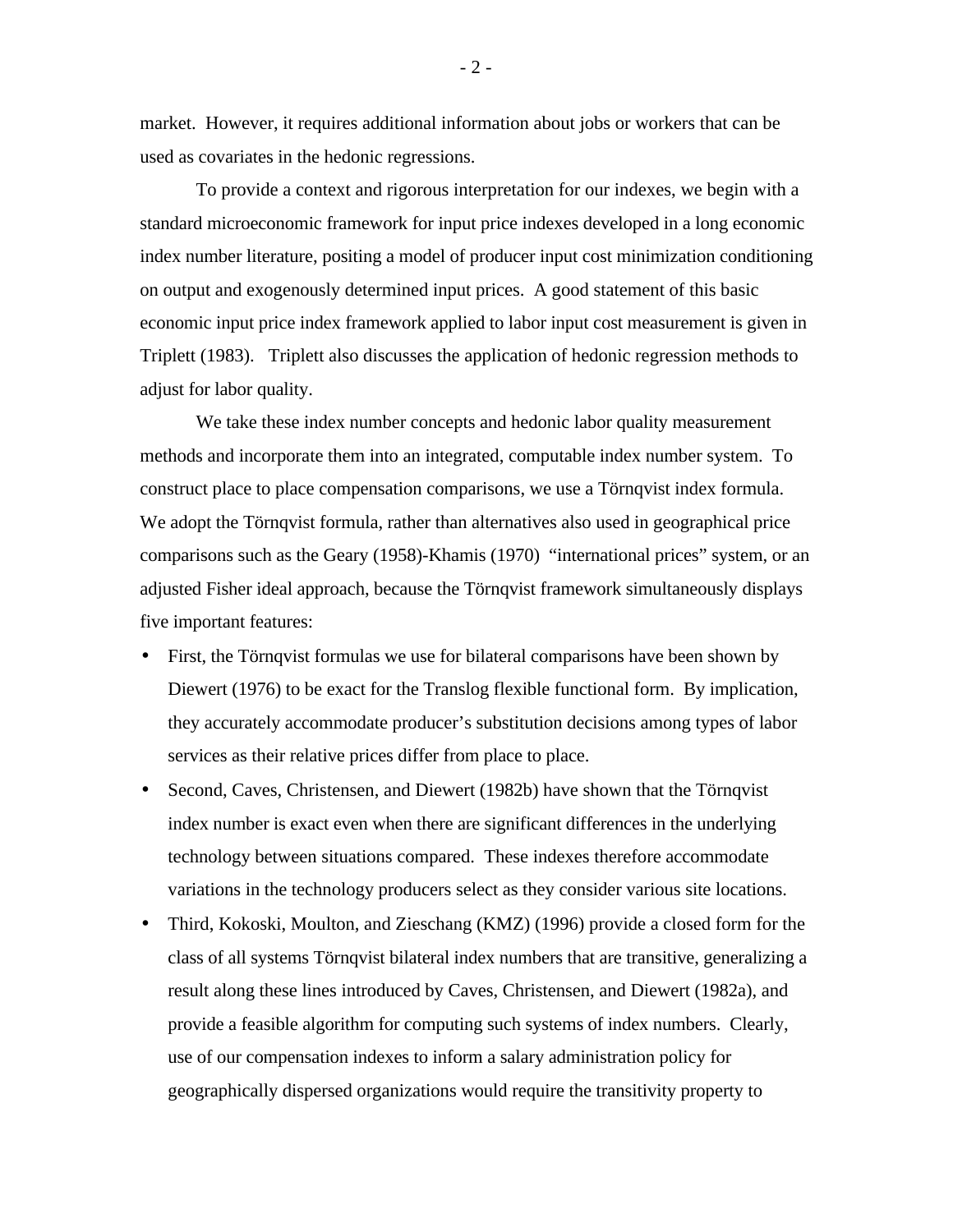market. However, it requires additional information about jobs or workers that can be used as covariates in the hedonic regressions.

To provide a context and rigorous interpretation for our indexes, we begin with a standard microeconomic framework for input price indexes developed in a long economic index number literature, positing a model of producer input cost minimization conditioning on output and exogenously determined input prices. A good statement of this basic economic input price index framework applied to labor input cost measurement is given in Triplett (1983). Triplett also discusses the application of hedonic regression methods to adjust for labor quality.

We take these index number concepts and hedonic labor quality measurement methods and incorporate them into an integrated, computable index number system. To construct place to place compensation comparisons, we use a Törnqvist index formula. We adopt the Törnqvist formula, rather than alternatives also used in geographical price comparisons such as the Geary (1958)-Khamis (1970) "international prices" system, or an adjusted Fisher ideal approach, because the Törnqvist framework simultaneously displays five important features:

- First, the Törnqvist formulas we use for bilateral comparisons have been shown by Diewert (1976) to be exact for the Translog flexible functional form. By implication, they accurately accommodate producer's substitution decisions among types of labor services as their relative prices differ from place to place.
- Second, Caves, Christensen, and Diewert (1982b) have shown that the Törnqvist index number is exact even when there are significant differences in the underlying technology between situations compared. These indexes therefore accommodate variations in the technology producers select as they consider various site locations.
- Third, Kokoski, Moulton, and Zieschang (KMZ) (1996) provide a closed form for the class of all systems Törnqvist bilateral index numbers that are transitive, generalizing a result along these lines introduced by Caves, Christensen, and Diewert (1982a), and provide a feasible algorithm for computing such systems of index numbers. Clearly, use of our compensation indexes to inform a salary administration policy for geographically dispersed organizations would require the transitivity property to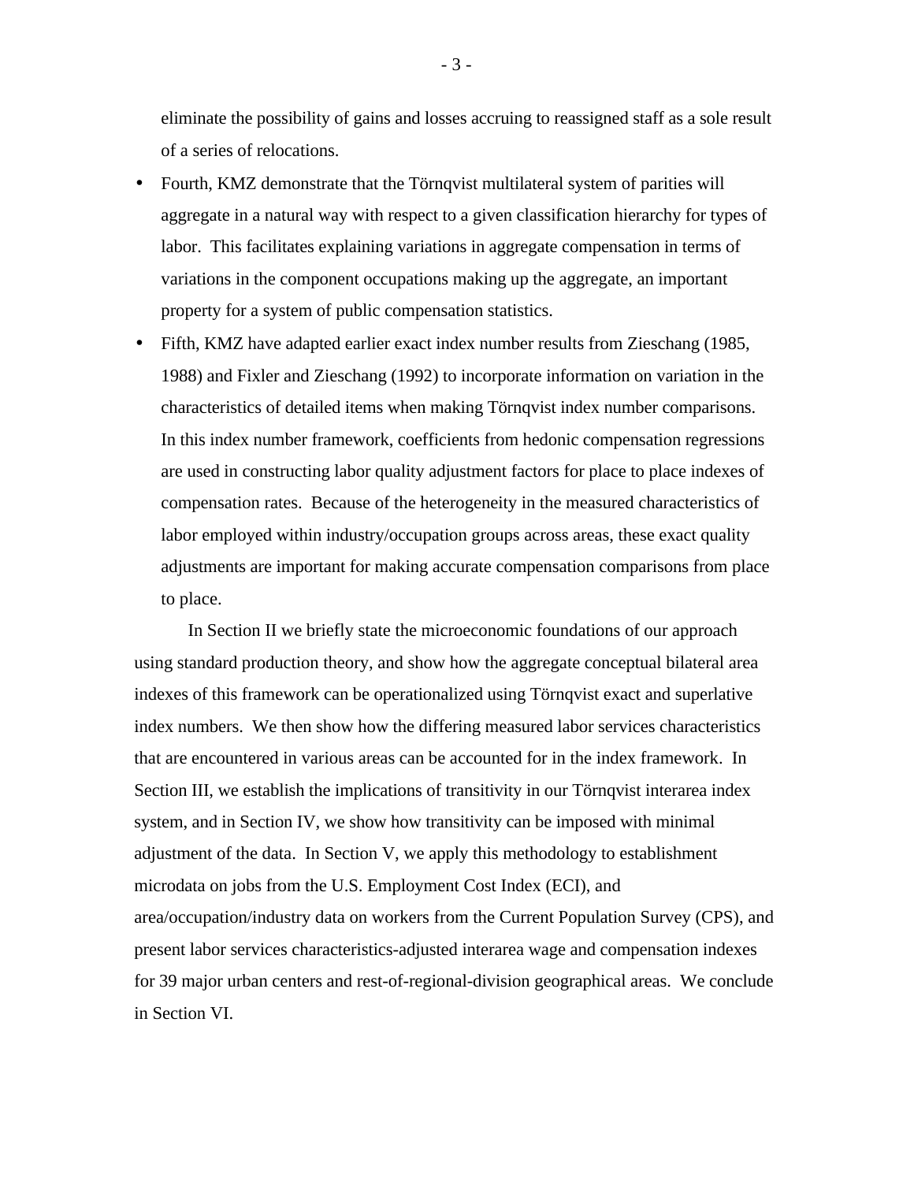eliminate the possibility of gains and losses accruing to reassigned staff as a sole result of a series of relocations.

- Fourth, KMZ demonstrate that the Törnqvist multilateral system of parities will aggregate in a natural way with respect to a given classification hierarchy for types of labor. This facilitates explaining variations in aggregate compensation in terms of variations in the component occupations making up the aggregate, an important property for a system of public compensation statistics.
- Fifth, KMZ have adapted earlier exact index number results from Zieschang (1985, 1988) and Fixler and Zieschang (1992) to incorporate information on variation in the characteristics of detailed items when making Törnqvist index number comparisons. In this index number framework, coefficients from hedonic compensation regressions are used in constructing labor quality adjustment factors for place to place indexes of compensation rates. Because of the heterogeneity in the measured characteristics of labor employed within industry/occupation groups across areas, these exact quality adjustments are important for making accurate compensation comparisons from place to place.

In Section II we briefly state the microeconomic foundations of our approach using standard production theory, and show how the aggregate conceptual bilateral area indexes of this framework can be operationalized using Törnqvist exact and superlative index numbers. We then show how the differing measured labor services characteristics that are encountered in various areas can be accounted for in the index framework. In Section III, we establish the implications of transitivity in our Törnqvist interarea index system, and in Section IV, we show how transitivity can be imposed with minimal adjustment of the data. In Section V, we apply this methodology to establishment microdata on jobs from the U.S. Employment Cost Index (ECI), and area/occupation/industry data on workers from the Current Population Survey (CPS), and present labor services characteristics-adjusted interarea wage and compensation indexes for 39 major urban centers and rest-of-regional-division geographical areas. We conclude in Section VI.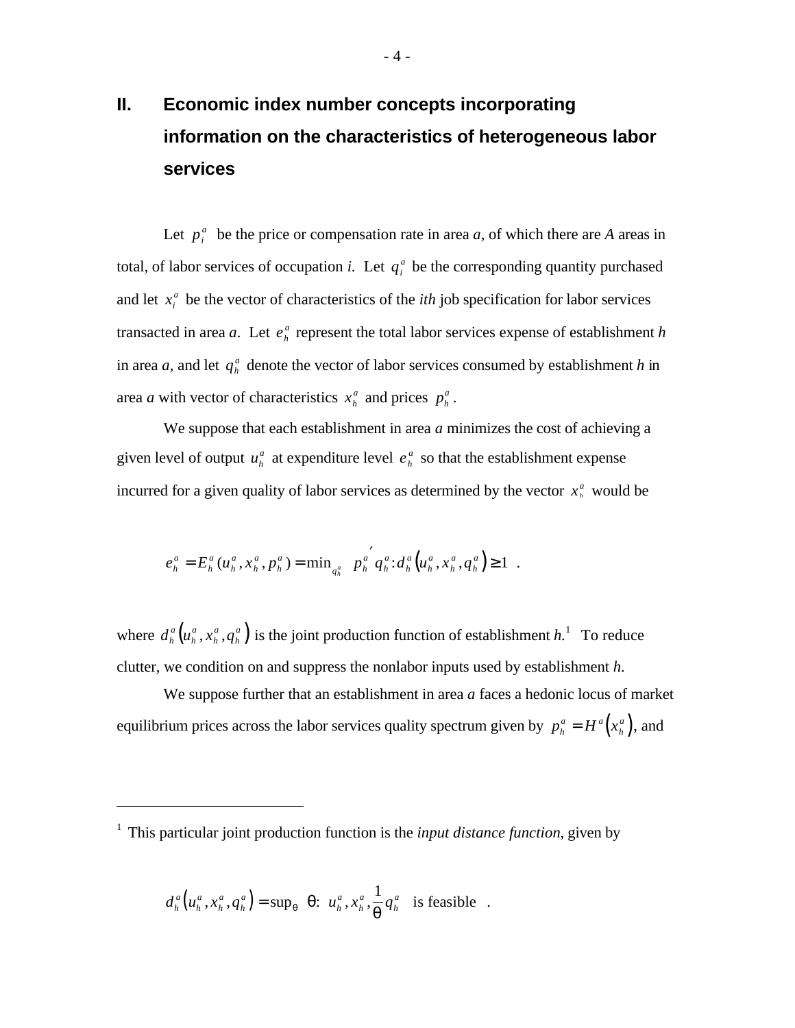## II. Economic index number concepts incorporating information on the characteristics of heterogeneous labor services

Let $p_i^a$ be the price or compensation rate in area *a*, of which there are *A* areas in total, of labor services of occupation *i*. Let $q_i^a$ be the corresponding quantity purchased and let $x_i^a$ be the vector of characteristics of the *ith* job specification for labor services transacted in area *a*. Let $e_h^a$ represent the total labor services expense of establishment *h* in area *a,* and let $q_h^a$ denote the vector of labor services consumed by establishment *h* in area *a* with vector of characteristics $x_h^a$ and prices $p_h^a$.

We suppose that each establishment in area *a* minimizes the cost of achieving a given level of output $u_h^a$ at expenditure level $e_h^a$ so that the establishment expense incurred for a given quality of labor services as determined by the vector $x_h^a$ would be

$$e_h^a = E_h^a(u_h^a, x_h^a, p_h^a) = \min_{q_h^a} \left\{ p_h^{a\prime} q_h^a : d_h^a\left(u_h^a, x_h^a, q_h^a\right) \geq 1 \right\} .$$

where $d_h^a\left(u_h^a, x_h^a, q_h^a\right)$ is the joint production function of establishment *h.*[1] To reduce clutter, we condition on and suppress the nonlabor inputs used by establishment *h.*

We suppose further that an establishment in area *a* faces a hedonic locus of market equilibrium prices across the labor services quality spectrum given by $p_h^a = H^a\left(x_h^a\right)$, and

---

[1] This particular joint production function is the *input distance function*, given by

$$d_h^a\left(u_h^a, x_h^a, q_h^a\right) = \sup_{\theta} \left\{ \theta : \left( u_h^a, x_h^a, \frac{1}{\theta} q_h^a \right) \text{ is feasible} \right\} .$$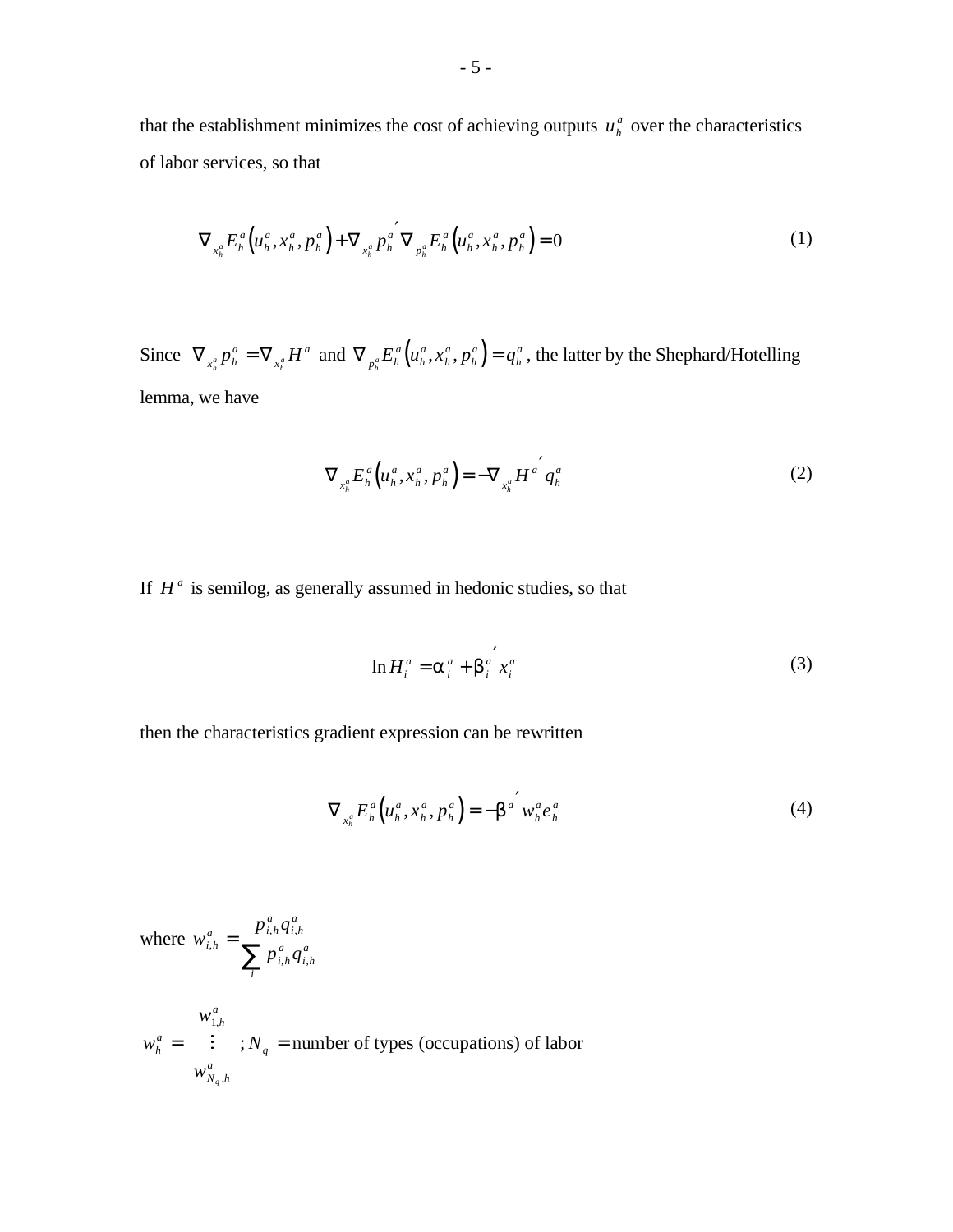that the establishment minimizes the cost of achieving outputs $u_h^a$ over the characteristics of labor services, so that

$$\nabla_{x_h^a} E_h^a\left(u_h^a, x_h^a, p_h^a\right) + \nabla_{x_h^a} p_h^{a\,\prime} \nabla_{p_h^a} E_h^a\left(u_h^a, x_h^a, p_h^a\right) = 0 \tag{1}$$

Since $\nabla_{x_h^a} p_h^a = \nabla_{x_h^a} H^a$ and $\nabla_{p_h^a} E_h^a\left(u_h^a, x_h^a, p_h^a\right) = q_h^a$, the latter by the Shephard/Hotelling lemma, we have

$$\nabla_{x_h^a} E_h^a\left(u_h^a, x_h^a, p_h^a\right) = -\nabla_{x_h^a} H^{a\,\prime} q_h^a \tag{2}$$

If $H^a$ is semilog, as generally assumed in hedonic studies, so that

$$\ln H_i^a = \alpha_i^a + \beta_i^{a\,\prime} x_i^a \tag{3}$$

then the characteristics gradient expression can be rewritten

$$\nabla_{x_h^a} E_h^a\left(u_h^a, x_h^a, p_h^a\right) = -\beta^{a\,\prime} w_h^a e_h^a \tag{4}$$

where $w_{i,h}^a = \dfrac{p_{i,h}^a q_{i,h}^a}{\sum_i p_{i,h}^a q_{i,h}^a}$

$w_h^a = \begin{pmatrix} w_{1,h}^a \\ \vdots \\ w_{N_q,h}^a \end{pmatrix}$; $N_q$ = number of types (occupations) of labor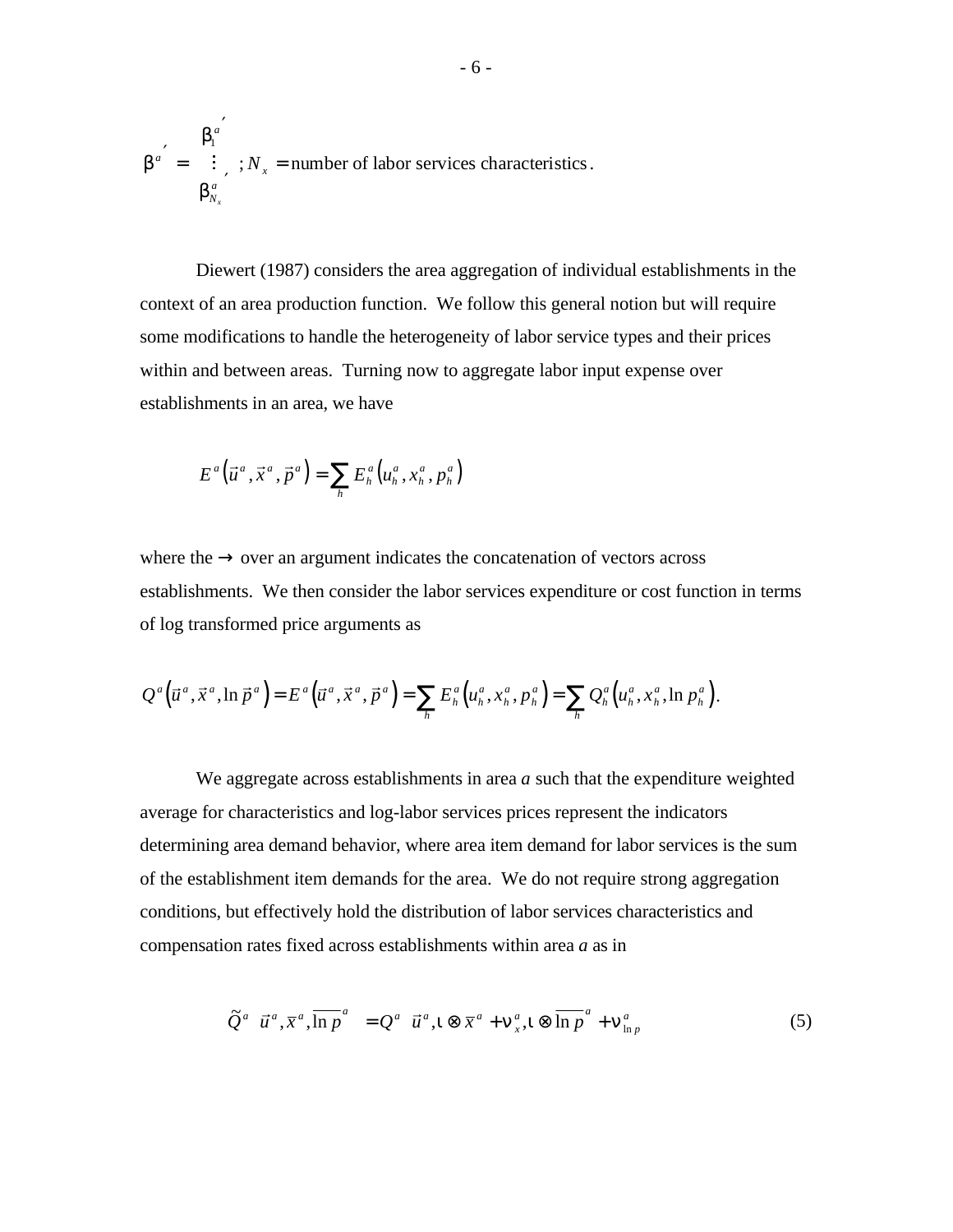$$\beta^{a\,\prime} = \begin{bmatrix} \beta_1^{a\,\prime} \\ \vdots \\ \beta_{N_x}^{a\,\prime} \end{bmatrix}; N_x = \text{number of labor services characteristics}.$$

Diewert (1987) considers the area aggregation of individual establishments in the context of an area production function. We follow this general notion but will require some modifications to handle the heterogeneity of labor service types and their prices within and between areas. Turning now to aggregate labor input expense over establishments in an area, we have

$$E^a\left(\vec{u}^a, \vec{x}^a, \vec{p}^a\right) = \sum_h E_h^a\left(u_h^a, x_h^a, p_h^a\right)$$

where the $\rightarrow$ over an argument indicates the concatenation of vectors across establishments. We then consider the labor services expenditure or cost function in terms of log transformed price arguments as

$$Q^a\left(\vec{u}^a, \vec{x}^a, \ln \vec{p}^a\right) = E^a\left(\vec{u}^a, \vec{x}^a, \vec{p}^a\right) = \sum_h E_h^a\left(u_h^a, x_h^a, p_h^a\right) = \sum_h Q_h^a\left(u_h^a, x_h^a, \ln p_h^a\right).$$

We aggregate across establishments in area *a* such that the expenditure weighted average for characteristics and log-labor services prices represent the indicators determining area demand behavior, where area item demand for labor services is the sum of the establishment item demands for the area. We do not require strong aggregation conditions, but effectively hold the distribution of labor services characteristics and compensation rates fixed across establishments within area *a* as in

$$\tilde{Q}^a\left(\vec{u}^a, \bar{x}^a, \overline{\ln p}^a\right) = Q^a\left(\vec{u}^a, \iota \otimes \bar{x}^a + \nu_x^a, \iota \otimes \overline{\ln p}^a + \nu_{\ln p}^a\right) \tag{5}$$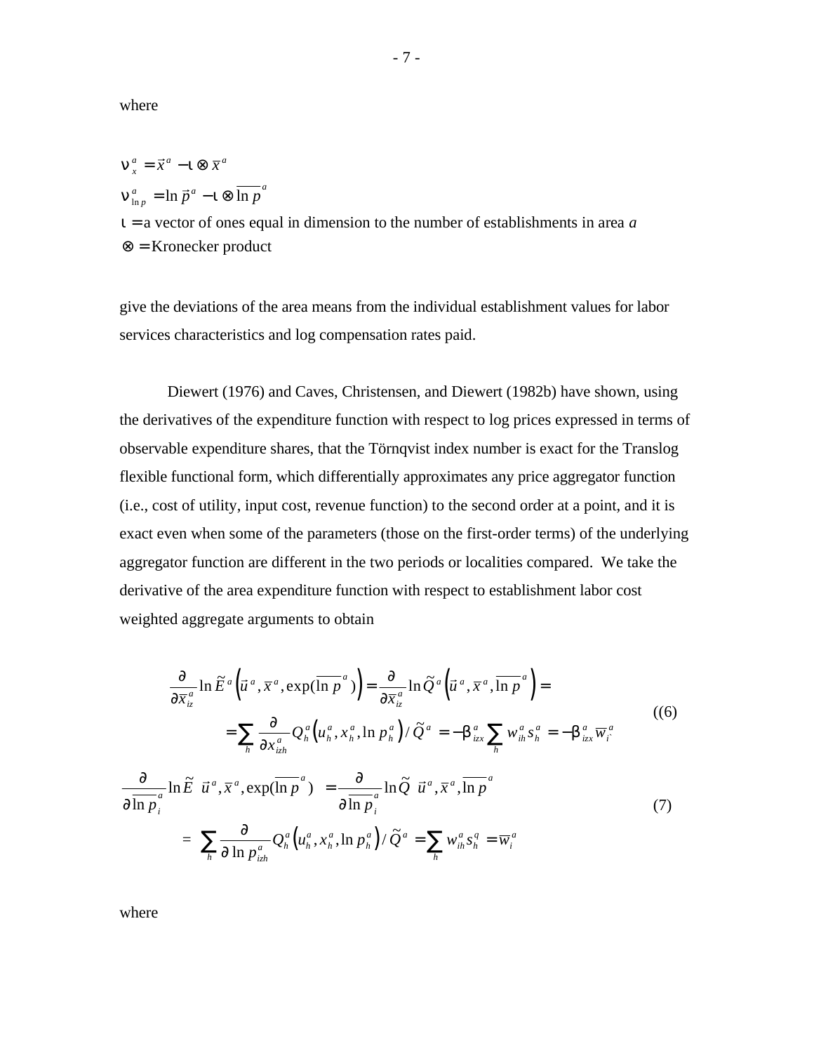where

$\nu_x^a = \vec{x}^a - \iota \otimes \bar{x}^a$

$\nu_{\ln p}^a = \ln \vec{p}^a - \iota \otimes \overline{\ln p}^a$

$\iota$ = a vector of ones equal in dimension to the number of establishments in area *a*

$\otimes$ = Kronecker product

give the deviations of the area means from the individual establishment values for labor services characteristics and log compensation rates paid.

Diewert (1976) and Caves, Christensen, and Diewert (1982b) have shown, using the derivatives of the expenditure function with respect to log prices expressed in terms of observable expenditure shares, that the Törnqvist index number is exact for the Translog flexible functional form, which differentially approximates any price aggregator function (i.e., cost of utility, input cost, revenue function) to the second order at a point, and it is exact even when some of the parameters (those on the first-order terms) of the underlying aggregator function are different in the two periods or localities compared. We take the derivative of the area expenditure function with respect to establishment labor cost weighted aggregate arguments to obtain

$$
\begin{aligned}
\frac{\partial}{\partial \bar{x}_{iz}^a} \ln \tilde{E}^a\left(\vec{u}^a, \bar{x}^a, \exp(\overline{\ln p}^a)\right) &= \frac{\partial}{\partial \bar{x}_{iz}^a} \ln \tilde{Q}^a\left(\vec{u}^a, \bar{x}^a, \overline{\ln p}^a\right) = \\
&= \sum_h \frac{\partial}{\partial x_{izh}^a} Q_h^a\left(u_h^a, x_h^a, \ln p_h^a\right) / \tilde{Q}^a = -\beta_{izx}^a \sum_h w_{ih}^a s_h^a = -\beta_{izx}^a \overline{w}_i^a
\end{aligned} \tag{(6)}
$$

$$
\begin{aligned}
\frac{\partial}{\partial \overline{\ln p}_i^a} \ln \tilde{E}\left(\vec{u}^a, \bar{x}^a, \exp(\overline{\ln p}^a)\right) &= \frac{\partial}{\partial \overline{\ln p}_i^a} \ln \tilde{Q}\left(\vec{u}^a, \bar{x}^a, \overline{\ln p}^a\right) \\
&= \sum_h \frac{\partial}{\partial \ln p_{izh}^a} Q_h^a\left(u_h^a, x_h^a, \ln p_h^a\right) / \tilde{Q}^a = \sum_h w_{ih}^a s_h^q = \overline{w}_i^a
\end{aligned} \tag{7}
$$

where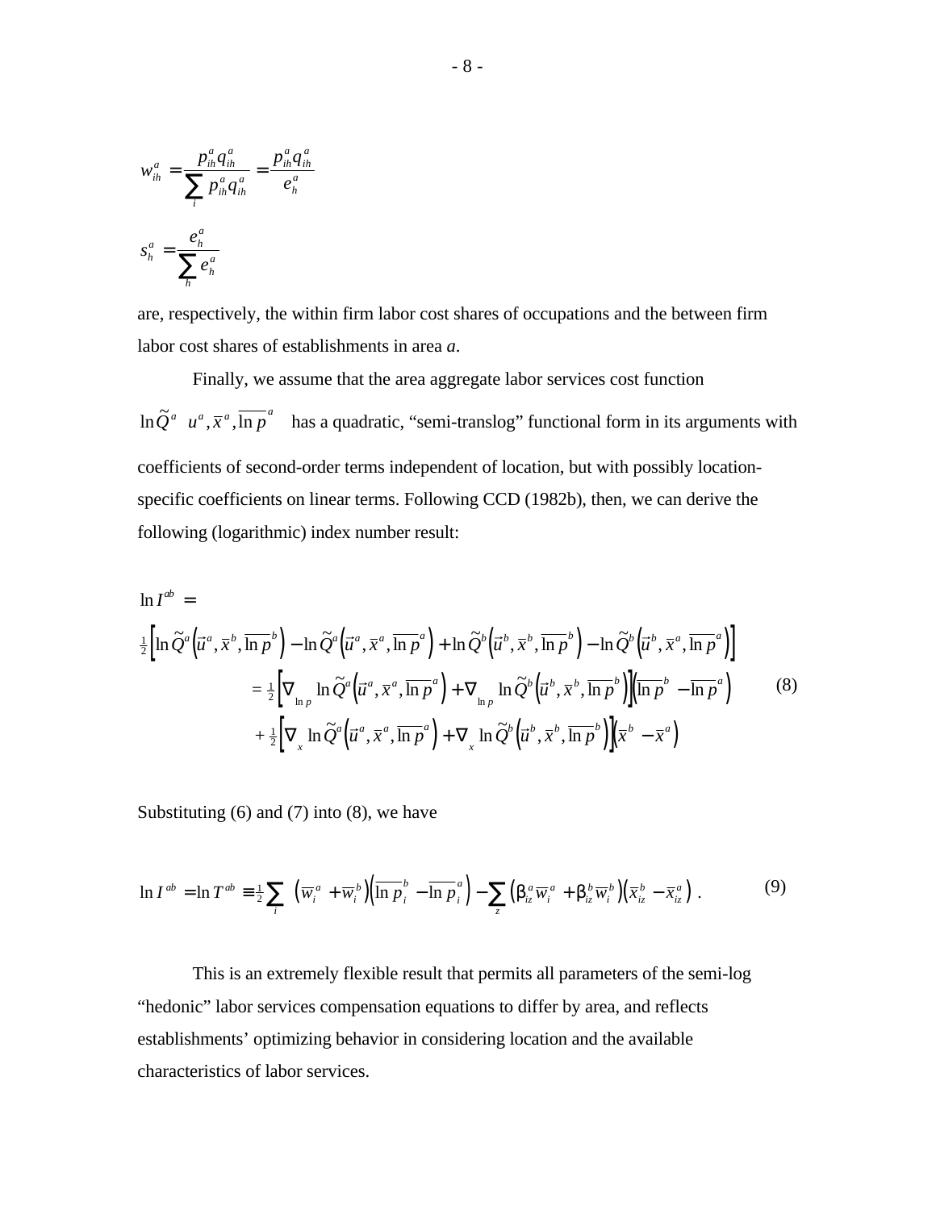$$w_{ih}^{a} = \frac{p_{ih}^{a} q_{ih}^{a}}{\sum_{i} p_{ih}^{a} q_{ih}^{a}} = \frac{p_{ih}^{a} q_{ih}^{a}}{e_{h}^{a}}$$

$$s_{h}^{a} = \frac{e_{h}^{a}}{\sum_{h} e_{h}^{a}}$$

are, respectively, the within firm labor cost shares of occupations and the between firm labor cost shares of establishments in area *a*.

Finally, we assume that the area aggregate labor services cost function $\ln \tilde{Q}^{a}\left(u^{a}, \bar{x}^{a}, \overline{\ln p}^{a}\right)$ has a quadratic, "semi-translog" functional form in its arguments with coefficients of second-order terms independent of location, but with possibly location-specific coefficients on linear terms. Following CCD (1982b), then, we can derive the following (logarithmic) index number result:

$$\begin{aligned}
&\ln I^{ab} = \\
&\tfrac{1}{2}\left[\ln \tilde{Q}^{a}\left(\vec{u}^{a}, \bar{x}^{b}, \overline{\ln p}^{b}\right) - \ln \tilde{Q}^{a}\left(\vec{u}^{a}, \bar{x}^{a}, \overline{\ln p}^{a}\right) + \ln \tilde{Q}^{b}\left(\vec{u}^{b}, \bar{x}^{b}, \overline{\ln p}^{b}\right) - \ln \tilde{Q}^{b}\left(\vec{u}^{b}, \bar{x}^{a}, \overline{\ln p}^{a}\right)\right] \\
&\qquad = \tfrac{1}{2}\left[\nabla_{\ln p} \ln \tilde{Q}^{a}\left(\vec{u}^{a}, \bar{x}^{a}, \overline{\ln p}^{a}\right) + \nabla_{\ln p} \ln \tilde{Q}^{b}\left(\vec{u}^{b}, \bar{x}^{b}, \overline{\ln p}^{b}\right)\right]\left(\overline{\ln p}^{b} - \overline{\ln p}^{a}\right) \qquad (8) \\
&\qquad + \tfrac{1}{2}\left[\nabla_{x} \ln \tilde{Q}^{a}\left(\vec{u}^{a}, \bar{x}^{a}, \overline{\ln p}^{a}\right) + \nabla_{x} \ln \tilde{Q}^{b}\left(\vec{u}^{b}, \bar{x}^{b}, \overline{\ln p}^{b}\right)\right]\left(\bar{x}^{b} - \bar{x}^{a}\right)
\end{aligned}$$

Substituting (6) and (7) into (8), we have

$$\ln I^{ab} = \ln T^{ab} \equiv \tfrac{1}{2} \sum_{i} \left(\bar{w}_{i}^{a} + \bar{w}_{i}^{b}\right)\left(\overline{\ln p}_{i}^{b} - \overline{\ln p}_{i}^{a}\right) - \sum_{z} \left(\beta_{iz}^{a} \bar{w}_{i}^{a} + \beta_{iz}^{b} \bar{w}_{i}^{b}\right)\left(\bar{x}_{iz}^{b} - \bar{x}_{iz}^{a}\right). \qquad (9)$$

This is an extremely flexible result that permits all parameters of the semi-log "hedonic" labor services compensation equations to differ by area, and reflects establishments' optimizing behavior in considering location and the available characteristics of labor services.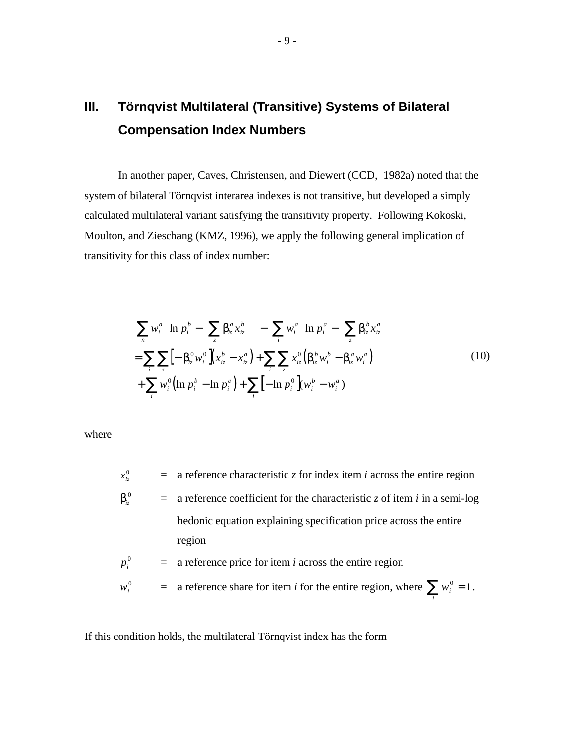## III. Törnqvist Multilateral (Transitive) Systems of Bilateral Compensation Index Numbers

In another paper, Caves, Christensen, and Diewert (CCD, 1982a) noted that the system of bilateral Törnqvist interarea indexes is not transitive, but developed a simply calculated multilateral variant satisfying the transitivity property. Following Kokoski, Moulton, and Zieschang (KMZ, 1996), we apply the following general implication of transitivity for this class of index number:

$$
\begin{aligned}
&\sum_{n} w_i^a \left( \ln p_i^b - \sum_{z} \beta_{iz}^a x_{iz}^b \right) - \sum_{i} w_i^a \left( \ln p_i^a - \sum_{z} \beta_{iz}^b x_{iz}^a \right) \\
&= \sum_{i} \sum_{z} \left[ -\beta_{iz}^0 w_i^0 \right] \left( x_{iz}^b - x_{iz}^a \right) + \sum_{i} \sum_{z} x_{iz}^0 \left( \beta_{iz}^b w_i^b - \beta_{iz}^a w_i^a \right) \\
&\quad + \sum_{i} w_i^0 \left( \ln p_i^b - \ln p_i^a \right) + \sum_{i} \left[ -\ln p_i^0 \right] \left( w_i^b - w_i^a \right)
\end{aligned}
\tag{10}
$$

where

$x_{iz}^0$ = a reference characteristic $z$ for index item $i$ across the entire region

$\beta_{iz}^0$ = a reference coefficient for the characteristic $z$ of item $i$ in a semi-log hedonic equation explaining specification price across the entire region

$p_i^0$ = a reference price for item $i$ across the entire region

$w_i^0$ = a reference share for item $i$ for the entire region, where $\sum_i w_i^0 = 1$.

If this condition holds, the multilateral Törnqvist index has the form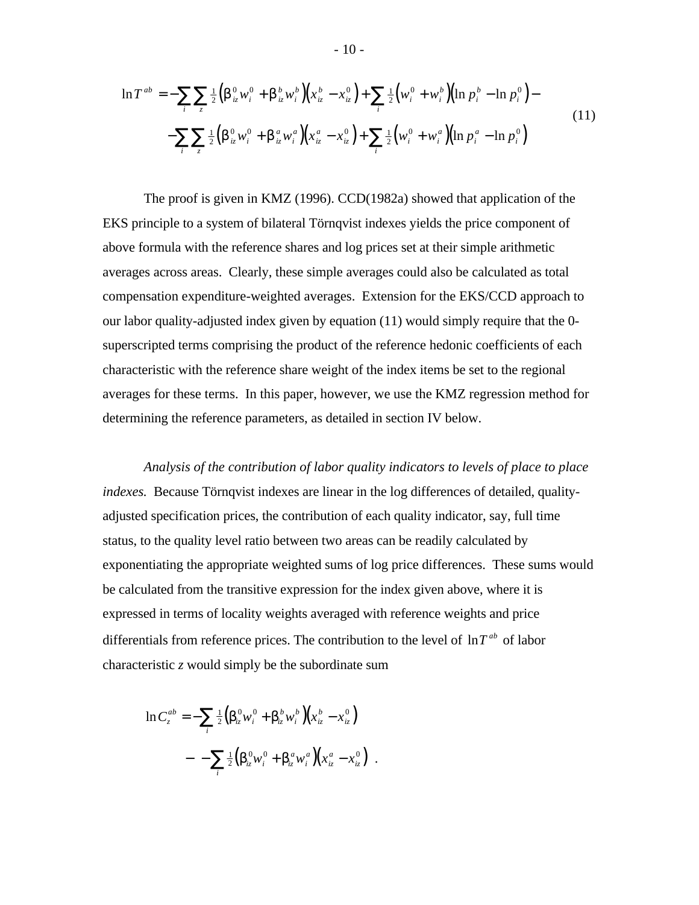$$
\begin{aligned}
\ln T^{ab} = & -\sum_i \sum_z \tfrac{1}{2}\left(\beta_{iz}^0 w_i^0 + \beta_{iz}^b w_i^b\right)\left(x_{iz}^b - x_{iz}^0\right) + \sum_i \tfrac{1}{2}\left(w_i^0 + w_i^b\right)\left(\ln p_i^b - \ln p_i^0\right) - \\
& -\sum_i \sum_z \tfrac{1}{2}\left(\beta_{iz}^0 w_i^0 + \beta_{iz}^a w_i^a\right)\left(x_{iz}^a - x_{iz}^0\right) + \sum_i \tfrac{1}{2}\left(w_i^0 + w_i^a\right)\left(\ln p_i^a - \ln p_i^0\right)
\end{aligned}
\tag{11}
$$

The proof is given in KMZ (1996). CCD(1982a) showed that application of the EKS principle to a system of bilateral Törnqvist indexes yields the price component of above formula with the reference shares and log prices set at their simple arithmetic averages across areas. Clearly, these simple averages could also be calculated as total compensation expenditure-weighted averages. Extension for the EKS/CCD approach to our labor quality-adjusted index given by equation (11) would simply require that the 0-superscripted terms comprising the product of the reference hedonic coefficients of each characteristic with the reference share weight of the index items be set to the regional averages for these terms. In this paper, however, we use the KMZ regression method for determining the reference parameters, as detailed in section IV below.

*Analysis of the contribution of labor quality indicators to levels of place to place indexes.* Because Törnqvist indexes are linear in the log differences of detailed, quality-adjusted specification prices, the contribution of each quality indicator, say, full time status, to the quality level ratio between two areas can be readily calculated by exponentiating the appropriate weighted sums of log price differences. These sums would be calculated from the transitive expression for the index given above, where it is expressed in terms of locality weights averaged with reference weights and price differentials from reference prices. The contribution to the level of $\ln T^{ab}$ of labor characteristic $z$ would simply be the subordinate sum

$$
\begin{aligned}
\ln C_z^{ab} = & -\sum_i \tfrac{1}{2}\left(\beta_{iz}^0 w_i^0 + \beta_{iz}^b w_i^b\right)\left(x_{iz}^b - x_{iz}^0\right) \\
& - \; -\sum_i \tfrac{1}{2}\left(\beta_{iz}^0 w_i^0 + \beta_{iz}^a w_i^a\right)\left(x_{iz}^a - x_{iz}^0\right) \; .
\end{aligned}
$$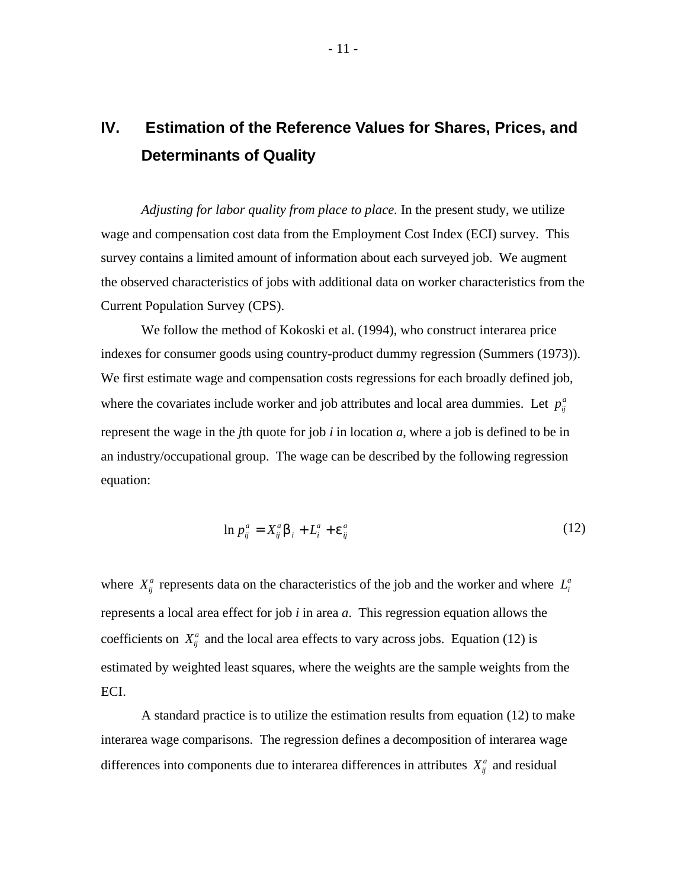## IV. Estimation of the Reference Values for Shares, Prices, and Determinants of Quality

*Adjusting for labor quality from place to place.* In the present study, we utilize wage and compensation cost data from the Employment Cost Index (ECI) survey. This survey contains a limited amount of information about each surveyed job. We augment the observed characteristics of jobs with additional data on worker characteristics from the Current Population Survey (CPS).

We follow the method of Kokoski et al. (1994), who construct interarea price indexes for consumer goods using country-product dummy regression (Summers (1973)). We first estimate wage and compensation costs regressions for each broadly defined job, where the covariates include worker and job attributes and local area dummies. Let $p_{ij}^a$ represent the wage in the *j*th quote for job *i* in location *a*, where a job is defined to be in an industry/occupational group. The wage can be described by the following regression equation:

$$\ln p_{ij}^a = X_{ij}^a \beta_i + L_i^a + \varepsilon_{ij}^a \tag{12}$$

where $X_{ij}^a$ represents data on the characteristics of the job and the worker and where $L_i^a$ represents a local area effect for job *i* in area *a*. This regression equation allows the coefficients on $X_{ij}^a$ and the local area effects to vary across jobs. Equation (12) is estimated by weighted least squares, where the weights are the sample weights from the ECI.

A standard practice is to utilize the estimation results from equation (12) to make interarea wage comparisons. The regression defines a decomposition of interarea wage differences into components due to interarea differences in attributes $X_{ij}^a$ and residual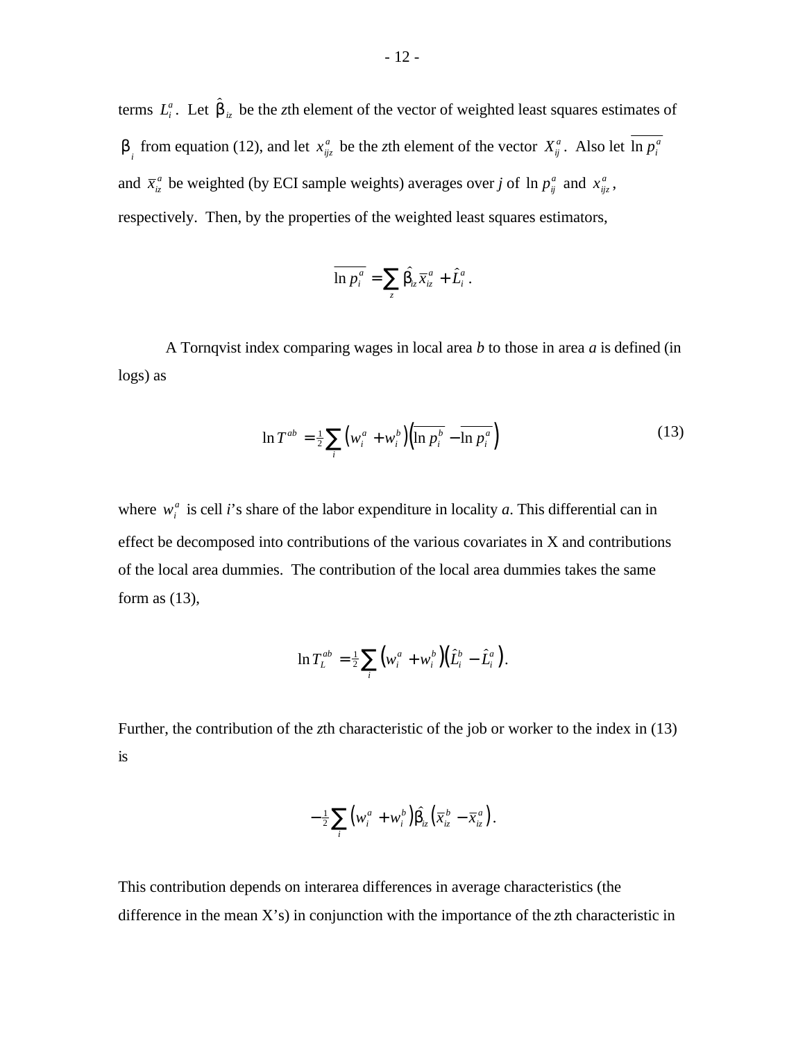terms $L_i^a$. Let $\hat{\beta}_{iz}$ be the *z*th element of the vector of weighted least squares estimates of $\beta_i$ from equation (12), and let $x_{ijz}^a$ be the *z*th element of the vector $X_{ij}^a$. Also let $\overline{\ln p_i^a}$ and $\bar{x}_{iz}^a$ be weighted (by ECI sample weights) averages over *j* of $\ln p_{ij}^a$ and $x_{ijz}^a$, respectively. Then, by the properties of the weighted least squares estimators,

$$\overline{\ln p_i^a} = \sum_z \hat{\beta}_{iz} \bar{x}_{iz}^a + \hat{L}_i^a .$$

A Tornqvist index comparing wages in local area *b* to those in area *a* is defined (in logs) as

$$\ln T^{ab} = \tfrac{1}{2} \sum_i \left( w_i^a + w_i^b \right) \left( \overline{\ln p_i^b} - \overline{\ln p_i^a} \right) \tag{13}$$

where $w_i^a$ is cell *i*'s share of the labor expenditure in locality *a*. This differential can in effect be decomposed into contributions of the various covariates in X and contributions of the local area dummies. The contribution of the local area dummies takes the same form as (13),

$$\ln T_L^{ab} = \tfrac{1}{2} \sum_i \left( w_i^a + w_i^b \right) \left( \hat{L}_i^b - \hat{L}_i^a \right).$$

Further, the contribution of the *z*th characteristic of the job or worker to the index in (13) is

$$-\tfrac{1}{2} \sum_i \left( w_i^a + w_i^b \right) \hat{\beta}_{iz} \left( \bar{x}_{iz}^b - \bar{x}_{iz}^a \right).$$

This contribution depends on interarea differences in average characteristics (the difference in the mean X's) in conjunction with the importance of the *z*th characteristic in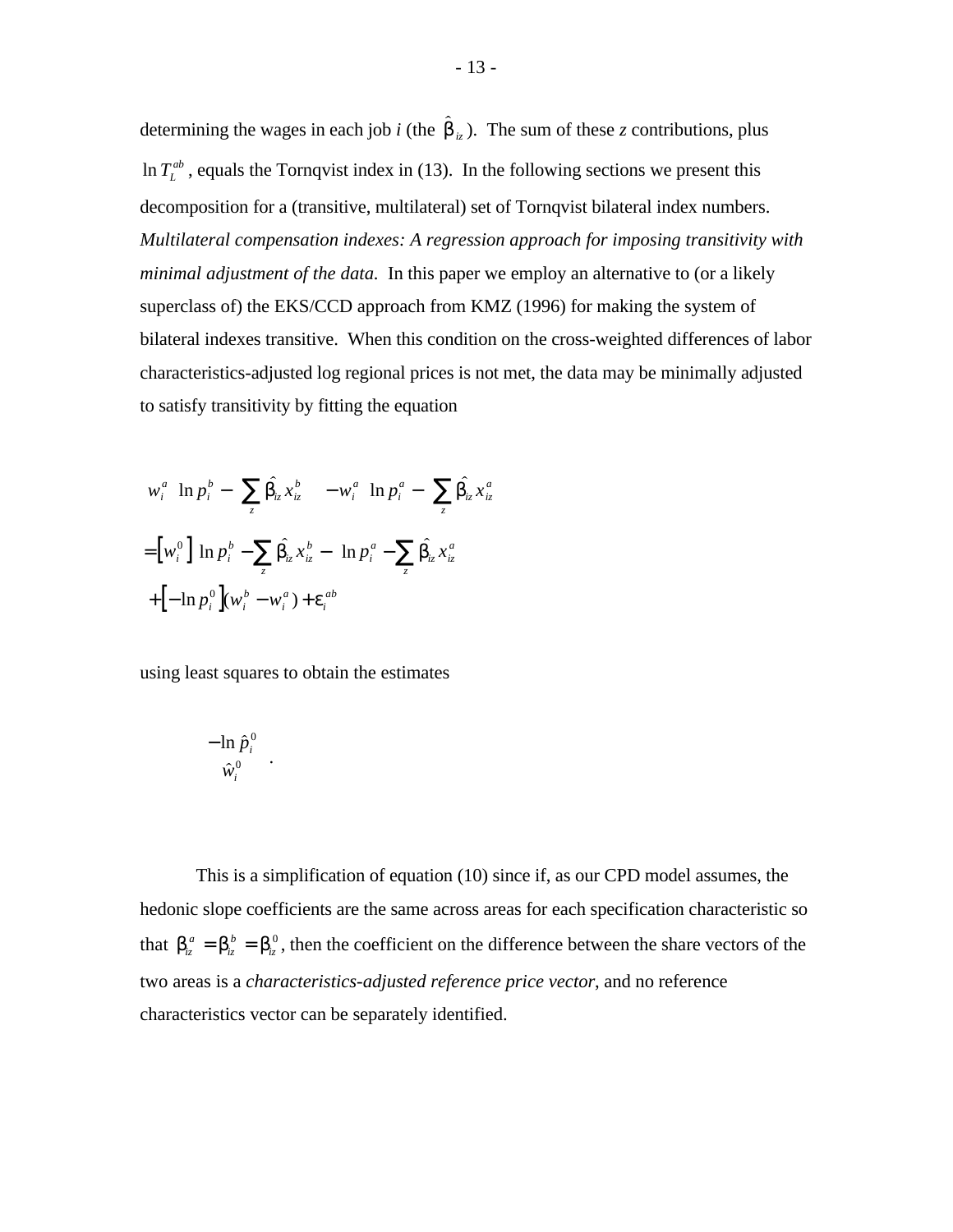determining the wages in each job *i* (the $\hat{\beta}_{iz}$). The sum of these *z* contributions, plus $\ln T_L^{ab}$, equals the Tornqvist index in (13). In the following sections we present this decomposition for a (transitive, multilateral) set of Tornqvist bilateral index numbers.

*Multilateral compensation indexes: A regression approach for imposing transitivity with minimal adjustment of the data.* In this paper we employ an alternative to (or a likely superclass of) the EKS/CCD approach from KMZ (1996) for making the system of bilateral indexes transitive. When this condition on the cross-weighted differences of labor characteristics-adjusted log regional prices is not met, the data may be minimally adjusted to satisfy transitivity by fitting the equation

$$
\begin{aligned}
& w_i^a \left( \ln p_i^b - \sum_z \hat{\beta}_{iz} x_{iz}^b \right) - w_i^a \left( \ln p_i^a - \sum_z \hat{\beta}_{iz} x_{iz}^a \right) \\
&= \left[ w_i^0 \right] \left( \ln p_i^b - \sum_z \hat{\beta}_{iz} x_{iz}^b - \left( \ln p_i^a - \sum_z \hat{\beta}_{iz} x_{iz}^a \right) \right) \\
&\quad + \left[ -\ln p_i^0 \right] (w_i^b - w_i^a) + \varepsilon_i^{ab}
\end{aligned}
$$

using least squares to obtain the estimates

$$
\begin{pmatrix} -\ln \hat{p}_i^0 \\ \hat{w}_i^0 \end{pmatrix} .
$$

This is a simplification of equation (10) since if, as our CPD model assumes, the hedonic slope coefficients are the same across areas for each specification characteristic so that $\beta_{iz}^a = \beta_{iz}^b = \beta_{iz}^0$, then the coefficient on the difference between the share vectors of the two areas is a *characteristics-adjusted reference price vector*, and no reference characteristics vector can be separately identified.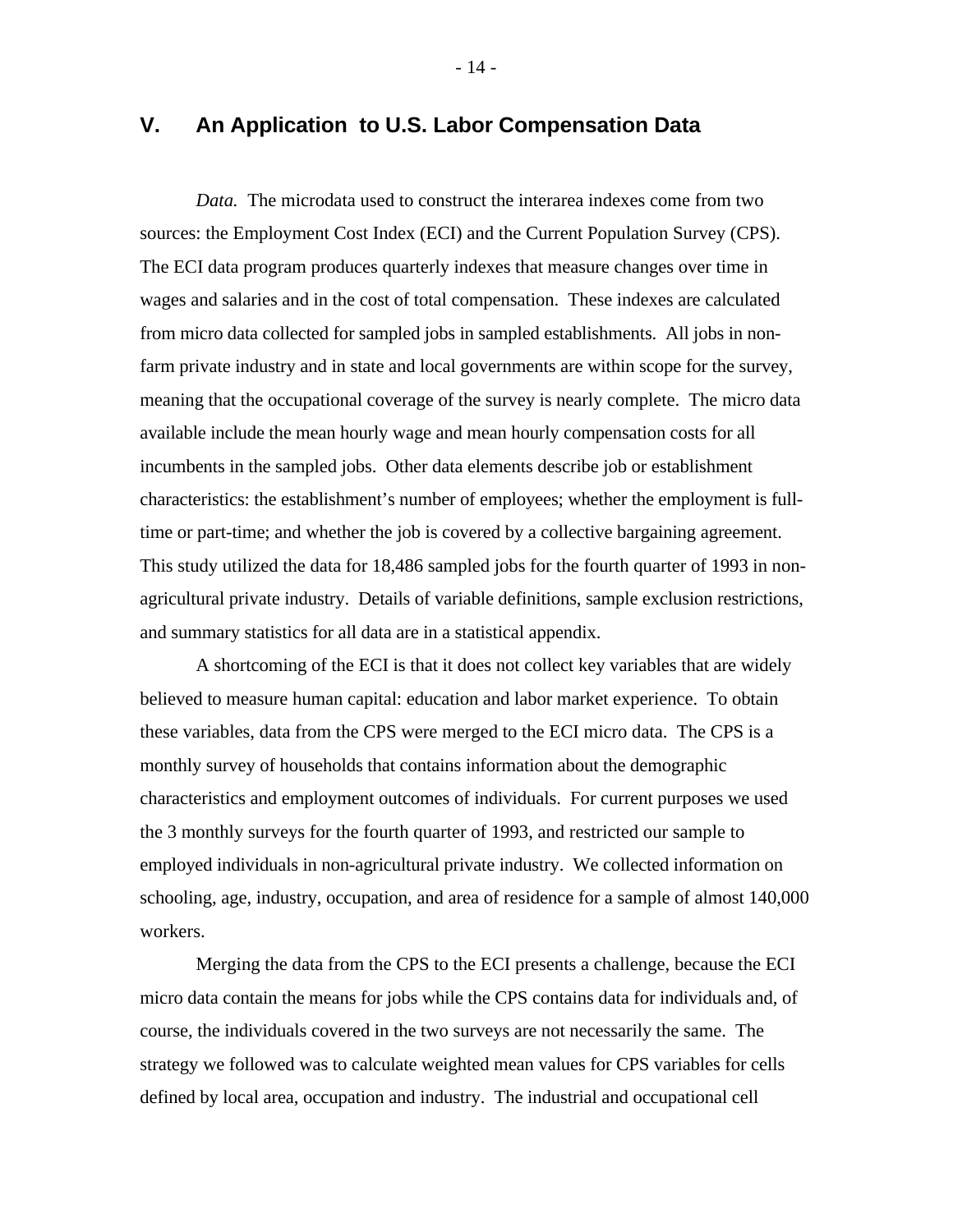## V. An Application to U.S. Labor Compensation Data

*Data.* The microdata used to construct the interarea indexes come from two sources: the Employment Cost Index (ECI) and the Current Population Survey (CPS). The ECI data program produces quarterly indexes that measure changes over time in wages and salaries and in the cost of total compensation. These indexes are calculated from micro data collected for sampled jobs in sampled establishments. All jobs in non-farm private industry and in state and local governments are within scope for the survey, meaning that the occupational coverage of the survey is nearly complete. The micro data available include the mean hourly wage and mean hourly compensation costs for all incumbents in the sampled jobs. Other data elements describe job or establishment characteristics: the establishment's number of employees; whether the employment is full-time or part-time; and whether the job is covered by a collective bargaining agreement. This study utilized the data for 18,486 sampled jobs for the fourth quarter of 1993 in non-agricultural private industry. Details of variable definitions, sample exclusion restrictions, and summary statistics for all data are in a statistical appendix.

A shortcoming of the ECI is that it does not collect key variables that are widely believed to measure human capital: education and labor market experience. To obtain these variables, data from the CPS were merged to the ECI micro data. The CPS is a monthly survey of households that contains information about the demographic characteristics and employment outcomes of individuals. For current purposes we used the 3 monthly surveys for the fourth quarter of 1993, and restricted our sample to employed individuals in non-agricultural private industry. We collected information on schooling, age, industry, occupation, and area of residence for a sample of almost 140,000 workers.

Merging the data from the CPS to the ECI presents a challenge, because the ECI micro data contain the means for jobs while the CPS contains data for individuals and, of course, the individuals covered in the two surveys are not necessarily the same. The strategy we followed was to calculate weighted mean values for CPS variables for cells defined by local area, occupation and industry. The industrial and occupational cell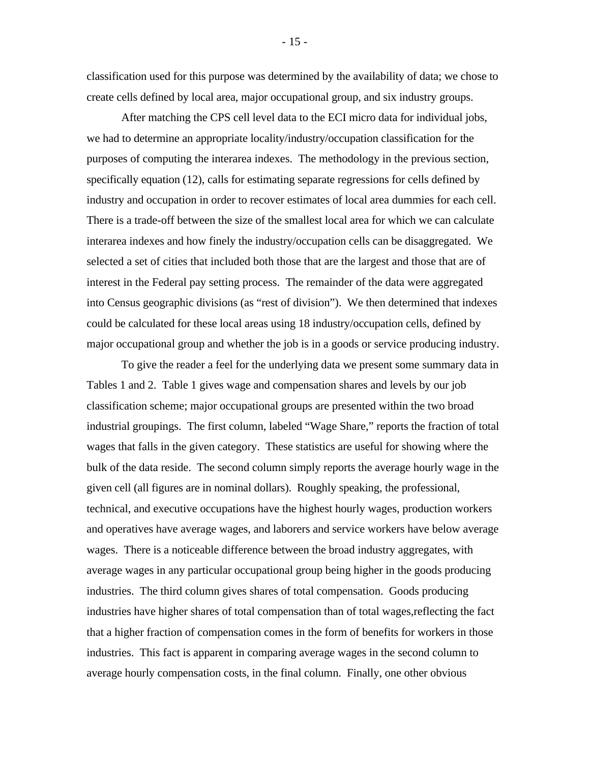classification used for this purpose was determined by the availability of data; we chose to create cells defined by local area, major occupational group, and six industry groups.

After matching the CPS cell level data to the ECI micro data for individual jobs, we had to determine an appropriate locality/industry/occupation classification for the purposes of computing the interarea indexes. The methodology in the previous section, specifically equation (12), calls for estimating separate regressions for cells defined by industry and occupation in order to recover estimates of local area dummies for each cell. There is a trade-off between the size of the smallest local area for which we can calculate interarea indexes and how finely the industry/occupation cells can be disaggregated. We selected a set of cities that included both those that are the largest and those that are of interest in the Federal pay setting process. The remainder of the data were aggregated into Census geographic divisions (as "rest of division"). We then determined that indexes could be calculated for these local areas using 18 industry/occupation cells, defined by major occupational group and whether the job is in a goods or service producing industry.

To give the reader a feel for the underlying data we present some summary data in Tables 1 and 2. Table 1 gives wage and compensation shares and levels by our job classification scheme; major occupational groups are presented within the two broad industrial groupings. The first column, labeled "Wage Share," reports the fraction of total wages that falls in the given category. These statistics are useful for showing where the bulk of the data reside. The second column simply reports the average hourly wage in the given cell (all figures are in nominal dollars). Roughly speaking, the professional, technical, and executive occupations have the highest hourly wages, production workers and operatives have average wages, and laborers and service workers have below average wages. There is a noticeable difference between the broad industry aggregates, with average wages in any particular occupational group being higher in the goods producing industries. The third column gives shares of total compensation. Goods producing industries have higher shares of total compensation than of total wages,reflecting the fact that a higher fraction of compensation comes in the form of benefits for workers in those industries. This fact is apparent in comparing average wages in the second column to average hourly compensation costs, in the final column. Finally, one other obvious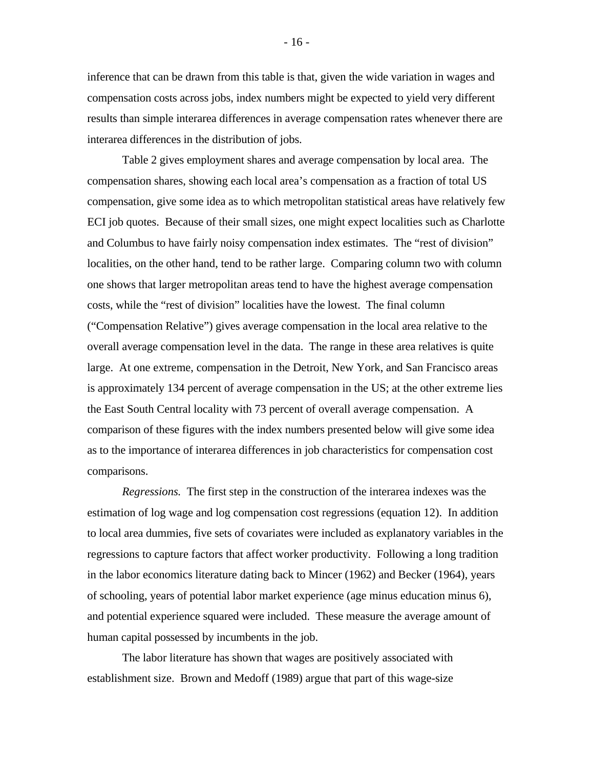inference that can be drawn from this table is that, given the wide variation in wages and compensation costs across jobs, index numbers might be expected to yield very different results than simple interarea differences in average compensation rates whenever there are interarea differences in the distribution of jobs.

Table 2 gives employment shares and average compensation by local area. The compensation shares, showing each local area's compensation as a fraction of total US compensation, give some idea as to which metropolitan statistical areas have relatively few ECI job quotes. Because of their small sizes, one might expect localities such as Charlotte and Columbus to have fairly noisy compensation index estimates. The "rest of division" localities, on the other hand, tend to be rather large. Comparing column two with column one shows that larger metropolitan areas tend to have the highest average compensation costs, while the "rest of division" localities have the lowest. The final column ("Compensation Relative") gives average compensation in the local area relative to the overall average compensation level in the data. The range in these area relatives is quite large. At one extreme, compensation in the Detroit, New York, and San Francisco areas is approximately 134 percent of average compensation in the US; at the other extreme lies the East South Central locality with 73 percent of overall average compensation. A comparison of these figures with the index numbers presented below will give some idea as to the importance of interarea differences in job characteristics for compensation cost comparisons.

*Regressions.* The first step in the construction of the interarea indexes was the estimation of log wage and log compensation cost regressions (equation 12). In addition to local area dummies, five sets of covariates were included as explanatory variables in the regressions to capture factors that affect worker productivity. Following a long tradition in the labor economics literature dating back to Mincer (1962) and Becker (1964), years of schooling, years of potential labor market experience (age minus education minus 6), and potential experience squared were included. These measure the average amount of human capital possessed by incumbents in the job.

The labor literature has shown that wages are positively associated with establishment size. Brown and Medoff (1989) argue that part of this wage-size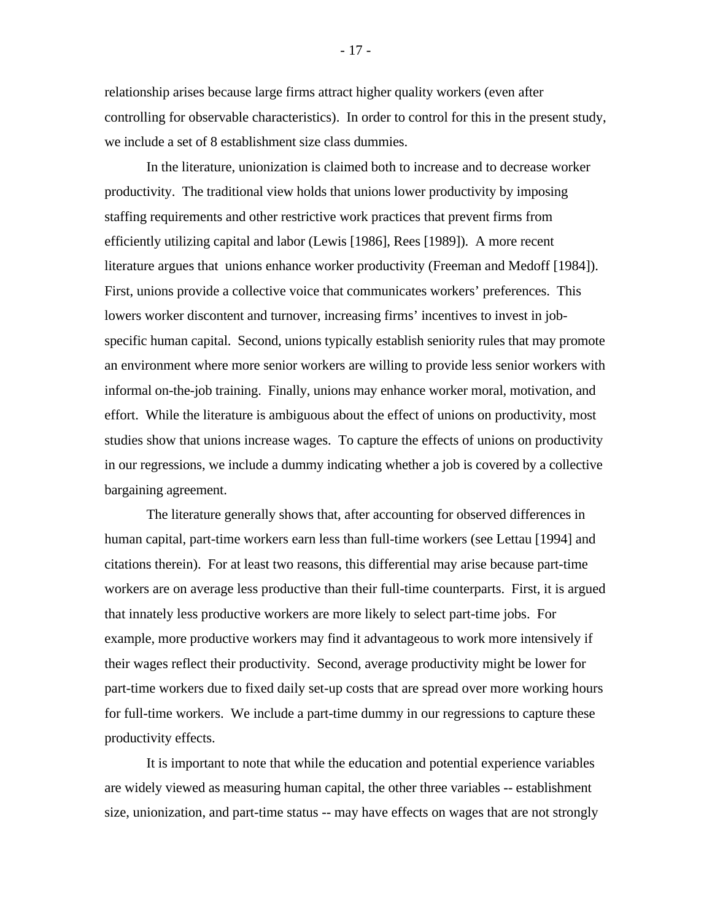relationship arises because large firms attract higher quality workers (even after controlling for observable characteristics). In order to control for this in the present study, we include a set of 8 establishment size class dummies.

In the literature, unionization is claimed both to increase and to decrease worker productivity. The traditional view holds that unions lower productivity by imposing staffing requirements and other restrictive work practices that prevent firms from efficiently utilizing capital and labor (Lewis [1986], Rees [1989]). A more recent literature argues that unions enhance worker productivity (Freeman and Medoff [1984]). First, unions provide a collective voice that communicates workers' preferences. This lowers worker discontent and turnover, increasing firms' incentives to invest in job-specific human capital. Second, unions typically establish seniority rules that may promote an environment where more senior workers are willing to provide less senior workers with informal on-the-job training. Finally, unions may enhance worker moral, motivation, and effort. While the literature is ambiguous about the effect of unions on productivity, most studies show that unions increase wages. To capture the effects of unions on productivity in our regressions, we include a dummy indicating whether a job is covered by a collective bargaining agreement.

The literature generally shows that, after accounting for observed differences in human capital, part-time workers earn less than full-time workers (see Lettau [1994] and citations therein). For at least two reasons, this differential may arise because part-time workers are on average less productive than their full-time counterparts. First, it is argued that innately less productive workers are more likely to select part-time jobs. For example, more productive workers may find it advantageous to work more intensively if their wages reflect their productivity. Second, average productivity might be lower for part-time workers due to fixed daily set-up costs that are spread over more working hours for full-time workers. We include a part-time dummy in our regressions to capture these productivity effects.

It is important to note that while the education and potential experience variables are widely viewed as measuring human capital, the other three variables -- establishment size, unionization, and part-time status -- may have effects on wages that are not strongly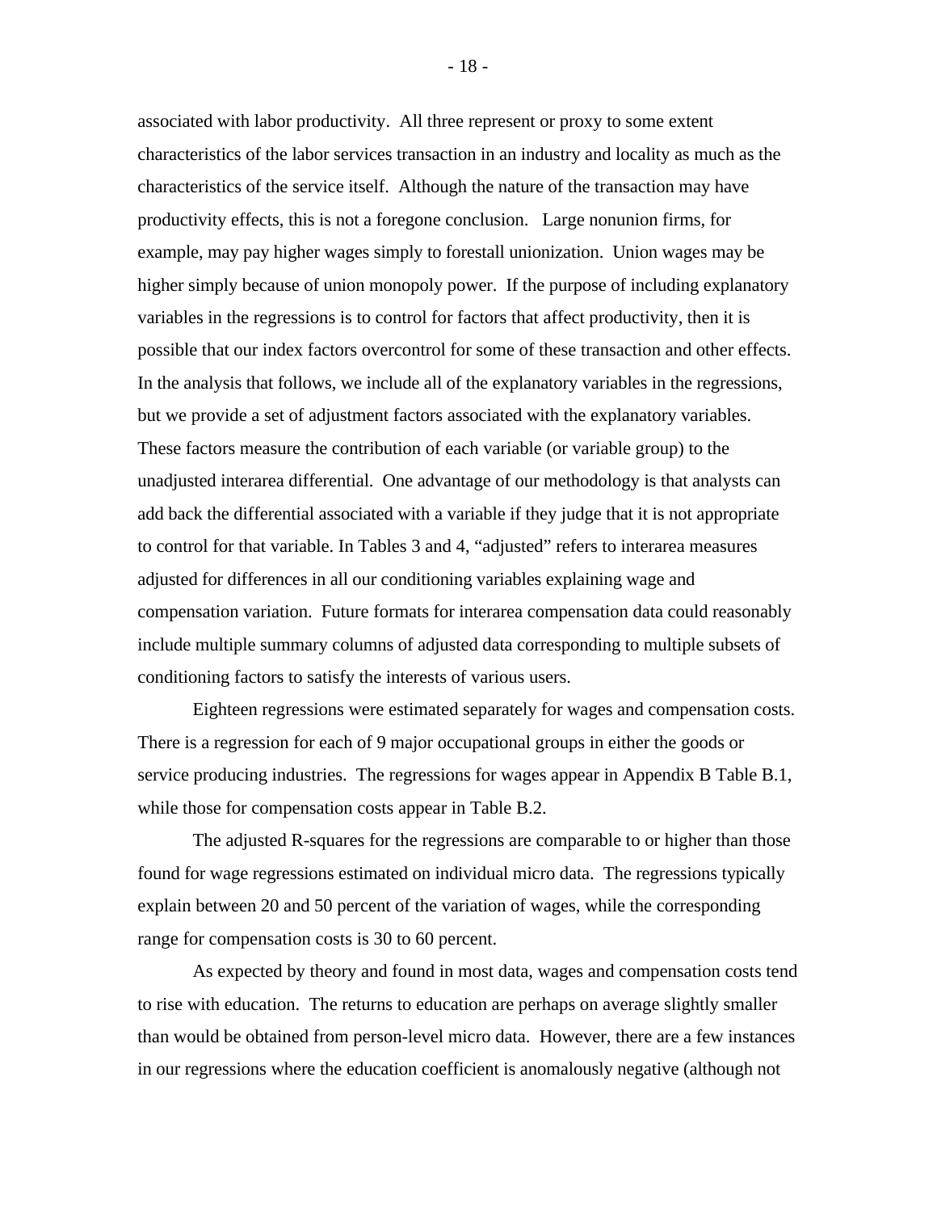associated with labor productivity. All three represent or proxy to some extent characteristics of the labor services transaction in an industry and locality as much as the characteristics of the service itself. Although the nature of the transaction may have productivity effects, this is not a foregone conclusion. Large nonunion firms, for example, may pay higher wages simply to forestall unionization. Union wages may be higher simply because of union monopoly power. If the purpose of including explanatory variables in the regressions is to control for factors that affect productivity, then it is possible that our index factors overcontrol for some of these transaction and other effects. In the analysis that follows, we include all of the explanatory variables in the regressions, but we provide a set of adjustment factors associated with the explanatory variables. These factors measure the contribution of each variable (or variable group) to the unadjusted interarea differential. One advantage of our methodology is that analysts can add back the differential associated with a variable if they judge that it is not appropriate to control for that variable. In Tables 3 and 4, "adjusted" refers to interarea measures adjusted for differences in all our conditioning variables explaining wage and compensation variation. Future formats for interarea compensation data could reasonably include multiple summary columns of adjusted data corresponding to multiple subsets of conditioning factors to satisfy the interests of various users.

Eighteen regressions were estimated separately for wages and compensation costs. There is a regression for each of 9 major occupational groups in either the goods or service producing industries. The regressions for wages appear in Appendix B Table B.1, while those for compensation costs appear in Table B.2.

The adjusted R-squares for the regressions are comparable to or higher than those found for wage regressions estimated on individual micro data. The regressions typically explain between 20 and 50 percent of the variation of wages, while the corresponding range for compensation costs is 30 to 60 percent.

As expected by theory and found in most data, wages and compensation costs tend to rise with education. The returns to education are perhaps on average slightly smaller than would be obtained from person-level micro data. However, there are a few instances in our regressions where the education coefficient is anomalously negative (although not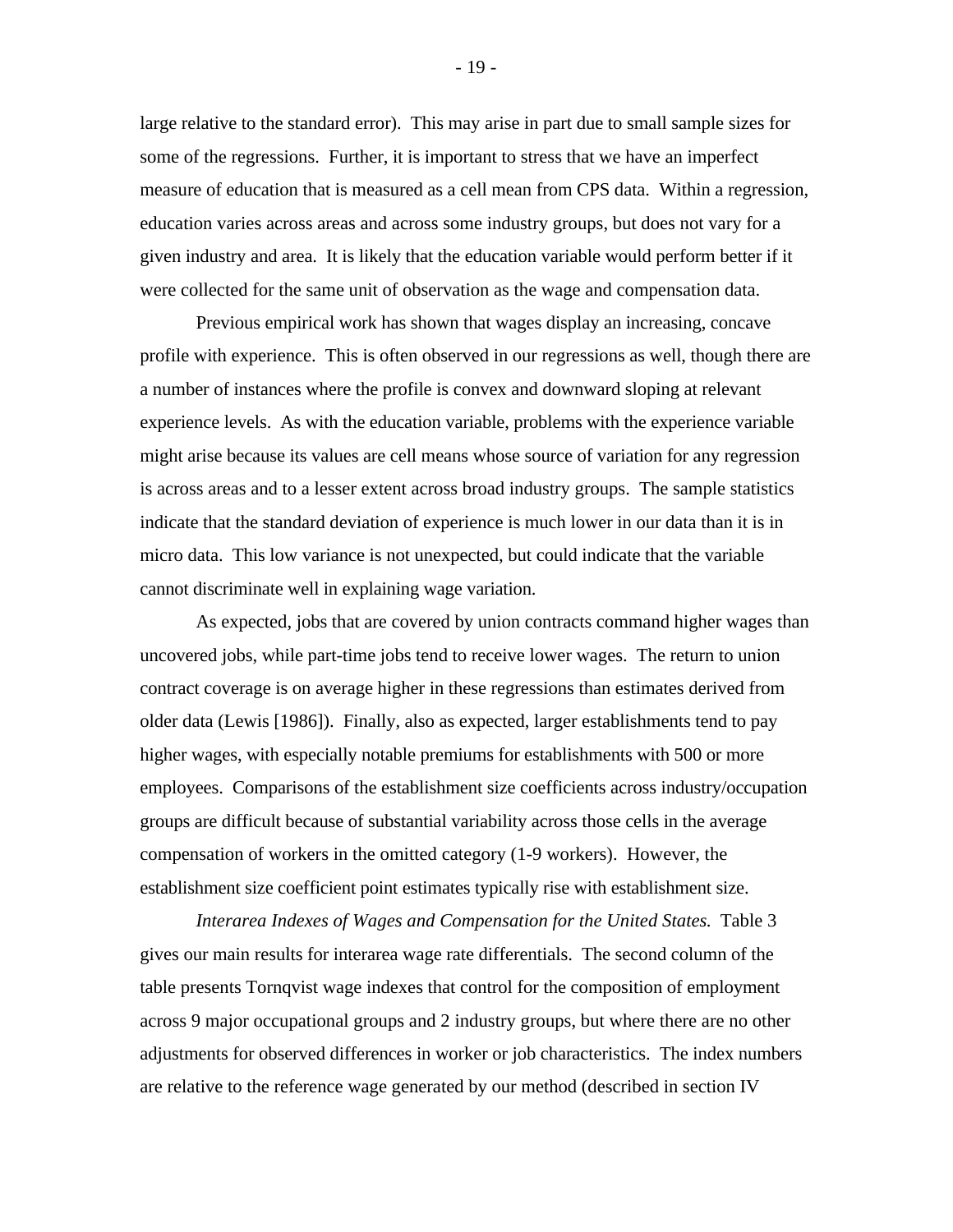large relative to the standard error). This may arise in part due to small sample sizes for some of the regressions. Further, it is important to stress that we have an imperfect measure of education that is measured as a cell mean from CPS data. Within a regression, education varies across areas and across some industry groups, but does not vary for a given industry and area. It is likely that the education variable would perform better if it were collected for the same unit of observation as the wage and compensation data.

Previous empirical work has shown that wages display an increasing, concave profile with experience. This is often observed in our regressions as well, though there are a number of instances where the profile is convex and downward sloping at relevant experience levels. As with the education variable, problems with the experience variable might arise because its values are cell means whose source of variation for any regression is across areas and to a lesser extent across broad industry groups. The sample statistics indicate that the standard deviation of experience is much lower in our data than it is in micro data. This low variance is not unexpected, but could indicate that the variable cannot discriminate well in explaining wage variation.

As expected, jobs that are covered by union contracts command higher wages than uncovered jobs, while part-time jobs tend to receive lower wages. The return to union contract coverage is on average higher in these regressions than estimates derived from older data (Lewis [1986]). Finally, also as expected, larger establishments tend to pay higher wages, with especially notable premiums for establishments with 500 or more employees. Comparisons of the establishment size coefficients across industry/occupation groups are difficult because of substantial variability across those cells in the average compensation of workers in the omitted category (1-9 workers). However, the establishment size coefficient point estimates typically rise with establishment size.

*Interarea Indexes of Wages and Compensation for the United States.* Table 3 gives our main results for interarea wage rate differentials. The second column of the table presents Tornqvist wage indexes that control for the composition of employment across 9 major occupational groups and 2 industry groups, but where there are no other adjustments for observed differences in worker or job characteristics. The index numbers are relative to the reference wage generated by our method (described in section IV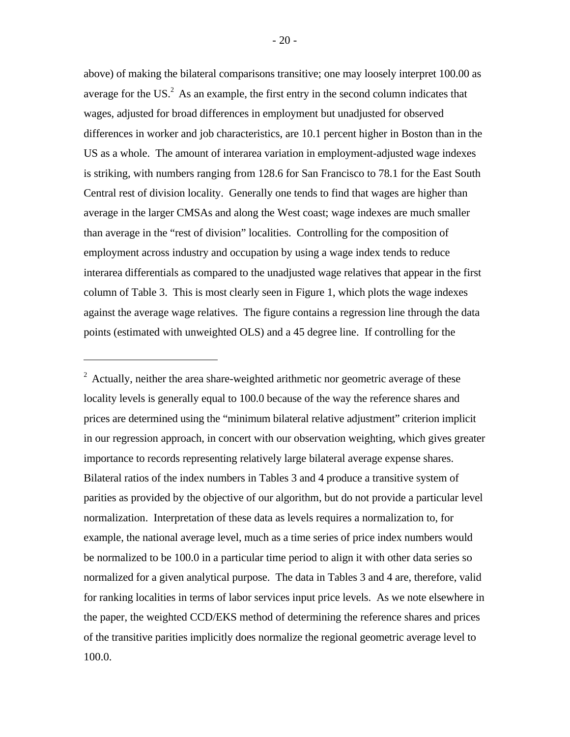above) of making the bilateral comparisons transitive; one may loosely interpret 100.00 as average for the US.[2] As an example, the first entry in the second column indicates that wages, adjusted for broad differences in employment but unadjusted for observed differences in worker and job characteristics, are 10.1 percent higher in Boston than in the US as a whole. The amount of interarea variation in employment-adjusted wage indexes is striking, with numbers ranging from 128.6 for San Francisco to 78.1 for the East South Central rest of division locality. Generally one tends to find that wages are higher than average in the larger CMSAs and along the West coast; wage indexes are much smaller than average in the "rest of division" localities. Controlling for the composition of employment across industry and occupation by using a wage index tends to reduce interarea differentials as compared to the unadjusted wage relatives that appear in the first column of Table 3. This is most clearly seen in Figure 1, which plots the wage indexes against the average wage relatives. The figure contains a regression line through the data points (estimated with unweighted OLS) and a 45 degree line. If controlling for the

---

[2] Actually, neither the area share-weighted arithmetic nor geometric average of these locality levels is generally equal to 100.0 because of the way the reference shares and prices are determined using the "minimum bilateral relative adjustment" criterion implicit in our regression approach, in concert with our observation weighting, which gives greater importance to records representing relatively large bilateral average expense shares. Bilateral ratios of the index numbers in Tables 3 and 4 produce a transitive system of parities as provided by the objective of our algorithm, but do not provide a particular level normalization. Interpretation of these data as levels requires a normalization to, for example, the national average level, much as a time series of price index numbers would be normalized to be 100.0 in a particular time period to align it with other data series so normalized for a given analytical purpose. The data in Tables 3 and 4 are, therefore, valid for ranking localities in terms of labor services input price levels. As we note elsewhere in the paper, the weighted CCD/EKS method of determining the reference shares and prices of the transitive parities implicitly does normalize the regional geometric average level to 100.0.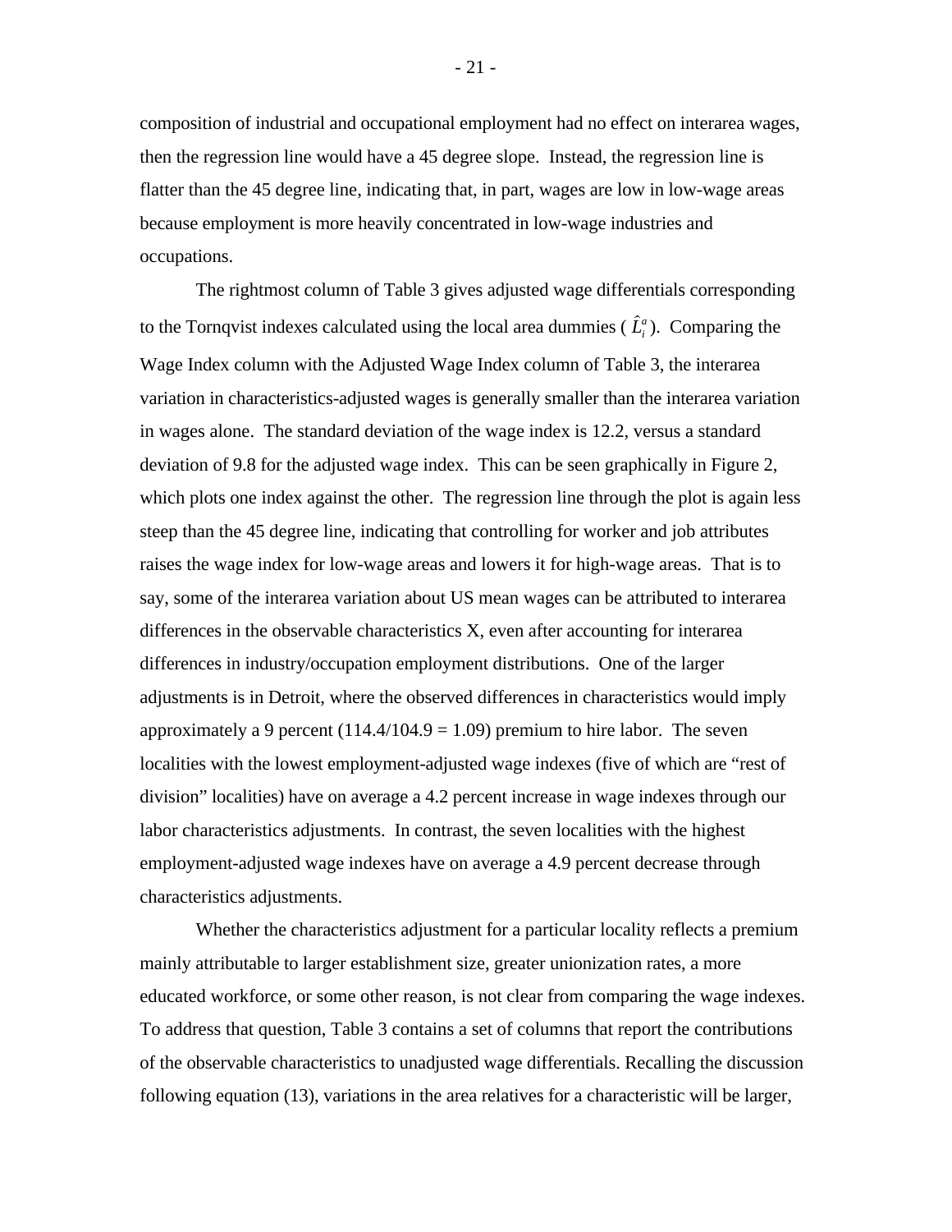composition of industrial and occupational employment had no effect on interarea wages, then the regression line would have a 45 degree slope. Instead, the regression line is flatter than the 45 degree line, indicating that, in part, wages are low in low-wage areas because employment is more heavily concentrated in low-wage industries and occupations.

The rightmost column of Table 3 gives adjusted wage differentials corresponding to the Tornqvist indexes calculated using the local area dummies ( $\hat{L}_i^a$ ). Comparing the Wage Index column with the Adjusted Wage Index column of Table 3, the interarea variation in characteristics-adjusted wages is generally smaller than the interarea variation in wages alone. The standard deviation of the wage index is 12.2, versus a standard deviation of 9.8 for the adjusted wage index. This can be seen graphically in Figure 2, which plots one index against the other. The regression line through the plot is again less steep than the 45 degree line, indicating that controlling for worker and job attributes raises the wage index for low-wage areas and lowers it for high-wage areas. That is to say, some of the interarea variation about US mean wages can be attributed to interarea differences in the observable characteristics X, even after accounting for interarea differences in industry/occupation employment distributions. One of the larger adjustments is in Detroit, where the observed differences in characteristics would imply approximately a 9 percent (114.4/104.9 = 1.09) premium to hire labor. The seven localities with the lowest employment-adjusted wage indexes (five of which are "rest of division" localities) have on average a 4.2 percent increase in wage indexes through our labor characteristics adjustments. In contrast, the seven localities with the highest employment-adjusted wage indexes have on average a 4.9 percent decrease through characteristics adjustments.

Whether the characteristics adjustment for a particular locality reflects a premium mainly attributable to larger establishment size, greater unionization rates, a more educated workforce, or some other reason, is not clear from comparing the wage indexes. To address that question, Table 3 contains a set of columns that report the contributions of the observable characteristics to unadjusted wage differentials. Recalling the discussion following equation (13), variations in the area relatives for a characteristic will be larger,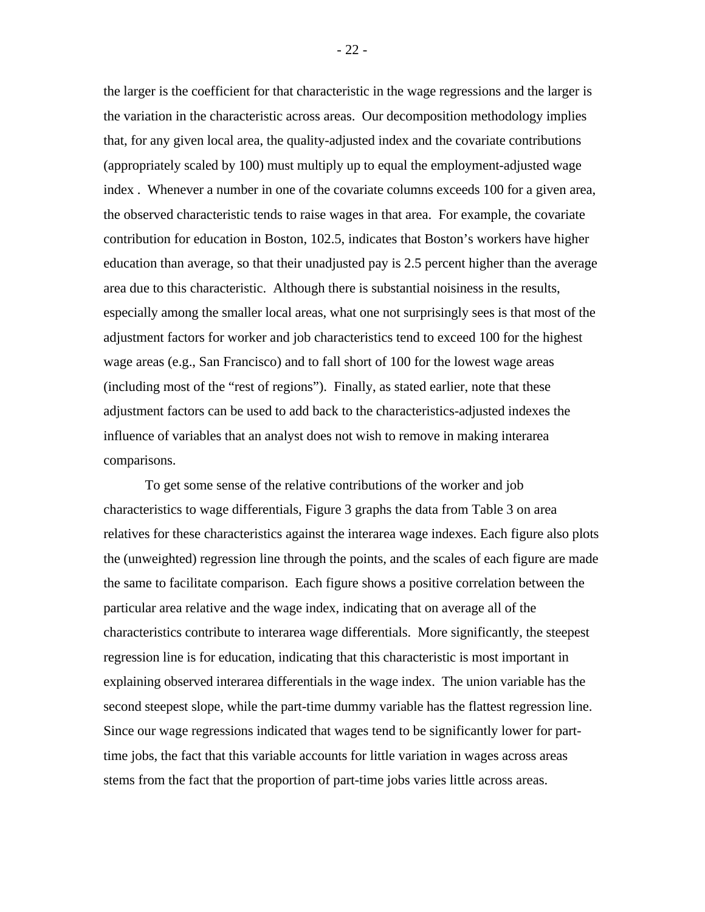the larger is the coefficient for that characteristic in the wage regressions and the larger is the variation in the characteristic across areas. Our decomposition methodology implies that, for any given local area, the quality-adjusted index and the covariate contributions (appropriately scaled by 100) must multiply up to equal the employment-adjusted wage index . Whenever a number in one of the covariate columns exceeds 100 for a given area, the observed characteristic tends to raise wages in that area. For example, the covariate contribution for education in Boston, 102.5, indicates that Boston's workers have higher education than average, so that their unadjusted pay is 2.5 percent higher than the average area due to this characteristic. Although there is substantial noisiness in the results, especially among the smaller local areas, what one not surprisingly sees is that most of the adjustment factors for worker and job characteristics tend to exceed 100 for the highest wage areas (e.g., San Francisco) and to fall short of 100 for the lowest wage areas (including most of the "rest of regions"). Finally, as stated earlier, note that these adjustment factors can be used to add back to the characteristics-adjusted indexes the influence of variables that an analyst does not wish to remove in making interarea comparisons.

To get some sense of the relative contributions of the worker and job characteristics to wage differentials, Figure 3 graphs the data from Table 3 on area relatives for these characteristics against the interarea wage indexes. Each figure also plots the (unweighted) regression line through the points, and the scales of each figure are made the same to facilitate comparison. Each figure shows a positive correlation between the particular area relative and the wage index, indicating that on average all of the characteristics contribute to interarea wage differentials. More significantly, the steepest regression line is for education, indicating that this characteristic is most important in explaining observed interarea differentials in the wage index. The union variable has the second steepest slope, while the part-time dummy variable has the flattest regression line. Since our wage regressions indicated that wages tend to be significantly lower for part-time jobs, the fact that this variable accounts for little variation in wages across areas stems from the fact that the proportion of part-time jobs varies little across areas.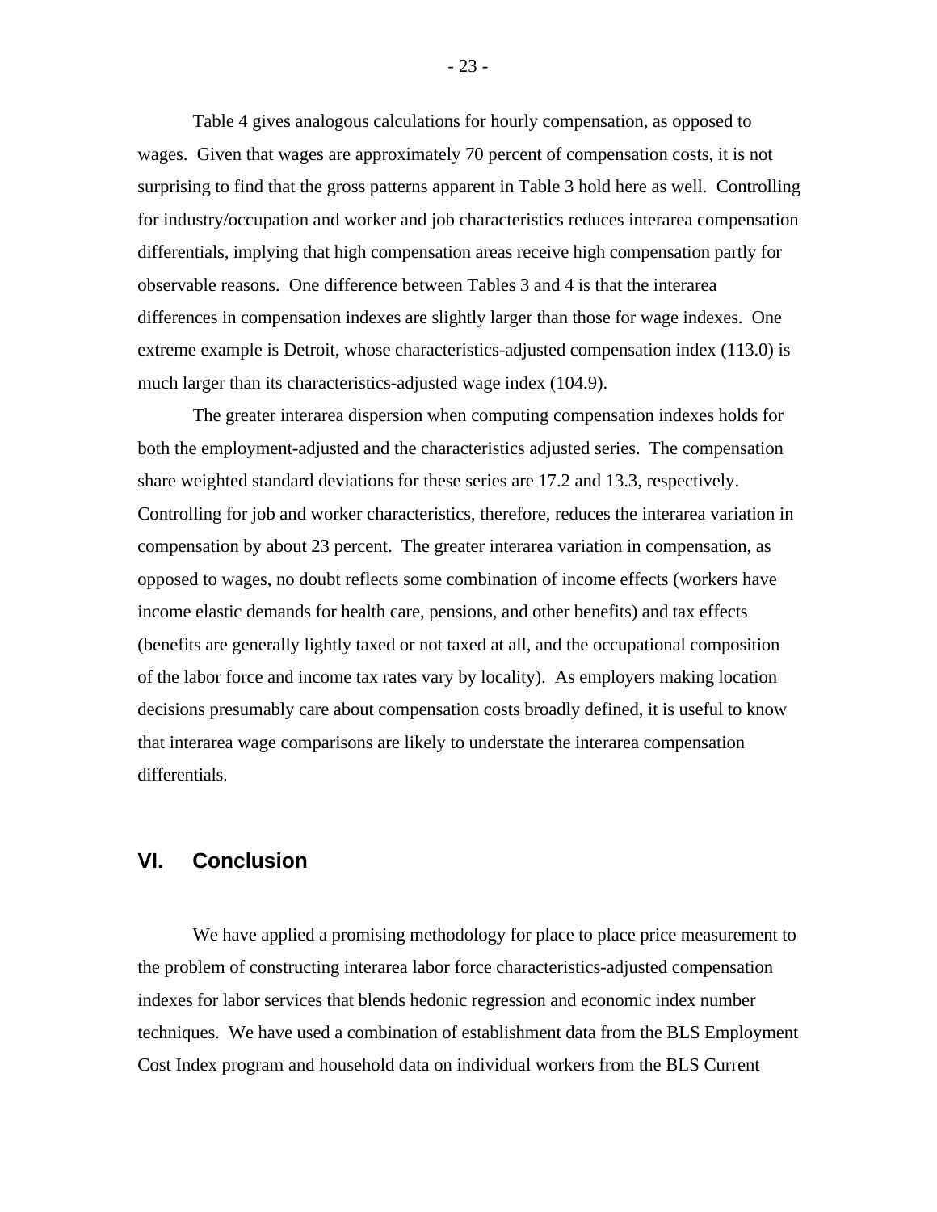Table 4 gives analogous calculations for hourly compensation, as opposed to wages. Given that wages are approximately 70 percent of compensation costs, it is not surprising to find that the gross patterns apparent in Table 3 hold here as well. Controlling for industry/occupation and worker and job characteristics reduces interarea compensation differentials, implying that high compensation areas receive high compensation partly for observable reasons. One difference between Tables 3 and 4 is that the interarea differences in compensation indexes are slightly larger than those for wage indexes. One extreme example is Detroit, whose characteristics-adjusted compensation index (113.0) is much larger than its characteristics-adjusted wage index (104.9).

The greater interarea dispersion when computing compensation indexes holds for both the employment-adjusted and the characteristics adjusted series. The compensation share weighted standard deviations for these series are 17.2 and 13.3, respectively. Controlling for job and worker characteristics, therefore, reduces the interarea variation in compensation by about 23 percent. The greater interarea variation in compensation, as opposed to wages, no doubt reflects some combination of income effects (workers have income elastic demands for health care, pensions, and other benefits) and tax effects (benefits are generally lightly taxed or not taxed at all, and the occupational composition of the labor force and income tax rates vary by locality). As employers making location decisions presumably care about compensation costs broadly defined, it is useful to know that interarea wage comparisons are likely to understate the interarea compensation differentials.

## VI. Conclusion

We have applied a promising methodology for place to place price measurement to the problem of constructing interarea labor force characteristics-adjusted compensation indexes for labor services that blends hedonic regression and economic index number techniques. We have used a combination of establishment data from the BLS Employment Cost Index program and household data on individual workers from the BLS Current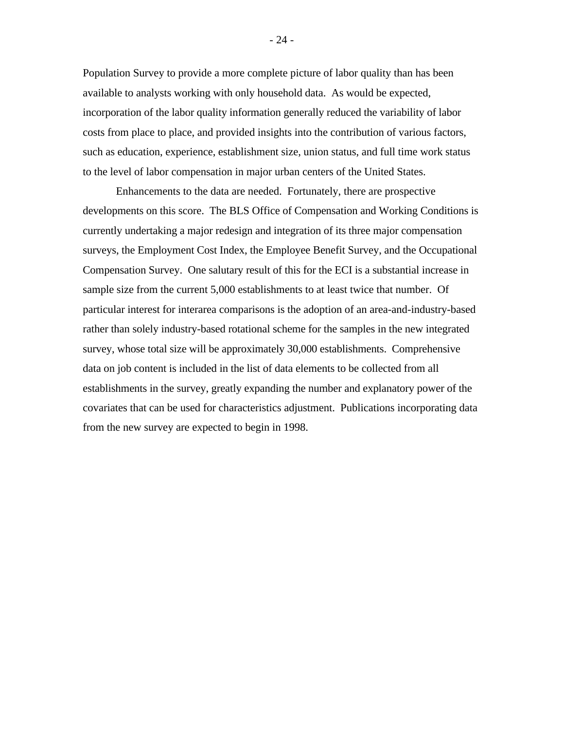Population Survey to provide a more complete picture of labor quality than has been available to analysts working with only household data. As would be expected, incorporation of the labor quality information generally reduced the variability of labor costs from place to place, and provided insights into the contribution of various factors, such as education, experience, establishment size, union status, and full time work status to the level of labor compensation in major urban centers of the United States.

Enhancements to the data are needed. Fortunately, there are prospective developments on this score. The BLS Office of Compensation and Working Conditions is currently undertaking a major redesign and integration of its three major compensation surveys, the Employment Cost Index, the Employee Benefit Survey, and the Occupational Compensation Survey. One salutary result of this for the ECI is a substantial increase in sample size from the current 5,000 establishments to at least twice that number. Of particular interest for interarea comparisons is the adoption of an area-and-industry-based rather than solely industry-based rotational scheme for the samples in the new integrated survey, whose total size will be approximately 30,000 establishments. Comprehensive data on job content is included in the list of data elements to be collected from all establishments in the survey, greatly expanding the number and explanatory power of the covariates that can be used for characteristics adjustment. Publications incorporating data from the new survey are expected to begin in 1998.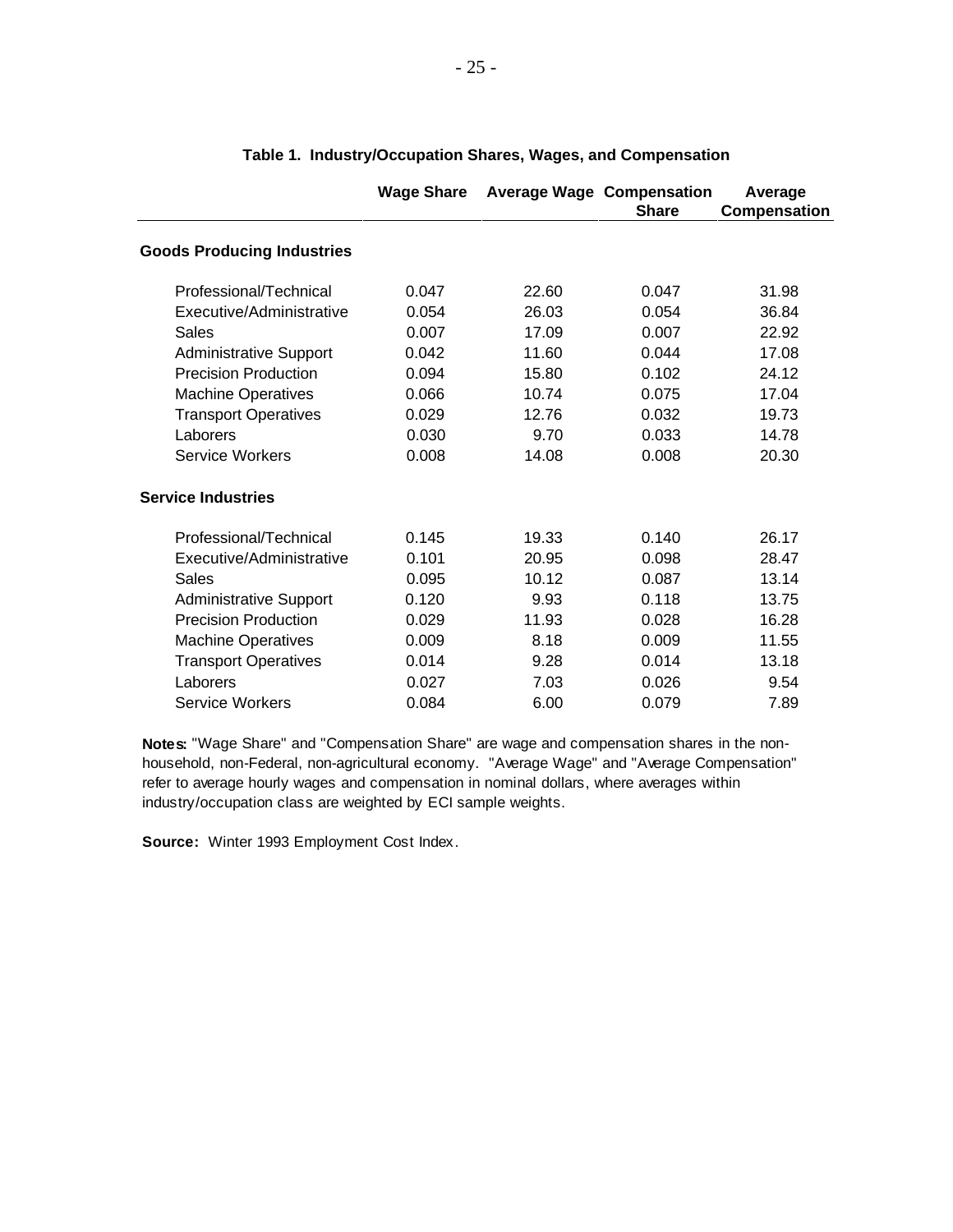**Table 1. Industry/Occupation Shares, Wages, and Compensation**

| | Wage Share | Average Wage | Compensation Share | Average Compensation |
|---|---|---|---|---|
| **Goods Producing Industries** | | | | |
| Professional/Technical | 0.047 | 22.60 | 0.047 | 31.98 |
| Executive/Administrative | 0.054 | 26.03 | 0.054 | 36.84 |
| Sales | 0.007 | 17.09 | 0.007 | 22.92 |
| Administrative Support | 0.042 | 11.60 | 0.044 | 17.08 |
| Precision Production | 0.094 | 15.80 | 0.102 | 24.12 |
| Machine Operatives | 0.066 | 10.74 | 0.075 | 17.04 |
| Transport Operatives | 0.029 | 12.76 | 0.032 | 19.73 |
| Laborers | 0.030 | 9.70 | 0.033 | 14.78 |
| Service Workers | 0.008 | 14.08 | 0.008 | 20.30 |
| **Service Industries** | | | | |
| Professional/Technical | 0.145 | 19.33 | 0.140 | 26.17 |
| Executive/Administrative | 0.101 | 20.95 | 0.098 | 28.47 |
| Sales | 0.095 | 10.12 | 0.087 | 13.14 |
| Administrative Support | 0.120 | 9.93 | 0.118 | 13.75 |
| Precision Production | 0.029 | 11.93 | 0.028 | 16.28 |
| Machine Operatives | 0.009 | 8.18 | 0.009 | 11.55 |
| Transport Operatives | 0.014 | 9.28 | 0.014 | 13.18 |
| Laborers | 0.027 | 7.03 | 0.026 | 9.54 |
| Service Workers | 0.084 | 6.00 | 0.079 | 7.89 |

**Notes:** "Wage Share" and "Compensation Share" are wage and compensation shares in the non-household, non-Federal, non-agricultural economy. "Average Wage" and "Average Compensation" refer to average hourly wages and compensation in nominal dollars, where averages within industry/occupation class are weighted by ECI sample weights.

**Source:** Winter 1993 Employment Cost Index.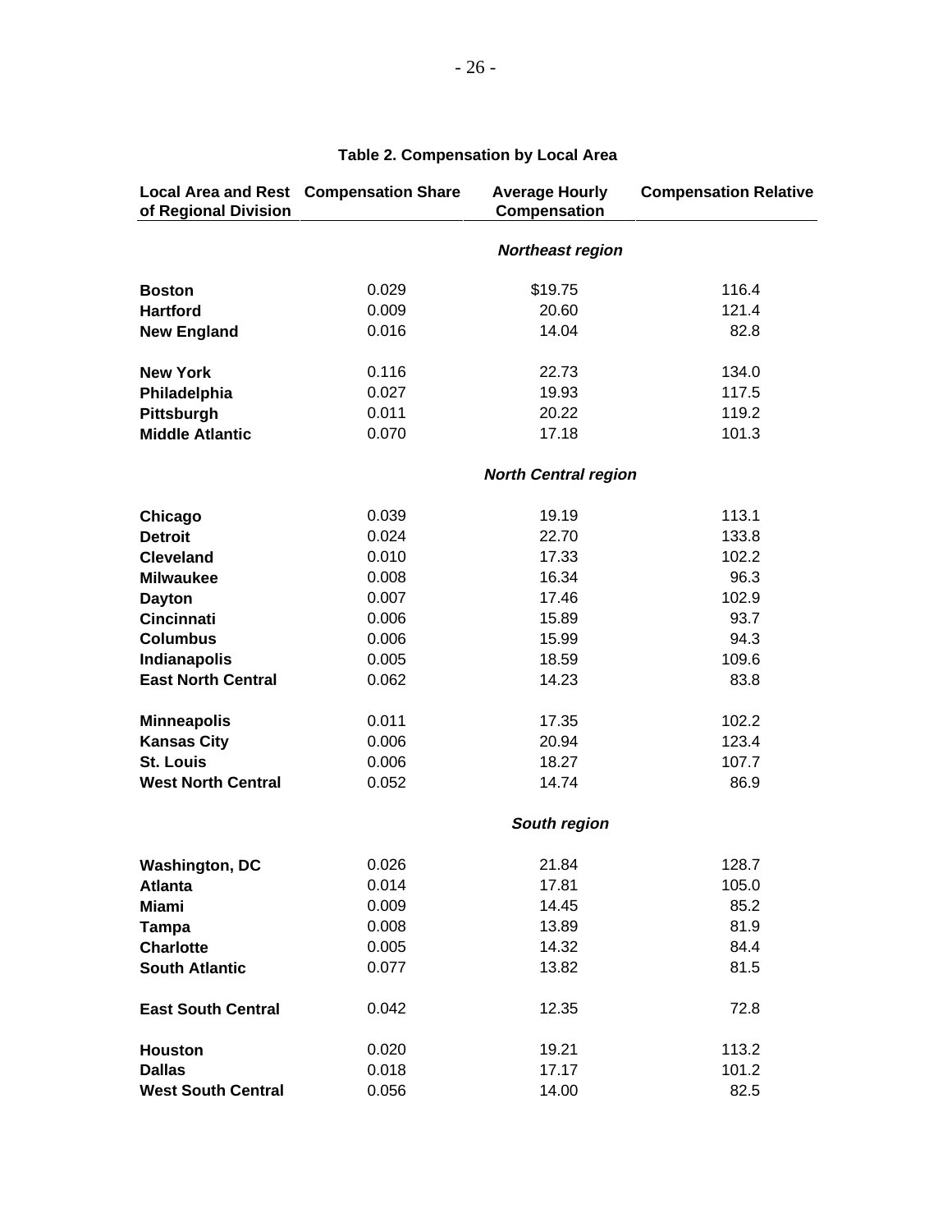**Table 2. Compensation by Local Area**

| Local Area and Rest of Regional Division | Compensation Share | Average Hourly Compensation | Compensation Relative |
|---|---|---|---|
| | | ***Northeast region*** | |
| **Boston** | 0.029 | $19.75 | 116.4 |
| **Hartford** | 0.009 | 20.60 | 121.4 |
| **New England** | 0.016 | 14.04 | 82.8 |
| | | | |
| **New York** | 0.116 | 22.73 | 134.0 |
| **Philadelphia** | 0.027 | 19.93 | 117.5 |
| **Pittsburgh** | 0.011 | 20.22 | 119.2 |
| **Middle Atlantic** | 0.070 | 17.18 | 101.3 |
| | | ***North Central region*** | |
| **Chicago** | 0.039 | 19.19 | 113.1 |
| **Detroit** | 0.024 | 22.70 | 133.8 |
| **Cleveland** | 0.010 | 17.33 | 102.2 |
| **Milwaukee** | 0.008 | 16.34 | 96.3 |
| **Dayton** | 0.007 | 17.46 | 102.9 |
| **Cincinnati** | 0.006 | 15.89 | 93.7 |
| **Columbus** | 0.006 | 15.99 | 94.3 |
| **Indianapolis** | 0.005 | 18.59 | 109.6 |
| **East North Central** | 0.062 | 14.23 | 83.8 |
| | | | |
| **Minneapolis** | 0.011 | 17.35 | 102.2 |
| **Kansas City** | 0.006 | 20.94 | 123.4 |
| **St. Louis** | 0.006 | 18.27 | 107.7 |
| **West North Central** | 0.052 | 14.74 | 86.9 |
| | | ***South region*** | |
| **Washington, DC** | 0.026 | 21.84 | 128.7 |
| **Atlanta** | 0.014 | 17.81 | 105.0 |
| **Miami** | 0.009 | 14.45 | 85.2 |
| **Tampa** | 0.008 | 13.89 | 81.9 |
| **Charlotte** | 0.005 | 14.32 | 84.4 |
| **South Atlantic** | 0.077 | 13.82 | 81.5 |
| | | | |
| **East South Central** | 0.042 | 12.35 | 72.8 |
| | | | |
| **Houston** | 0.020 | 19.21 | 113.2 |
| **Dallas** | 0.018 | 17.17 | 101.2 |
| **West South Central** | 0.056 | 14.00 | 82.5 |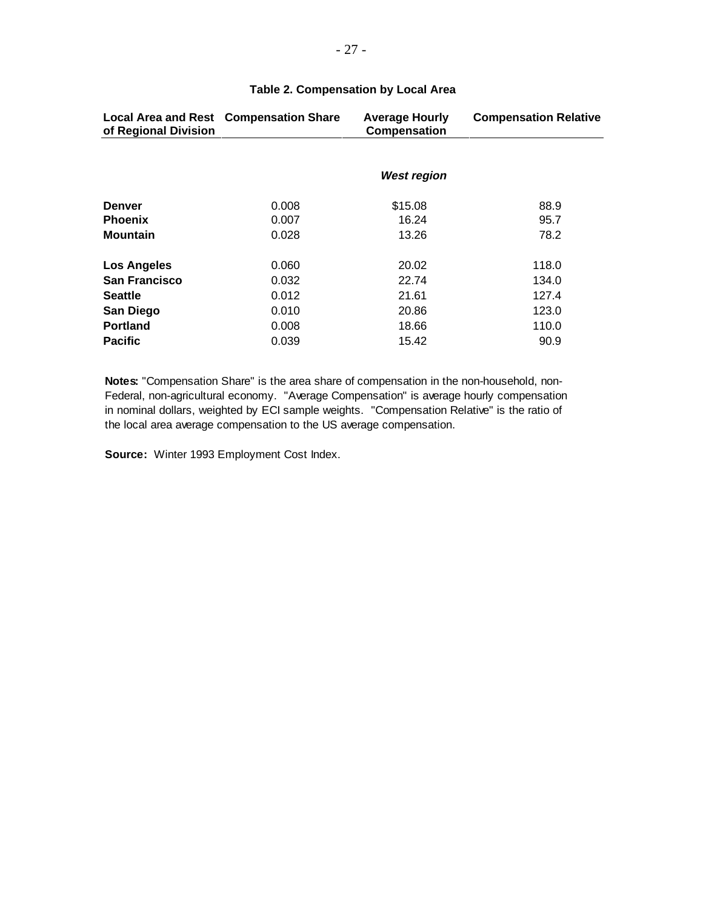**Table 2. Compensation by Local Area**

| Local Area and Rest of Regional Division | Compensation Share | Average Hourly Compensation | Compensation Relative |
|---|---|---|---|
| | | ***West region*** | |
| **Denver** | 0.008 | $15.08 | 88.9 |
| **Phoenix** | 0.007 | 16.24 | 95.7 |
| **Mountain** | 0.028 | 13.26 | 78.2 |
| **Los Angeles** | 0.060 | 20.02 | 118.0 |
| **San Francisco** | 0.032 | 22.74 | 134.0 |
| **Seattle** | 0.012 | 21.61 | 127.4 |
| **San Diego** | 0.010 | 20.86 | 123.0 |
| **Portland** | 0.008 | 18.66 | 110.0 |
| **Pacific** | 0.039 | 15.42 | 90.9 |

**Notes:** "Compensation Share" is the area share of compensation in the non-household, non-Federal, non-agricultural economy. "Average Compensation" is average hourly compensation in nominal dollars, weighted by ECI sample weights. "Compensation Relative" is the ratio of the local area average compensation to the US average compensation.

**Source:** Winter 1993 Employment Cost Index.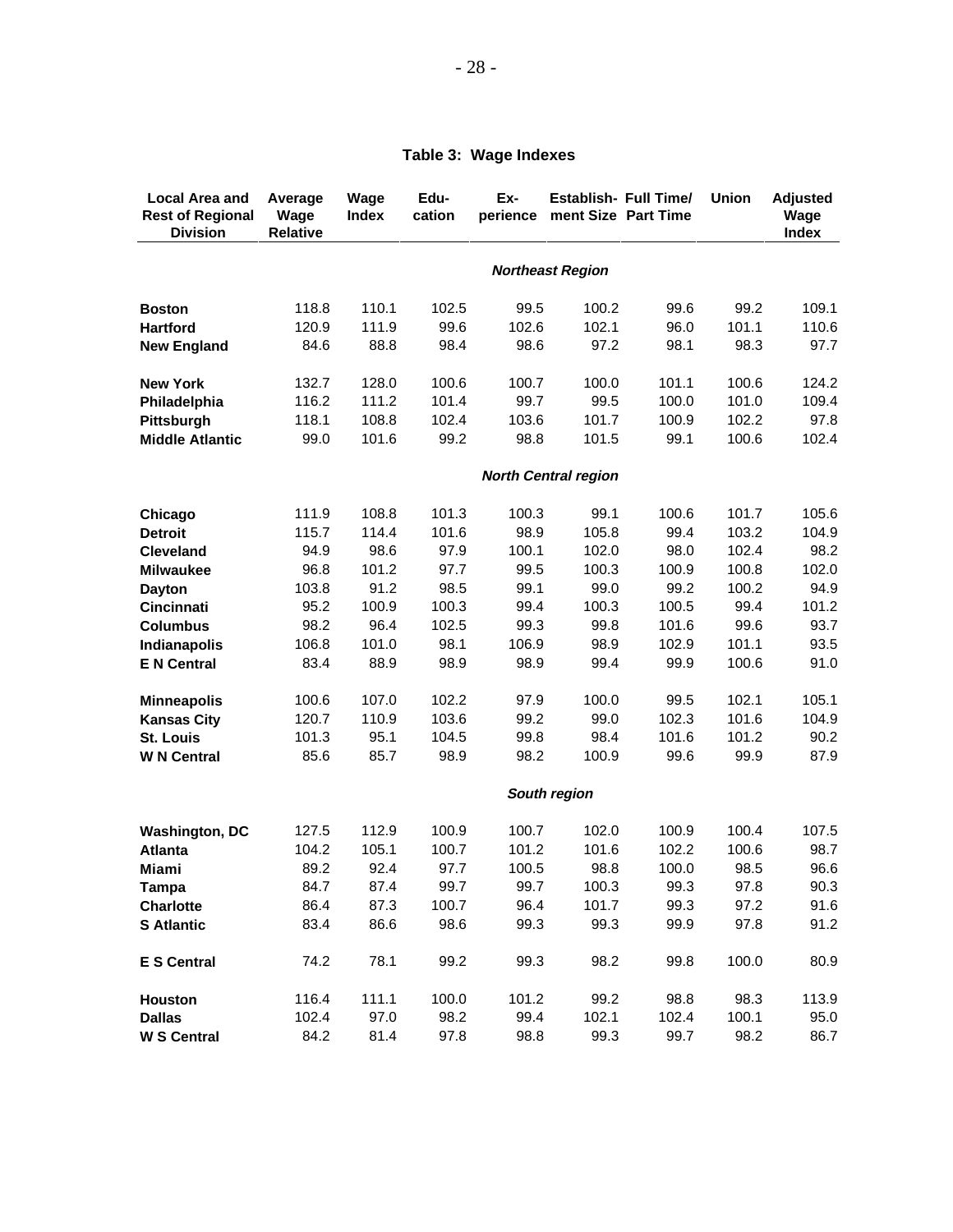**Table 3: Wage Indexes**

| Local Area and Rest of Regional Division | Average Wage Relative | Wage Index | Edu-cation | Ex-perience | Establish-ment Size | Full Time/ Part Time | Union | Adjusted Wage Index |
|---|---|---|---|---|---|---|---|---|
| | | | | ***Northeast Region*** | | | | |
| **Boston** | 118.8 | 110.1 | 102.5 | 99.5 | 100.2 | 99.6 | 99.2 | 109.1 |
| **Hartford** | 120.9 | 111.9 | 99.6 | 102.6 | 102.1 | 96.0 | 101.1 | 110.6 |
| **New England** | 84.6 | 88.8 | 98.4 | 98.6 | 97.2 | 98.1 | 98.3 | 97.7 |
| **New York** | 132.7 | 128.0 | 100.6 | 100.7 | 100.0 | 101.1 | 100.6 | 124.2 |
| **Philadelphia** | 116.2 | 111.2 | 101.4 | 99.7 | 99.5 | 100.0 | 101.0 | 109.4 |
| **Pittsburgh** | 118.1 | 108.8 | 102.4 | 103.6 | 101.7 | 100.9 | 102.2 | 97.8 |
| **Middle Atlantic** | 99.0 | 101.6 | 99.2 | 98.8 | 101.5 | 99.1 | 100.6 | 102.4 |
| | | | | ***North Central region*** | | | | |
| **Chicago** | 111.9 | 108.8 | 101.3 | 100.3 | 99.1 | 100.6 | 101.7 | 105.6 |
| **Detroit** | 115.7 | 114.4 | 101.6 | 98.9 | 105.8 | 99.4 | 103.2 | 104.9 |
| **Cleveland** | 94.9 | 98.6 | 97.9 | 100.1 | 102.0 | 98.0 | 102.4 | 98.2 |
| **Milwaukee** | 96.8 | 101.2 | 97.7 | 99.5 | 100.3 | 100.9 | 100.8 | 102.0 |
| **Dayton** | 103.8 | 91.2 | 98.5 | 99.1 | 99.0 | 99.2 | 100.2 | 94.9 |
| **Cincinnati** | 95.2 | 100.9 | 100.3 | 99.4 | 100.3 | 100.5 | 99.4 | 101.2 |
| **Columbus** | 98.2 | 96.4 | 102.5 | 99.3 | 99.8 | 101.6 | 99.6 | 93.7 |
| **Indianapolis** | 106.8 | 101.0 | 98.1 | 106.9 | 98.9 | 102.9 | 101.1 | 93.5 |
| **E N Central** | 83.4 | 88.9 | 98.9 | 98.9 | 99.4 | 99.9 | 100.6 | 91.0 |
| **Minneapolis** | 100.6 | 107.0 | 102.2 | 97.9 | 100.0 | 99.5 | 102.1 | 105.1 |
| **Kansas City** | 120.7 | 110.9 | 103.6 | 99.2 | 99.0 | 102.3 | 101.6 | 104.9 |
| **St. Louis** | 101.3 | 95.1 | 104.5 | 99.8 | 98.4 | 101.6 | 101.2 | 90.2 |
| **W N Central** | 85.6 | 85.7 | 98.9 | 98.2 | 100.9 | 99.6 | 99.9 | 87.9 |
| | | | | ***South region*** | | | | |
| **Washington, DC** | 127.5 | 112.9 | 100.9 | 100.7 | 102.0 | 100.9 | 100.4 | 107.5 |
| **Atlanta** | 104.2 | 105.1 | 100.7 | 101.2 | 101.6 | 102.2 | 100.6 | 98.7 |
| **Miami** | 89.2 | 92.4 | 97.7 | 100.5 | 98.8 | 100.0 | 98.5 | 96.6 |
| **Tampa** | 84.7 | 87.4 | 99.7 | 99.7 | 100.3 | 99.3 | 97.8 | 90.3 |
| **Charlotte** | 86.4 | 87.3 | 100.7 | 96.4 | 101.7 | 99.3 | 97.2 | 91.6 |
| **S Atlantic** | 83.4 | 86.6 | 98.6 | 99.3 | 99.3 | 99.9 | 97.8 | 91.2 |
| **E S Central** | 74.2 | 78.1 | 99.2 | 99.3 | 98.2 | 99.8 | 100.0 | 80.9 |
| **Houston** | 116.4 | 111.1 | 100.0 | 101.2 | 99.2 | 98.8 | 98.3 | 113.9 |
| **Dallas** | 102.4 | 97.0 | 98.2 | 99.4 | 102.1 | 102.4 | 100.1 | 95.0 |
| **W S Central** | 84.2 | 81.4 | 97.8 | 98.8 | 99.3 | 99.7 | 98.2 | 86.7 |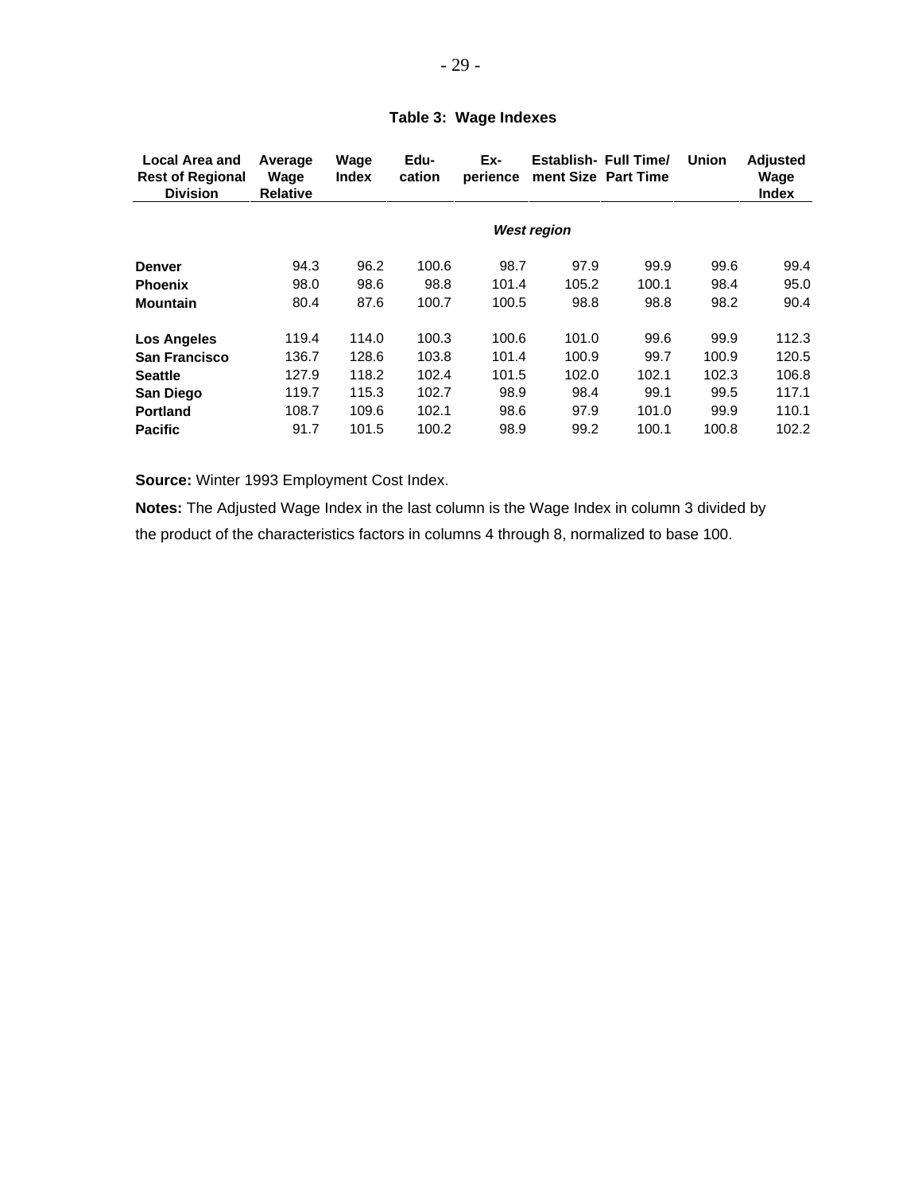## Table 3: Wage Indexes

| Local Area and Rest of Regional Division | Average Wage Relative | Wage Index | Edu-cation | Ex-perience | Establish-ment Size | Full Time/ Part Time | Union | Adjusted Wage Index |
|---|---|---|---|---|---|---|---|---|
| | | | | ***West region*** | | | | |
| **Denver** | 94.3 | 96.2 | 100.6 | 98.7 | 97.9 | 99.9 | 99.6 | 99.4 |
| **Phoenix** | 98.0 | 98.6 | 98.8 | 101.4 | 105.2 | 100.1 | 98.4 | 95.0 |
| **Mountain** | 80.4 | 87.6 | 100.7 | 100.5 | 98.8 | 98.8 | 98.2 | 90.4 |
| **Los Angeles** | 119.4 | 114.0 | 100.3 | 100.6 | 101.0 | 99.6 | 99.9 | 112.3 |
| **San Francisco** | 136.7 | 128.6 | 103.8 | 101.4 | 100.9 | 99.7 | 100.9 | 120.5 |
| **Seattle** | 127.9 | 118.2 | 102.4 | 101.5 | 102.0 | 102.1 | 102.3 | 106.8 |
| **San Diego** | 119.7 | 115.3 | 102.7 | 98.9 | 98.4 | 99.1 | 99.5 | 117.1 |
| **Portland** | 108.7 | 109.6 | 102.1 | 98.6 | 97.9 | 101.0 | 99.9 | 110.1 |
| **Pacific** | 91.7 | 101.5 | 100.2 | 98.9 | 99.2 | 100.1 | 100.8 | 102.2 |

**Source:** Winter 1993 Employment Cost Index.

**Notes:** The Adjusted Wage Index in the last column is the Wage Index in column 3 divided by the product of the characteristics factors in columns 4 through 8, normalized to base 100.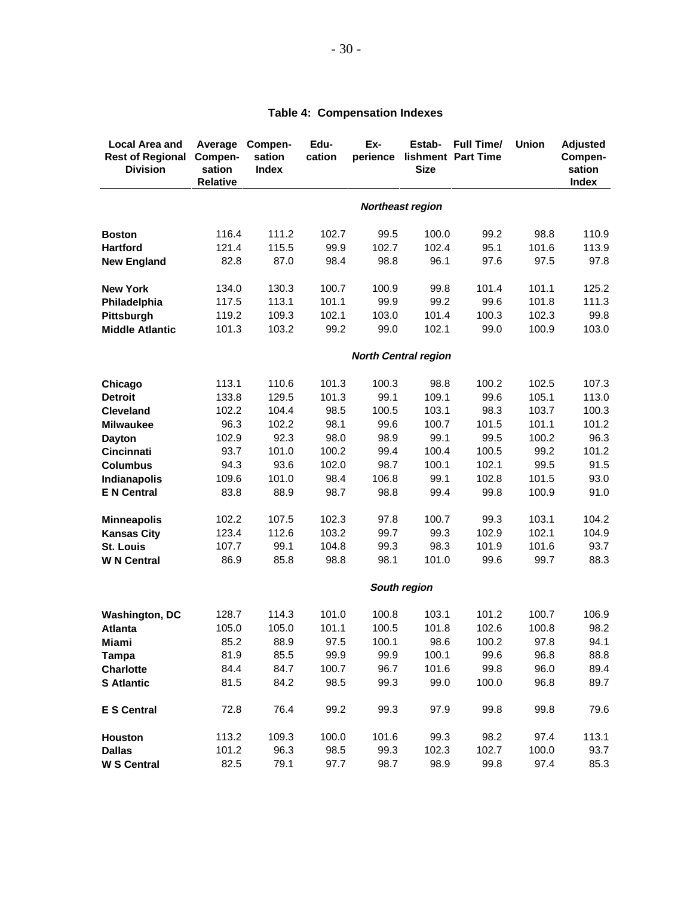## Table 4: Compensation Indexes

| Local Area and Rest of Regional Division | Average Compen-sation Relative | Compen-sation Index | Edu-cation | Ex-perience | Estab-lishment Size | Full Time/ Part Time | Union | Adjusted Compen-sation Index |
|---|---|---|---|---|---|---|---|---|
| | | | | ***Northeast region*** | | | | |
| **Boston** | 116.4 | 111.2 | 102.7 | 99.5 | 100.0 | 99.2 | 98.8 | 110.9 |
| **Hartford** | 121.4 | 115.5 | 99.9 | 102.7 | 102.4 | 95.1 | 101.6 | 113.9 |
| **New England** | 82.8 | 87.0 | 98.4 | 98.8 | 96.1 | 97.6 | 97.5 | 97.8 |
| **New York** | 134.0 | 130.3 | 100.7 | 100.9 | 99.8 | 101.4 | 101.1 | 125.2 |
| **Philadelphia** | 117.5 | 113.1 | 101.1 | 99.9 | 99.2 | 99.6 | 101.8 | 111.3 |
| **Pittsburgh** | 119.2 | 109.3 | 102.1 | 103.0 | 101.4 | 100.3 | 102.3 | 99.8 |
| **Middle Atlantic** | 101.3 | 103.2 | 99.2 | 99.0 | 102.1 | 99.0 | 100.9 | 103.0 |
| | | | | ***North Central region*** | | | | |
| **Chicago** | 113.1 | 110.6 | 101.3 | 100.3 | 98.8 | 100.2 | 102.5 | 107.3 |
| **Detroit** | 133.8 | 129.5 | 101.3 | 99.1 | 109.1 | 99.6 | 105.1 | 113.0 |
| **Cleveland** | 102.2 | 104.4 | 98.5 | 100.5 | 103.1 | 98.3 | 103.7 | 100.3 |
| **Milwaukee** | 96.3 | 102.2 | 98.1 | 99.6 | 100.7 | 101.5 | 101.1 | 101.2 |
| **Dayton** | 102.9 | 92.3 | 98.0 | 98.9 | 99.1 | 99.5 | 100.2 | 96.3 |
| **Cincinnati** | 93.7 | 101.0 | 100.2 | 99.4 | 100.4 | 100.5 | 99.2 | 101.2 |
| **Columbus** | 94.3 | 93.6 | 102.0 | 98.7 | 100.1 | 102.1 | 99.5 | 91.5 |
| **Indianapolis** | 109.6 | 101.0 | 98.4 | 106.8 | 99.1 | 102.8 | 101.5 | 93.0 |
| **E N Central** | 83.8 | 88.9 | 98.7 | 98.8 | 99.4 | 99.8 | 100.9 | 91.0 |
| **Minneapolis** | 102.2 | 107.5 | 102.3 | 97.8 | 100.7 | 99.3 | 103.1 | 104.2 |
| **Kansas City** | 123.4 | 112.6 | 103.2 | 99.7 | 99.3 | 102.9 | 102.1 | 104.9 |
| **St. Louis** | 107.7 | 99.1 | 104.8 | 99.3 | 98.3 | 101.9 | 101.6 | 93.7 |
| **W N Central** | 86.9 | 85.8 | 98.8 | 98.1 | 101.0 | 99.6 | 99.7 | 88.3 |
| | | | | ***South region*** | | | | |
| **Washington, DC** | 128.7 | 114.3 | 101.0 | 100.8 | 103.1 | 101.2 | 100.7 | 106.9 |
| **Atlanta** | 105.0 | 105.0 | 101.1 | 100.5 | 101.8 | 102.6 | 100.8 | 98.2 |
| **Miami** | 85.2 | 88.9 | 97.5 | 100.1 | 98.6 | 100.2 | 97.8 | 94.1 |
| **Tampa** | 81.9 | 85.5 | 99.9 | 99.9 | 100.1 | 99.6 | 96.8 | 88.8 |
| **Charlotte** | 84.4 | 84.7 | 100.7 | 96.7 | 101.6 | 99.8 | 96.0 | 89.4 |
| **S Atlantic** | 81.5 | 84.2 | 98.5 | 99.3 | 99.0 | 100.0 | 96.8 | 89.7 |
| **E S Central** | 72.8 | 76.4 | 99.2 | 99.3 | 97.9 | 99.8 | 99.8 | 79.6 |
| **Houston** | 113.2 | 109.3 | 100.0 | 101.6 | 99.3 | 98.2 | 97.4 | 113.1 |
| **Dallas** | 101.2 | 96.3 | 98.5 | 99.3 | 102.3 | 102.7 | 100.0 | 93.7 |
| **W S Central** | 82.5 | 79.1 | 97.7 | 98.7 | 98.9 | 99.8 | 97.4 | 85.3 |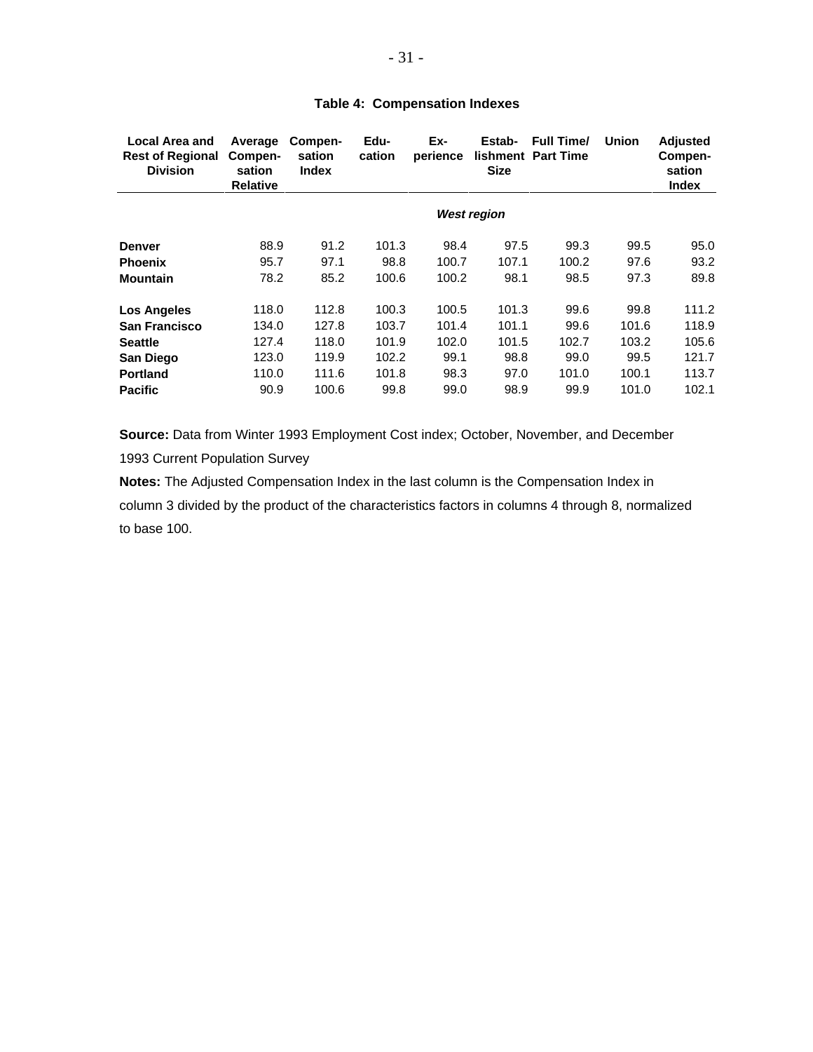**Table 4: Compensation Indexes**

| Local Area and Rest of Regional Division | Average Compen-sation Relative | Compen-sation Index | Edu-cation | Ex-perience | Estab-lishment Size | Full Time/ Part Time | Union | Adjusted Compen-sation Index |
|---|---|---|---|---|---|---|---|---|
| | | | | *West region* | | | | |
| **Denver** | 88.9 | 91.2 | 101.3 | 98.4 | 97.5 | 99.3 | 99.5 | 95.0 |
| **Phoenix** | 95.7 | 97.1 | 98.8 | 100.7 | 107.1 | 100.2 | 97.6 | 93.2 |
| **Mountain** | 78.2 | 85.2 | 100.6 | 100.2 | 98.1 | 98.5 | 97.3 | 89.8 |
| **Los Angeles** | 118.0 | 112.8 | 100.3 | 100.5 | 101.3 | 99.6 | 99.8 | 111.2 |
| **San Francisco** | 134.0 | 127.8 | 103.7 | 101.4 | 101.1 | 99.6 | 101.6 | 118.9 |
| **Seattle** | 127.4 | 118.0 | 101.9 | 102.0 | 101.5 | 102.7 | 103.2 | 105.6 |
| **San Diego** | 123.0 | 119.9 | 102.2 | 99.1 | 98.8 | 99.0 | 99.5 | 121.7 |
| **Portland** | 110.0 | 111.6 | 101.8 | 98.3 | 97.0 | 101.0 | 100.1 | 113.7 |
| **Pacific** | 90.9 | 100.6 | 99.8 | 99.0 | 98.9 | 99.9 | 101.0 | 102.1 |

**Source:** Data from Winter 1993 Employment Cost index; October, November, and December 1993 Current Population Survey

**Notes:** The Adjusted Compensation Index in the last column is the Compensation Index in column 3 divided by the product of the characteristics factors in columns 4 through 8, normalized to base 100.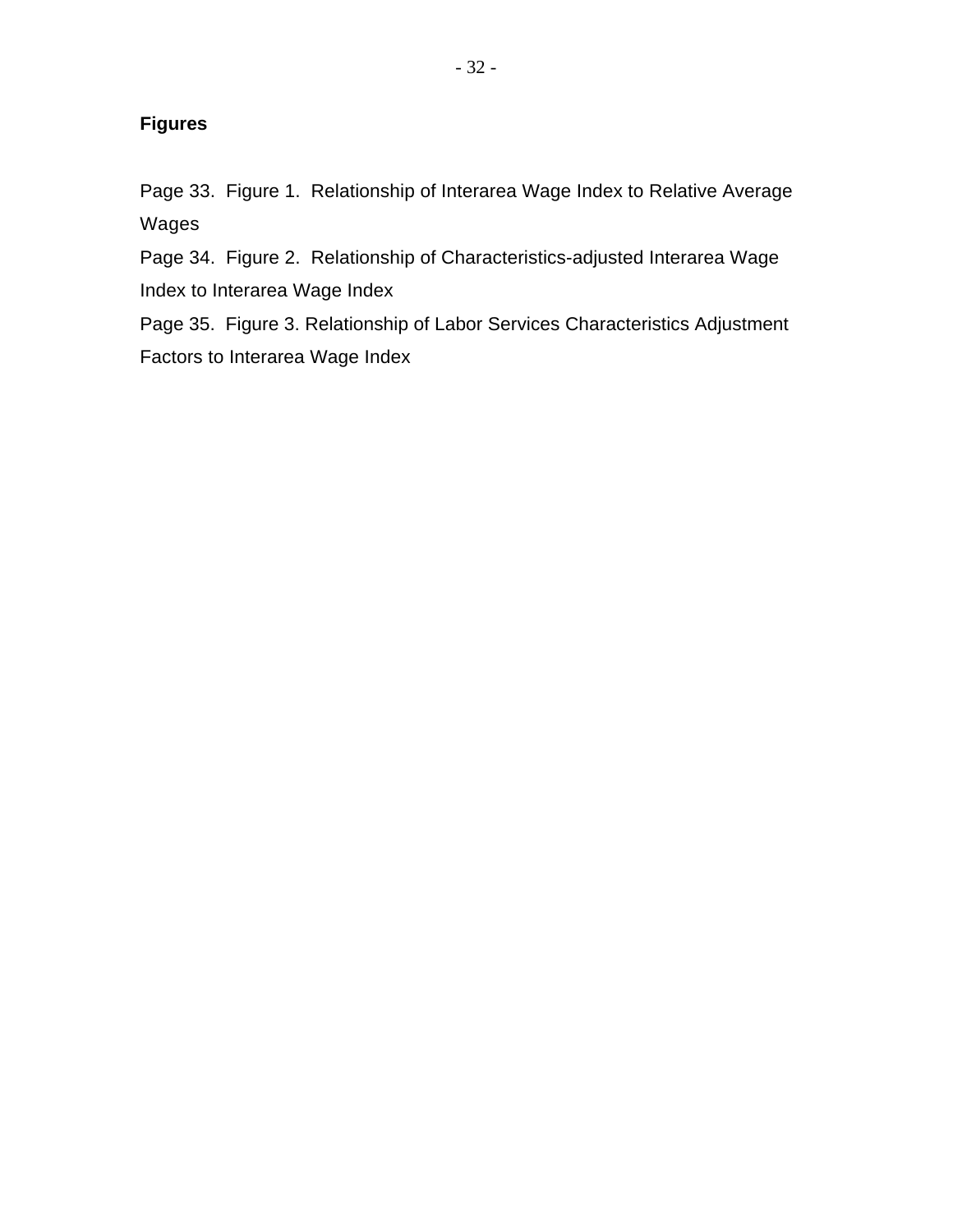**Figures**

Page 33. Figure 1. Relationship of Interarea Wage Index to Relative Average Wages

Page 34. Figure 2. Relationship of Characteristics-adjusted Interarea Wage Index to Interarea Wage Index

Page 35. Figure 3. Relationship of Labor Services Characteristics Adjustment Factors to Interarea Wage Index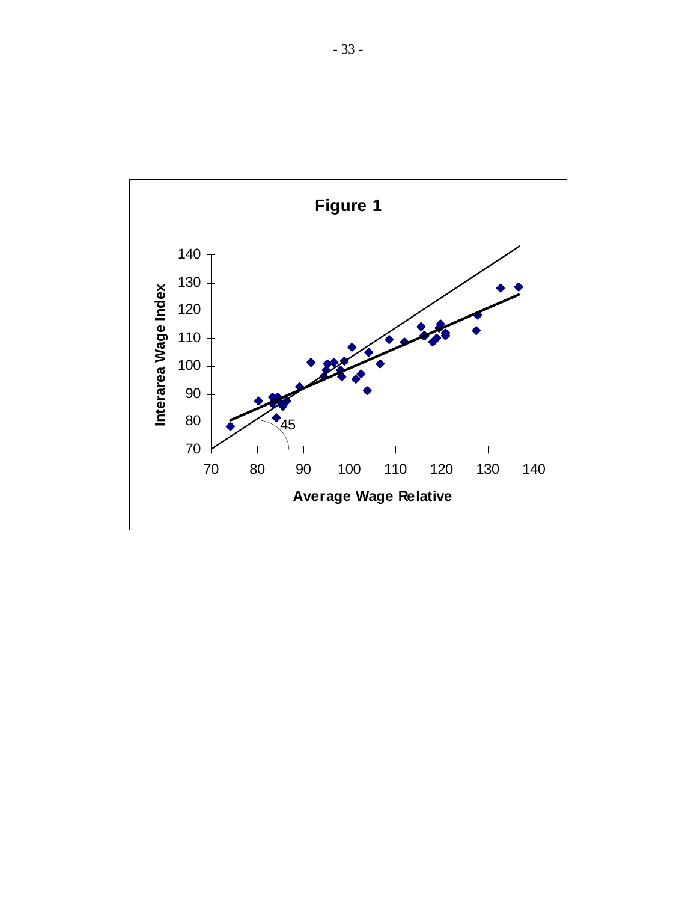**Figure 1**

Interarea Wage Index

Average Wage Relative

45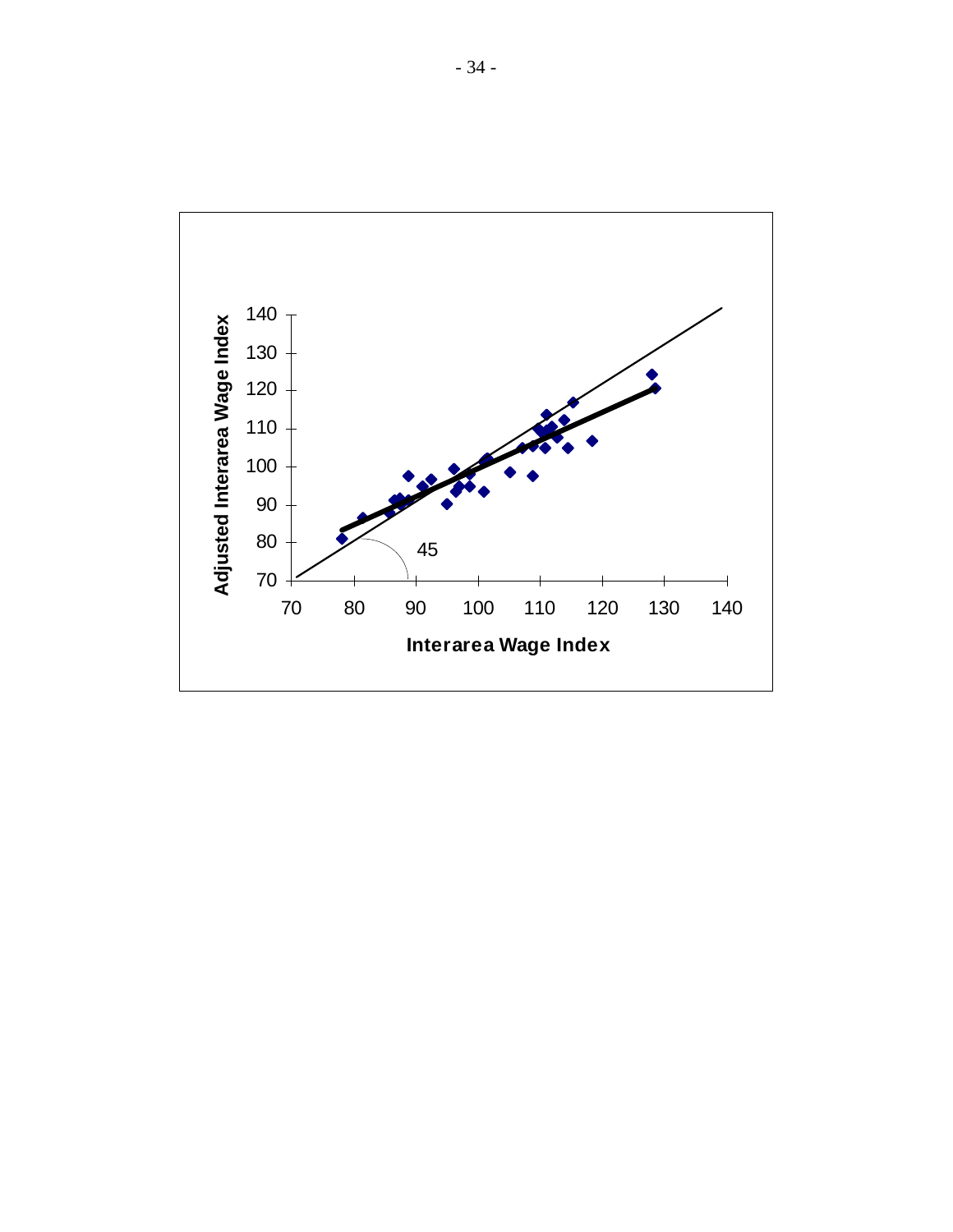Adjusted Interarea Wage Index

140
130
120
110
100
90
80
70

45

70 80 90 100 110 120 130 140

**Interarea Wage Index**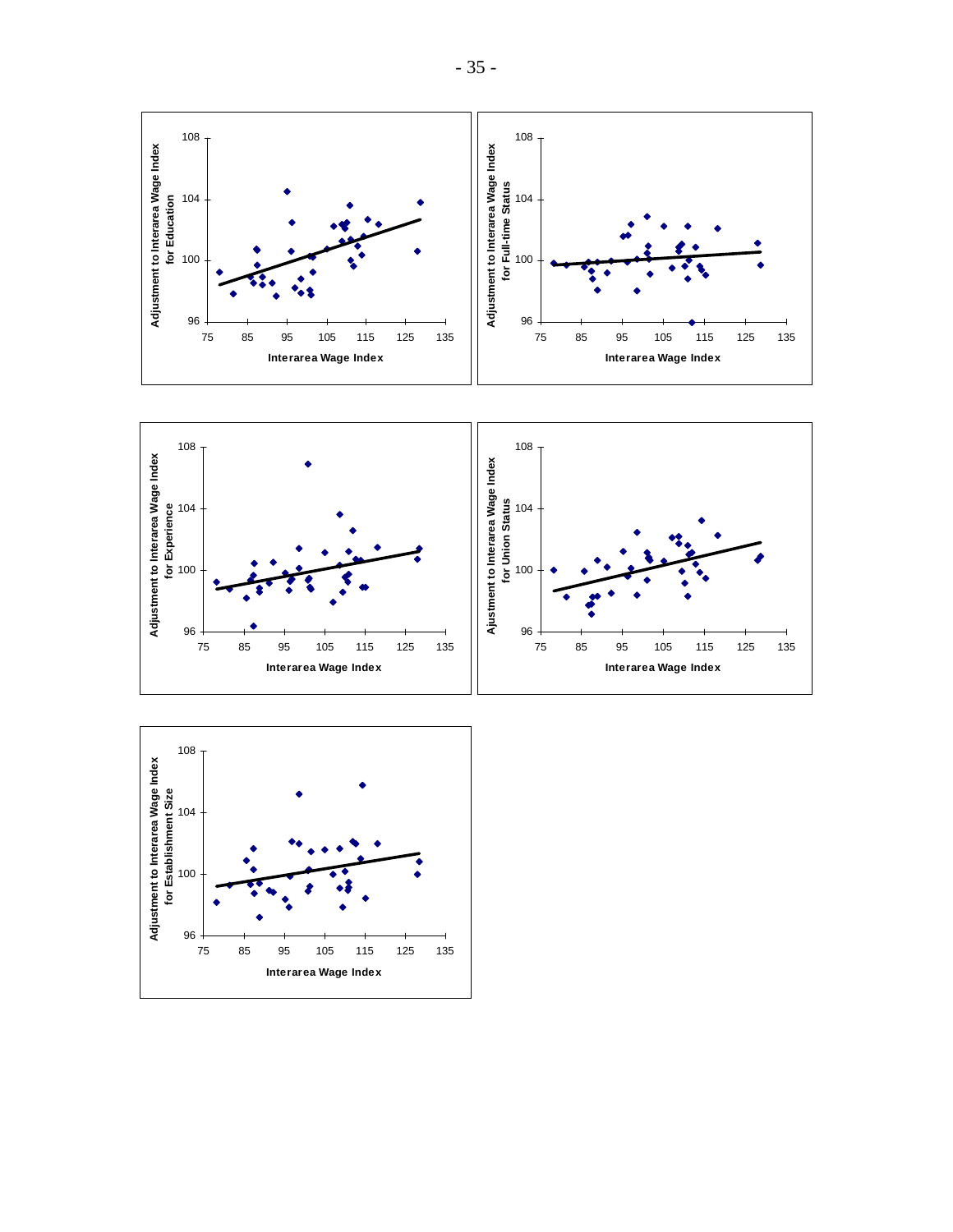Adjustment to Interarea Wage Index for Education

Interarea Wage Index

Adjustment to Interarea Wage Index for Full-time Status

Interarea Wage Index

Adjustment to Interarea Wage Index for Experience

Interarea Wage Index

Ajustment to Interarea Wage Index for Union Status

Interarea Wage Index

Adjustment to Interarea Wage Index for Establishment Size

Interarea Wage Index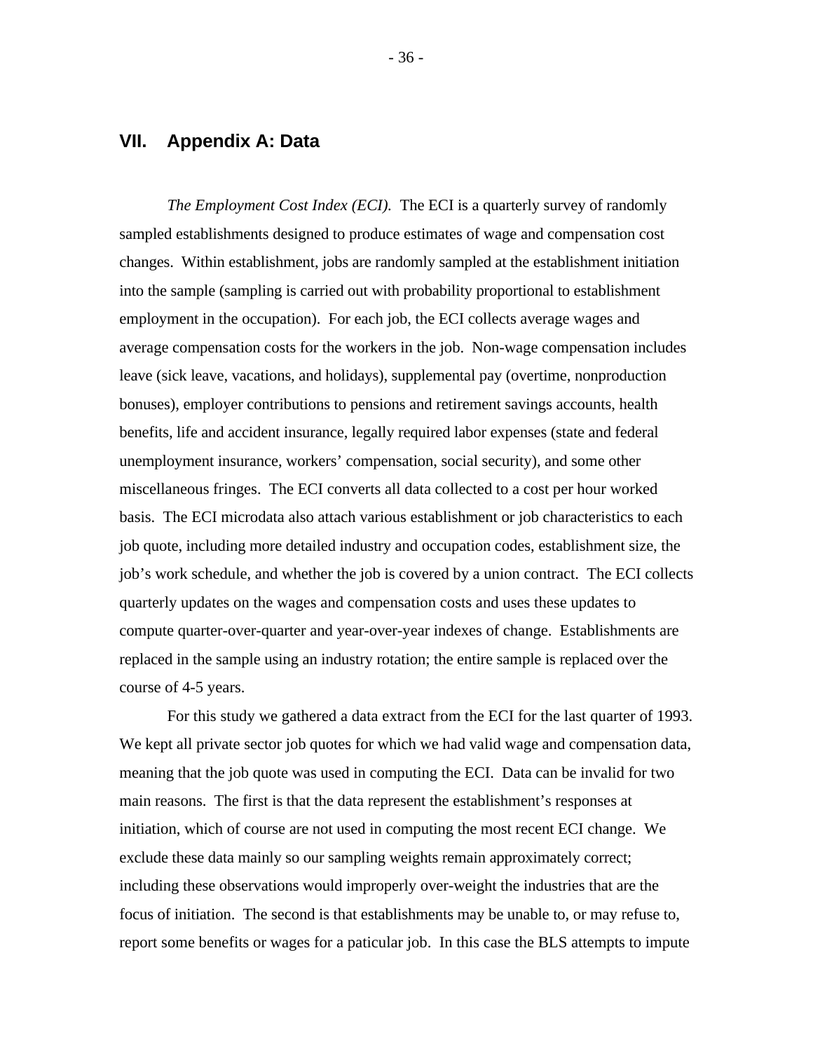## VII. Appendix A: Data

*The Employment Cost Index (ECI).* The ECI is a quarterly survey of randomly sampled establishments designed to produce estimates of wage and compensation cost changes. Within establishment, jobs are randomly sampled at the establishment initiation into the sample (sampling is carried out with probability proportional to establishment employment in the occupation). For each job, the ECI collects average wages and average compensation costs for the workers in the job. Non-wage compensation includes leave (sick leave, vacations, and holidays), supplemental pay (overtime, nonproduction bonuses), employer contributions to pensions and retirement savings accounts, health benefits, life and accident insurance, legally required labor expenses (state and federal unemployment insurance, workers' compensation, social security), and some other miscellaneous fringes. The ECI converts all data collected to a cost per hour worked basis. The ECI microdata also attach various establishment or job characteristics to each job quote, including more detailed industry and occupation codes, establishment size, the job's work schedule, and whether the job is covered by a union contract. The ECI collects quarterly updates on the wages and compensation costs and uses these updates to compute quarter-over-quarter and year-over-year indexes of change. Establishments are replaced in the sample using an industry rotation; the entire sample is replaced over the course of 4-5 years.

For this study we gathered a data extract from the ECI for the last quarter of 1993. We kept all private sector job quotes for which we had valid wage and compensation data, meaning that the job quote was used in computing the ECI. Data can be invalid for two main reasons. The first is that the data represent the establishment's responses at initiation, which of course are not used in computing the most recent ECI change. We exclude these data mainly so our sampling weights remain approximately correct; including these observations would improperly over-weight the industries that are the focus of initiation. The second is that establishments may be unable to, or may refuse to, report some benefits or wages for a paticular job. In this case the BLS attempts to impute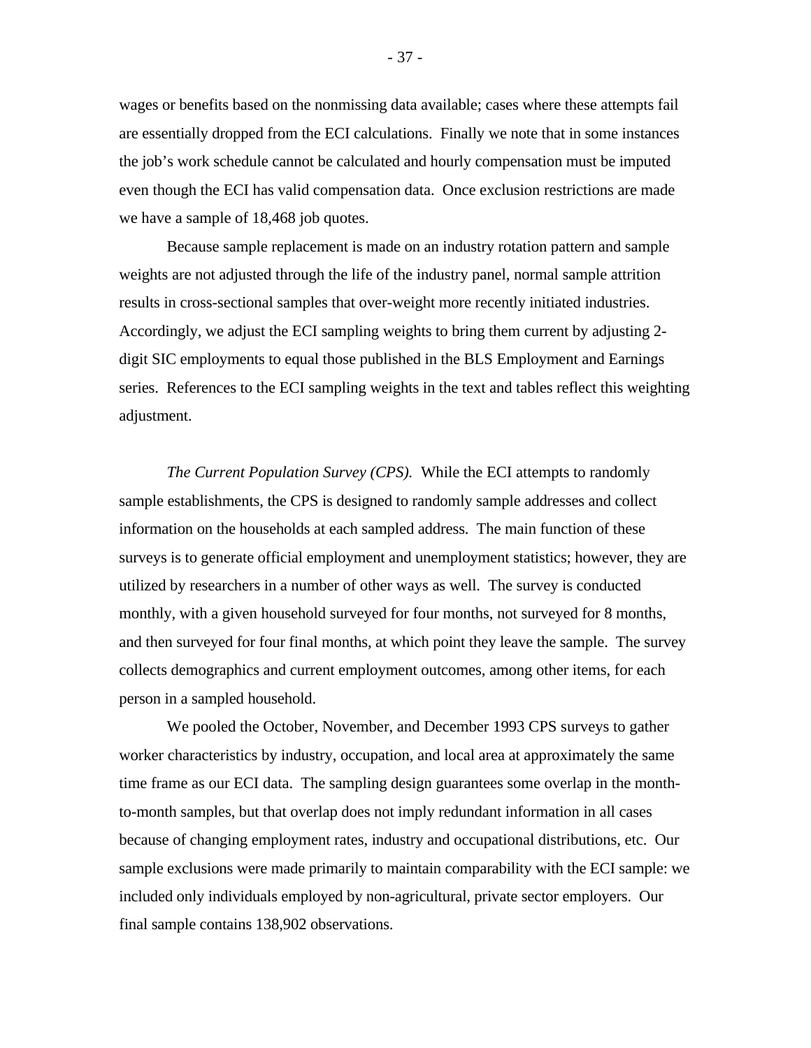wages or benefits based on the nonmissing data available; cases where these attempts fail are essentially dropped from the ECI calculations. Finally we note that in some instances the job's work schedule cannot be calculated and hourly compensation must be imputed even though the ECI has valid compensation data. Once exclusion restrictions are made we have a sample of 18,468 job quotes.

Because sample replacement is made on an industry rotation pattern and sample weights are not adjusted through the life of the industry panel, normal sample attrition results in cross-sectional samples that over-weight more recently initiated industries. Accordingly, we adjust the ECI sampling weights to bring them current by adjusting 2-digit SIC employments to equal those published in the BLS Employment and Earnings series. References to the ECI sampling weights in the text and tables reflect this weighting adjustment.

*The Current Population Survey (CPS).* While the ECI attempts to randomly sample establishments, the CPS is designed to randomly sample addresses and collect information on the households at each sampled address. The main function of these surveys is to generate official employment and unemployment statistics; however, they are utilized by researchers in a number of other ways as well. The survey is conducted monthly, with a given household surveyed for four months, not surveyed for 8 months, and then surveyed for four final months, at which point they leave the sample. The survey collects demographics and current employment outcomes, among other items, for each person in a sampled household.

We pooled the October, November, and December 1993 CPS surveys to gather worker characteristics by industry, occupation, and local area at approximately the same time frame as our ECI data. The sampling design guarantees some overlap in the month-to-month samples, but that overlap does not imply redundant information in all cases because of changing employment rates, industry and occupational distributions, etc. Our sample exclusions were made primarily to maintain comparability with the ECI sample: we included only individuals employed by non-agricultural, private sector employers. Our final sample contains 138,902 observations.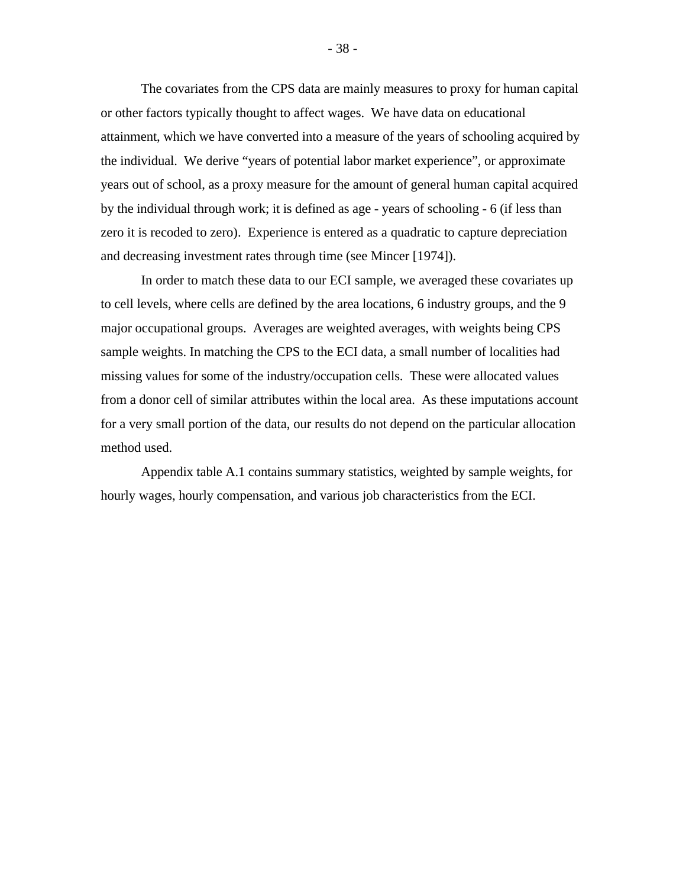The covariates from the CPS data are mainly measures to proxy for human capital or other factors typically thought to affect wages. We have data on educational attainment, which we have converted into a measure of the years of schooling acquired by the individual. We derive "years of potential labor market experience", or approximate years out of school, as a proxy measure for the amount of general human capital acquired by the individual through work; it is defined as age - years of schooling - 6 (if less than zero it is recoded to zero). Experience is entered as a quadratic to capture depreciation and decreasing investment rates through time (see Mincer [1974]).

In order to match these data to our ECI sample, we averaged these covariates up to cell levels, where cells are defined by the area locations, 6 industry groups, and the 9 major occupational groups. Averages are weighted averages, with weights being CPS sample weights. In matching the CPS to the ECI data, a small number of localities had missing values for some of the industry/occupation cells. These were allocated values from a donor cell of similar attributes within the local area. As these imputations account for a very small portion of the data, our results do not depend on the particular allocation method used.

Appendix table A.1 contains summary statistics, weighted by sample weights, for hourly wages, hourly compensation, and various job characteristics from the ECI.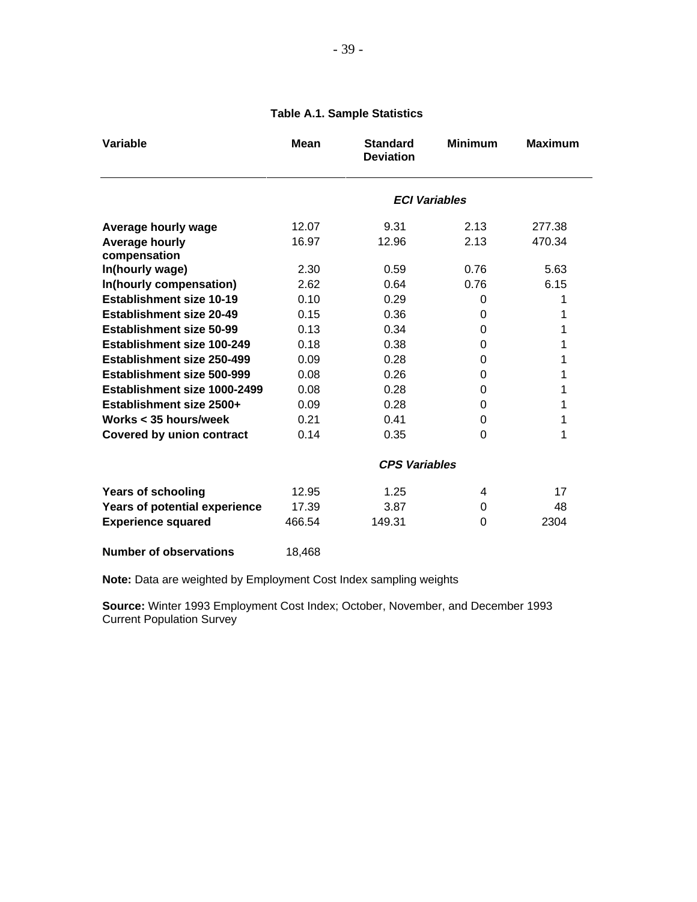**Table A.1. Sample Statistics**

| Variable | Mean | Standard Deviation | Minimum | Maximum |
|---|---|---|---|---|
| | | ***ECI Variables*** | | |
| **Average hourly wage** | 12.07 | 9.31 | 2.13 | 277.38 |
| **Average hourly compensation** | 16.97 | 12.96 | 2.13 | 470.34 |
| **ln(hourly wage)** | 2.30 | 0.59 | 0.76 | 5.63 |
| **ln(hourly compensation)** | 2.62 | 0.64 | 0.76 | 6.15 |
| **Establishment size 10-19** | 0.10 | 0.29 | 0 | 1 |
| **Establishment size 20-49** | 0.15 | 0.36 | 0 | 1 |
| **Establishment size 50-99** | 0.13 | 0.34 | 0 | 1 |
| **Establishment size 100-249** | 0.18 | 0.38 | 0 | 1 |
| **Establishment size 250-499** | 0.09 | 0.28 | 0 | 1 |
| **Establishment size 500-999** | 0.08 | 0.26 | 0 | 1 |
| **Establishment size 1000-2499** | 0.08 | 0.28 | 0 | 1 |
| **Establishment size 2500+** | 0.09 | 0.28 | 0 | 1 |
| **Works < 35 hours/week** | 0.21 | 0.41 | 0 | 1 |
| **Covered by union contract** | 0.14 | 0.35 | 0 | 1 |
| | | ***CPS Variables*** | | |
| **Years of schooling** | 12.95 | 1.25 | 4 | 17 |
| **Years of potential experience** | 17.39 | 3.87 | 0 | 48 |
| **Experience squared** | 466.54 | 149.31 | 0 | 2304 |
| **Number of observations** | 18,468 | | | |

**Note:** Data are weighted by Employment Cost Index sampling weights

**Source:** Winter 1993 Employment Cost Index; October, November, and December 1993 Current Population Survey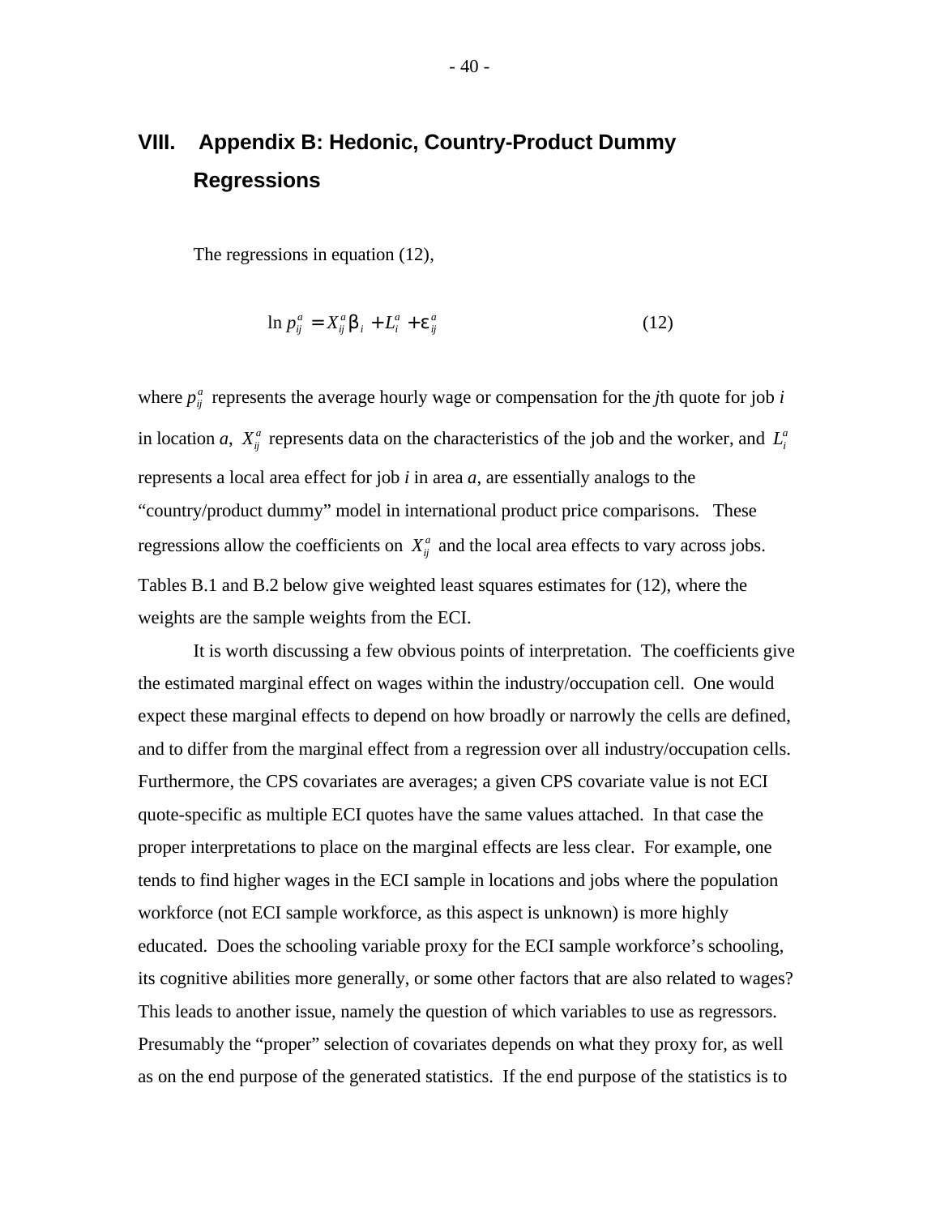# VIII. Appendix B: Hedonic, Country-Product Dummy Regressions

The regressions in equation (12),

$$\ln p_{ij}^{a} = X_{ij}^{a}\beta_{i} + L_{i}^{a} + \varepsilon_{ij}^{a} \tag{12}$$

where $p_{ij}^{a}$ represents the average hourly wage or compensation for the *j*th quote for job *i* in location *a*, $X_{ij}^{a}$ represents data on the characteristics of the job and the worker, and $L_{i}^{a}$ represents a local area effect for job *i* in area *a*, are essentially analogs to the "country/product dummy" model in international product price comparisons. These regressions allow the coefficients on $X_{ij}^{a}$ and the local area effects to vary across jobs. Tables B.1 and B.2 below give weighted least squares estimates for (12), where the weights are the sample weights from the ECI.

It is worth discussing a few obvious points of interpretation. The coefficients give the estimated marginal effect on wages within the industry/occupation cell. One would expect these marginal effects to depend on how broadly or narrowly the cells are defined, and to differ from the marginal effect from a regression over all industry/occupation cells. Furthermore, the CPS covariates are averages; a given CPS covariate value is not ECI quote-specific as multiple ECI quotes have the same values attached. In that case the proper interpretations to place on the marginal effects are less clear. For example, one tends to find higher wages in the ECI sample in locations and jobs where the population workforce (not ECI sample workforce, as this aspect is unknown) is more highly educated. Does the schooling variable proxy for the ECI sample workforce's schooling, its cognitive abilities more generally, or some other factors that are also related to wages? This leads to another issue, namely the question of which variables to use as regressors. Presumably the "proper" selection of covariates depends on what they proxy for, as well as on the end purpose of the generated statistics. If the end purpose of the statistics is to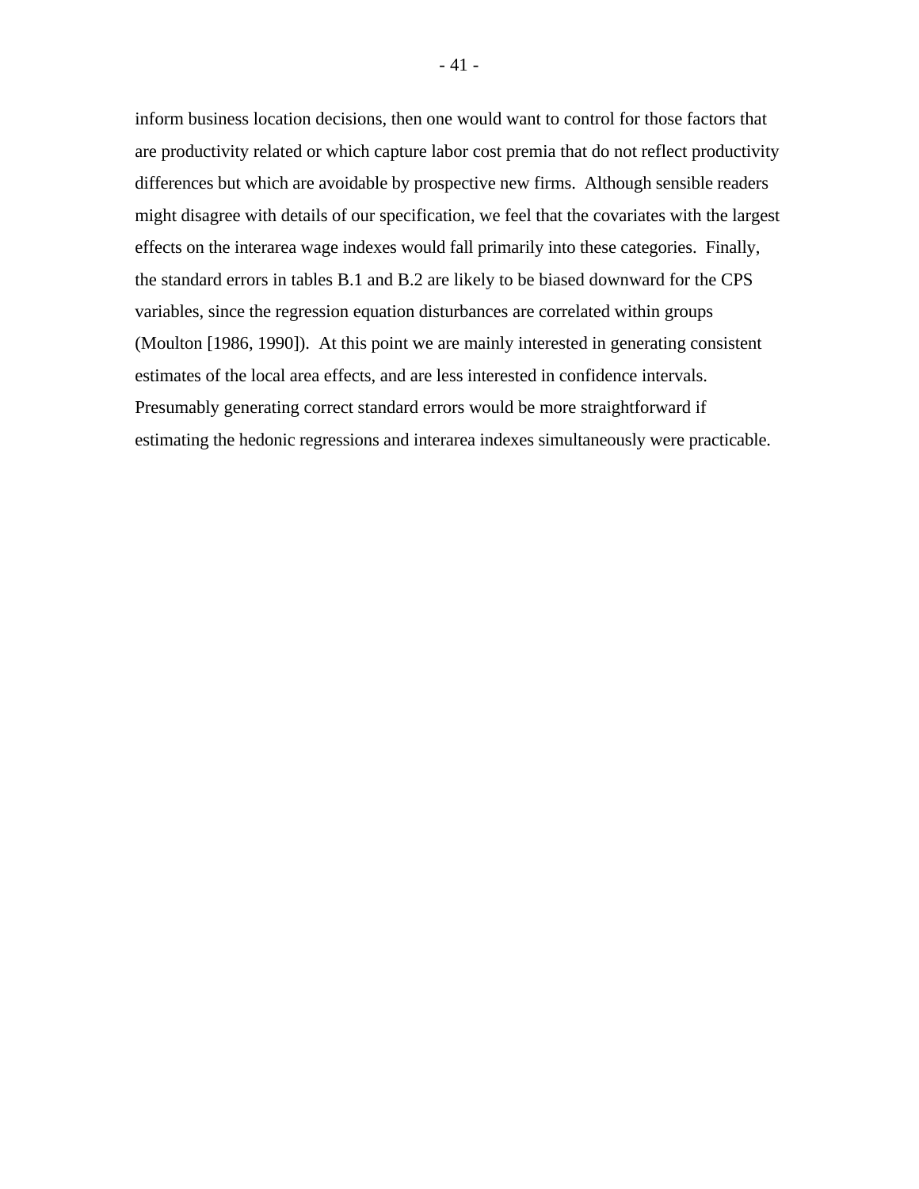inform business location decisions, then one would want to control for those factors that are productivity related or which capture labor cost premia that do not reflect productivity differences but which are avoidable by prospective new firms. Although sensible readers might disagree with details of our specification, we feel that the covariates with the largest effects on the interarea wage indexes would fall primarily into these categories. Finally, the standard errors in tables B.1 and B.2 are likely to be biased downward for the CPS variables, since the regression equation disturbances are correlated within groups (Moulton [1986, 1990]). At this point we are mainly interested in generating consistent estimates of the local area effects, and are less interested in confidence intervals. Presumably generating correct standard errors would be more straightforward if estimating the hedonic regressions and interarea indexes simultaneously were practicable.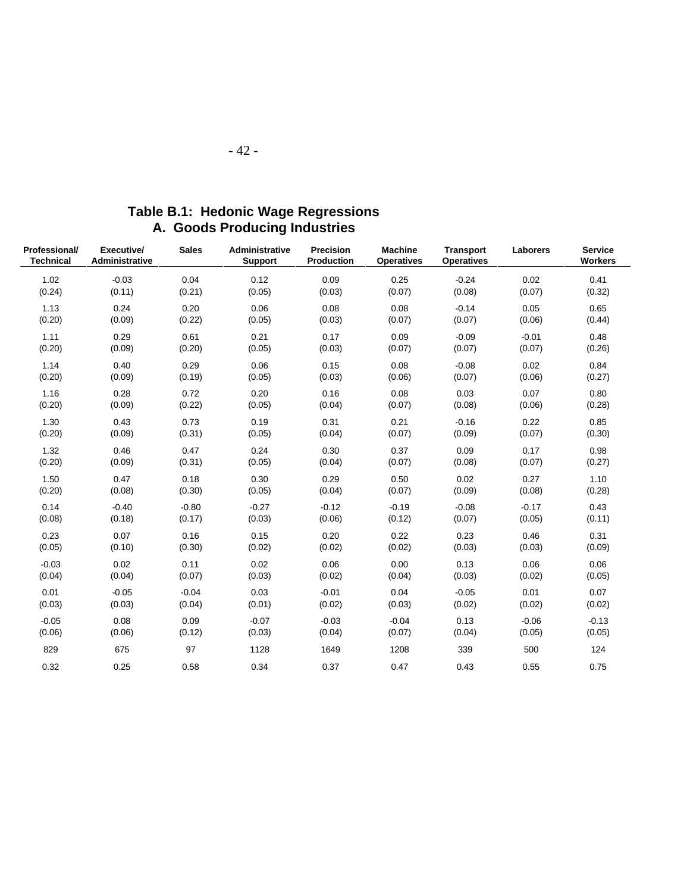# Table B.1: Hedonic Wage Regressions

## A. Goods Producing Industries

| Professional/ Technical | Executive/ Administrative | Sales | Administrative Support | Precision Production | Machine Operatives | Transport Operatives | Laborers | Service Workers |
|---|---|---|---|---|---|---|---|---|
| 1.02 | -0.03 | 0.04 | 0.12 | 0.09 | 0.25 | -0.24 | 0.02 | 0.41 |
| (0.24) | (0.11) | (0.21) | (0.05) | (0.03) | (0.07) | (0.08) | (0.07) | (0.32) |
| 1.13 | 0.24 | 0.20 | 0.06 | 0.08 | 0.08 | -0.14 | 0.05 | 0.65 |
| (0.20) | (0.09) | (0.22) | (0.05) | (0.03) | (0.07) | (0.07) | (0.06) | (0.44) |
| 1.11 | 0.29 | 0.61 | 0.21 | 0.17 | 0.09 | -0.09 | -0.01 | 0.48 |
| (0.20) | (0.09) | (0.20) | (0.05) | (0.03) | (0.07) | (0.07) | (0.07) | (0.26) |
| 1.14 | 0.40 | 0.29 | 0.06 | 0.15 | 0.08 | -0.08 | 0.02 | 0.84 |
| (0.20) | (0.09) | (0.19) | (0.05) | (0.03) | (0.06) | (0.07) | (0.06) | (0.27) |
| 1.16 | 0.28 | 0.72 | 0.20 | 0.16 | 0.08 | 0.03 | 0.07 | 0.80 |
| (0.20) | (0.09) | (0.22) | (0.05) | (0.04) | (0.07) | (0.08) | (0.06) | (0.28) |
| 1.30 | 0.43 | 0.73 | 0.19 | 0.31 | 0.21 | -0.16 | 0.22 | 0.85 |
| (0.20) | (0.09) | (0.31) | (0.05) | (0.04) | (0.07) | (0.09) | (0.07) | (0.30) |
| 1.32 | 0.46 | 0.47 | 0.24 | 0.30 | 0.37 | 0.09 | 0.17 | 0.98 |
| (0.20) | (0.09) | (0.31) | (0.05) | (0.04) | (0.07) | (0.08) | (0.07) | (0.27) |
| 1.50 | 0.47 | 0.18 | 0.30 | 0.29 | 0.50 | 0.02 | 0.27 | 1.10 |
| (0.20) | (0.08) | (0.30) | (0.05) | (0.04) | (0.07) | (0.09) | (0.08) | (0.28) |
| 0.14 | -0.40 | -0.80 | -0.27 | -0.12 | -0.19 | -0.08 | -0.17 | 0.43 |
| (0.08) | (0.18) | (0.17) | (0.03) | (0.06) | (0.12) | (0.07) | (0.05) | (0.11) |
| 0.23 | 0.07 | 0.16 | 0.15 | 0.20 | 0.22 | 0.23 | 0.46 | 0.31 |
| (0.05) | (0.10) | (0.30) | (0.02) | (0.02) | (0.02) | (0.03) | (0.03) | (0.09) |
| -0.03 | 0.02 | 0.11 | 0.02 | 0.06 | 0.00 | 0.13 | 0.06 | 0.06 |
| (0.04) | (0.04) | (0.07) | (0.03) | (0.02) | (0.04) | (0.03) | (0.02) | (0.05) |
| 0.01 | -0.05 | -0.04 | 0.03 | -0.01 | 0.04 | -0.05 | 0.01 | 0.07 |
| (0.03) | (0.03) | (0.04) | (0.01) | (0.02) | (0.03) | (0.02) | (0.02) | (0.02) |
| -0.05 | 0.08 | 0.09 | -0.07 | -0.03 | -0.04 | 0.13 | -0.06 | -0.13 |
| (0.06) | (0.06) | (0.12) | (0.03) | (0.04) | (0.07) | (0.04) | (0.05) | (0.05) |
| 829 | 675 | 97 | 1128 | 1649 | 1208 | 339 | 500 | 124 |
| 0.32 | 0.25 | 0.58 | 0.34 | 0.37 | 0.47 | 0.43 | 0.55 | 0.75 |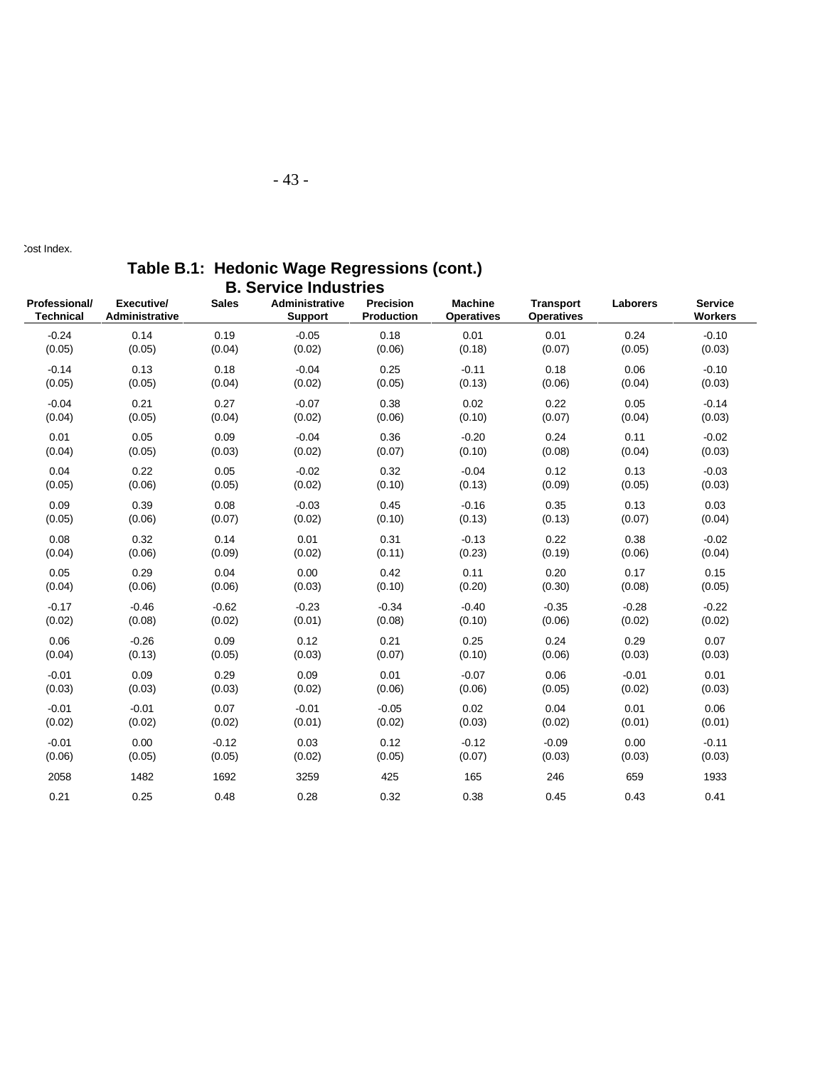Cost Index.

## Table B.1: Hedonic Wage Regressions (cont.)

### B. Service Industries

| Professional/ Technical | Executive/ Administrative | Sales | Administrative Support | Precision Production | Machine Operatives | Transport Operatives | Laborers | Service Workers |
|---|---|---|---|---|---|---|---|---|
| -0.24 | 0.14 | 0.19 | -0.05 | 0.18 | 0.01 | 0.01 | 0.24 | -0.10 |
| (0.05) | (0.05) | (0.04) | (0.02) | (0.06) | (0.18) | (0.07) | (0.05) | (0.03) |
| -0.14 | 0.13 | 0.18 | -0.04 | 0.25 | -0.11 | 0.18 | 0.06 | -0.10 |
| (0.05) | (0.05) | (0.04) | (0.02) | (0.05) | (0.13) | (0.06) | (0.04) | (0.03) |
| -0.04 | 0.21 | 0.27 | -0.07 | 0.38 | 0.02 | 0.22 | 0.05 | -0.14 |
| (0.04) | (0.05) | (0.04) | (0.02) | (0.06) | (0.10) | (0.07) | (0.04) | (0.03) |
| 0.01 | 0.05 | 0.09 | -0.04 | 0.36 | -0.20 | 0.24 | 0.11 | -0.02 |
| (0.04) | (0.05) | (0.03) | (0.02) | (0.07) | (0.10) | (0.08) | (0.04) | (0.03) |
| 0.04 | 0.22 | 0.05 | -0.02 | 0.32 | -0.04 | 0.12 | 0.13 | -0.03 |
| (0.05) | (0.06) | (0.05) | (0.02) | (0.10) | (0.13) | (0.09) | (0.05) | (0.03) |
| 0.09 | 0.39 | 0.08 | -0.03 | 0.45 | -0.16 | 0.35 | 0.13 | 0.03 |
| (0.05) | (0.06) | (0.07) | (0.02) | (0.10) | (0.13) | (0.13) | (0.07) | (0.04) |
| 0.08 | 0.32 | 0.14 | 0.01 | 0.31 | -0.13 | 0.22 | 0.38 | -0.02 |
| (0.04) | (0.06) | (0.09) | (0.02) | (0.11) | (0.23) | (0.19) | (0.06) | (0.04) |
| 0.05 | 0.29 | 0.04 | 0.00 | 0.42 | 0.11 | 0.20 | 0.17 | 0.15 |
| (0.04) | (0.06) | (0.06) | (0.03) | (0.10) | (0.20) | (0.30) | (0.08) | (0.05) |
| -0.17 | -0.46 | -0.62 | -0.23 | -0.34 | -0.40 | -0.35 | -0.28 | -0.22 |
| (0.02) | (0.08) | (0.02) | (0.01) | (0.08) | (0.10) | (0.06) | (0.02) | (0.02) |
| 0.06 | -0.26 | 0.09 | 0.12 | 0.21 | 0.25 | 0.24 | 0.29 | 0.07 |
| (0.04) | (0.13) | (0.05) | (0.03) | (0.07) | (0.10) | (0.06) | (0.03) | (0.03) |
| -0.01 | 0.09 | 0.29 | 0.09 | 0.01 | -0.07 | 0.06 | -0.01 | 0.01 |
| (0.03) | (0.03) | (0.03) | (0.02) | (0.06) | (0.06) | (0.05) | (0.02) | (0.03) |
| -0.01 | -0.01 | 0.07 | -0.01 | -0.05 | 0.02 | 0.04 | 0.01 | 0.06 |
| (0.02) | (0.02) | (0.02) | (0.01) | (0.02) | (0.03) | (0.02) | (0.01) | (0.01) |
| -0.01 | 0.00 | -0.12 | 0.03 | 0.12 | -0.12 | -0.09 | 0.00 | -0.11 |
| (0.06) | (0.05) | (0.05) | (0.02) | (0.05) | (0.07) | (0.03) | (0.03) | (0.03) |
| 2058 | 1482 | 1692 | 3259 | 425 | 165 | 246 | 659 | 1933 |
| 0.21 | 0.25 | 0.48 | 0.28 | 0.32 | 0.38 | 0.45 | 0.43 | 0.41 |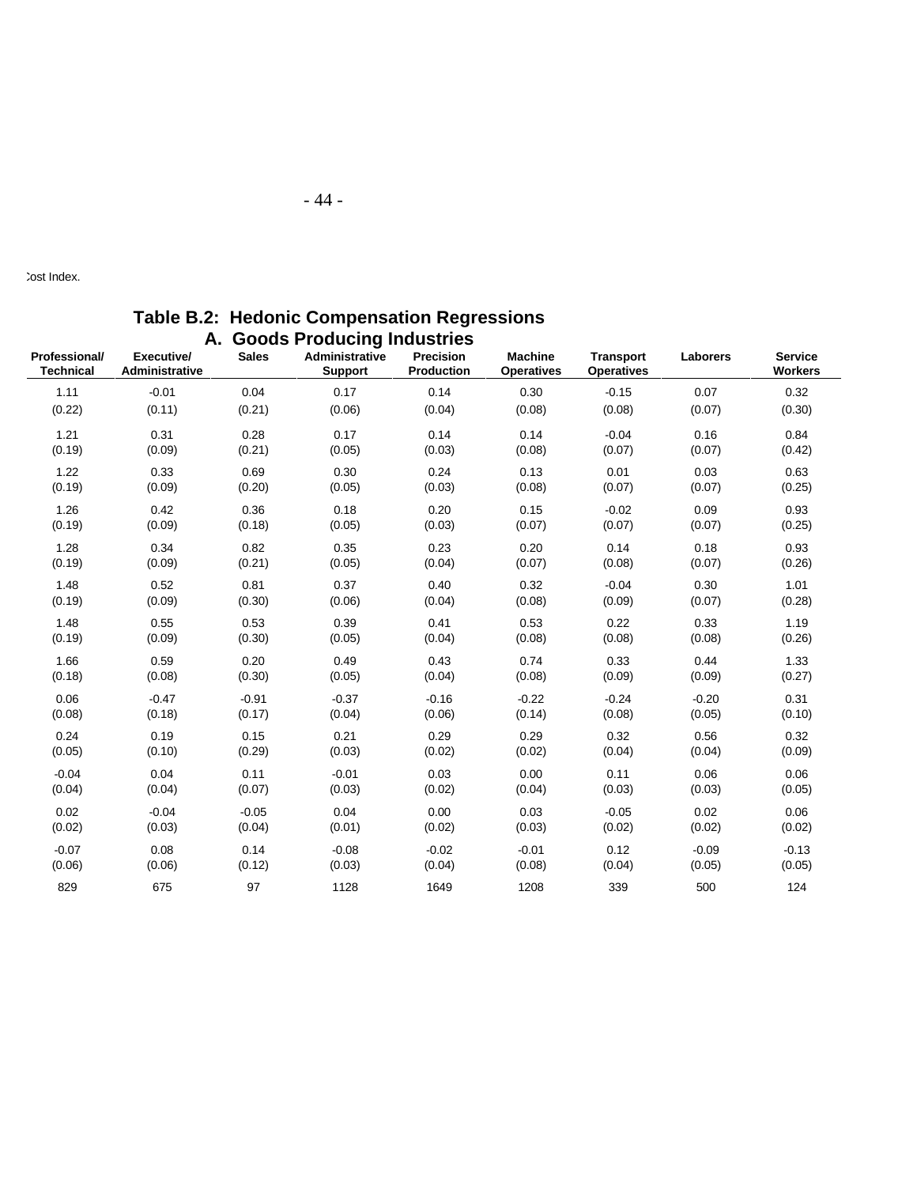:ost Index.

## Table B.2: Hedonic Compensation Regressions
### A. Goods Producing Industries

| Professional/ Technical | Executive/ Administrative | Sales | Administrative Support | Precision Production | Machine Operatives | Transport Operatives | Laborers | Service Workers |
|---|---|---|---|---|---|---|---|---|
| 1.11 | -0.01 | 0.04 | 0.17 | 0.14 | 0.30 | -0.15 | 0.07 | 0.32 |
| (0.22) | (0.11) | (0.21) | (0.06) | (0.04) | (0.08) | (0.08) | (0.07) | (0.30) |
| 1.21 | 0.31 | 0.28 | 0.17 | 0.14 | 0.14 | -0.04 | 0.16 | 0.84 |
| (0.19) | (0.09) | (0.21) | (0.05) | (0.03) | (0.08) | (0.07) | (0.07) | (0.42) |
| 1.22 | 0.33 | 0.69 | 0.30 | 0.24 | 0.13 | 0.01 | 0.03 | 0.63 |
| (0.19) | (0.09) | (0.20) | (0.05) | (0.03) | (0.08) | (0.07) | (0.07) | (0.25) |
| 1.26 | 0.42 | 0.36 | 0.18 | 0.20 | 0.15 | -0.02 | 0.09 | 0.93 |
| (0.19) | (0.09) | (0.18) | (0.05) | (0.03) | (0.07) | (0.07) | (0.07) | (0.25) |
| 1.28 | 0.34 | 0.82 | 0.35 | 0.23 | 0.20 | 0.14 | 0.18 | 0.93 |
| (0.19) | (0.09) | (0.21) | (0.05) | (0.04) | (0.07) | (0.08) | (0.07) | (0.26) |
| 1.48 | 0.52 | 0.81 | 0.37 | 0.40 | 0.32 | -0.04 | 0.30 | 1.01 |
| (0.19) | (0.09) | (0.30) | (0.06) | (0.04) | (0.08) | (0.09) | (0.07) | (0.28) |
| 1.48 | 0.55 | 0.53 | 0.39 | 0.41 | 0.53 | 0.22 | 0.33 | 1.19 |
| (0.19) | (0.09) | (0.30) | (0.05) | (0.04) | (0.08) | (0.08) | (0.08) | (0.26) |
| 1.66 | 0.59 | 0.20 | 0.49 | 0.43 | 0.74 | 0.33 | 0.44 | 1.33 |
| (0.18) | (0.08) | (0.30) | (0.05) | (0.04) | (0.08) | (0.09) | (0.09) | (0.27) |
| 0.06 | -0.47 | -0.91 | -0.37 | -0.16 | -0.22 | -0.24 | -0.20 | 0.31 |
| (0.08) | (0.18) | (0.17) | (0.04) | (0.06) | (0.14) | (0.08) | (0.05) | (0.10) |
| 0.24 | 0.19 | 0.15 | 0.21 | 0.29 | 0.29 | 0.32 | 0.56 | 0.32 |
| (0.05) | (0.10) | (0.29) | (0.03) | (0.02) | (0.02) | (0.04) | (0.04) | (0.09) |
| -0.04 | 0.04 | 0.11 | -0.01 | 0.03 | 0.00 | 0.11 | 0.06 | 0.06 |
| (0.04) | (0.04) | (0.07) | (0.03) | (0.02) | (0.04) | (0.03) | (0.03) | (0.05) |
| 0.02 | -0.04 | -0.05 | 0.04 | 0.00 | 0.03 | -0.05 | 0.02 | 0.06 |
| (0.02) | (0.03) | (0.04) | (0.01) | (0.02) | (0.03) | (0.02) | (0.02) | (0.02) |
| -0.07 | 0.08 | 0.14 | -0.08 | -0.02 | -0.01 | 0.12 | -0.09 | -0.13 |
| (0.06) | (0.06) | (0.12) | (0.03) | (0.04) | (0.08) | (0.04) | (0.05) | (0.05) |
| 829 | 675 | 97 | 1128 | 1649 | 1208 | 339 | 500 | 124 |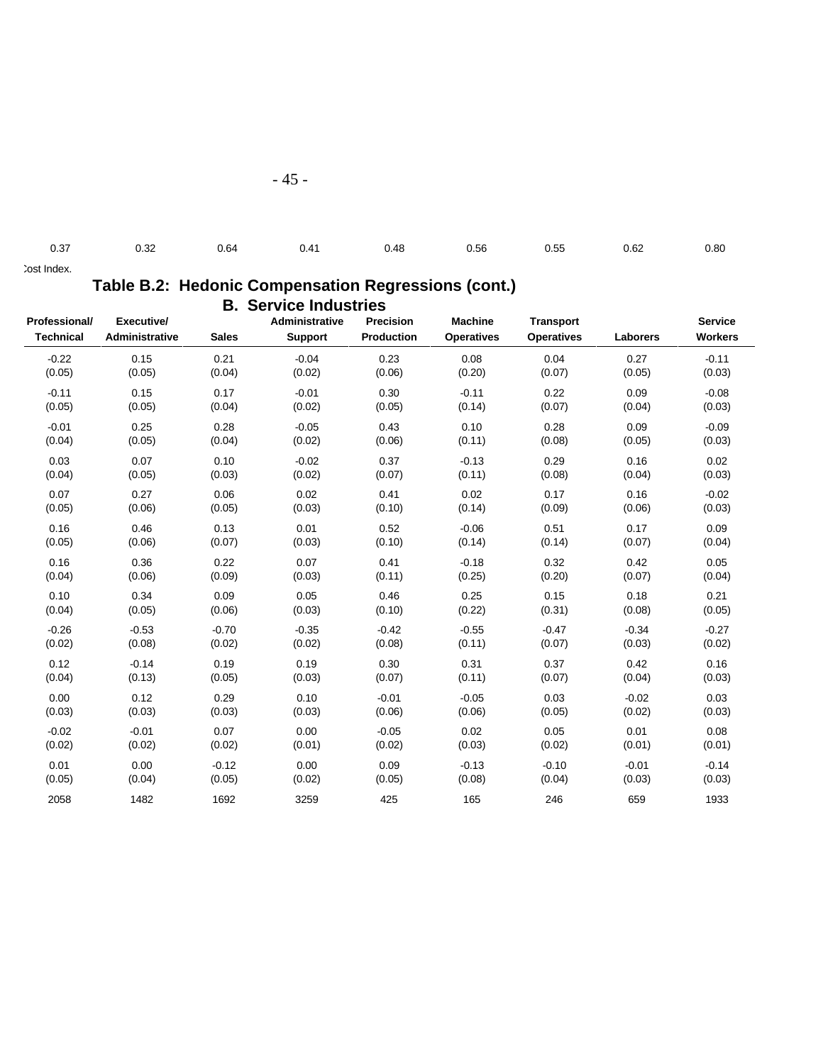| 0.37 | 0.32 | 0.64 | 0.41 | 0.48 | 0.56 | 0.55 | 0.62 | 0.80 |
|---|---|---|---|---|---|---|---|---|

Cost Index.

## Table B.2: Hedonic Compensation Regressions (cont.)

### B. Service Industries

| Professional/ Technical | Executive/ Administrative | Sales | Administrative Support | Precision Production | Machine Operatives | Transport Operatives | Laborers | Service Workers |
|---|---|---|---|---|---|---|---|---|
| -0.22 | 0.15 | 0.21 | -0.04 | 0.23 | 0.08 | 0.04 | 0.27 | -0.11 |
| (0.05) | (0.05) | (0.04) | (0.02) | (0.06) | (0.20) | (0.07) | (0.05) | (0.03) |
| -0.11 | 0.15 | 0.17 | -0.01 | 0.30 | -0.11 | 0.22 | 0.09 | -0.08 |
| (0.05) | (0.05) | (0.04) | (0.02) | (0.05) | (0.14) | (0.07) | (0.04) | (0.03) |
| -0.01 | 0.25 | 0.28 | -0.05 | 0.43 | 0.10 | 0.28 | 0.09 | -0.09 |
| (0.04) | (0.05) | (0.04) | (0.02) | (0.06) | (0.11) | (0.08) | (0.05) | (0.03) |
| 0.03 | 0.07 | 0.10 | -0.02 | 0.37 | -0.13 | 0.29 | 0.16 | 0.02 |
| (0.04) | (0.05) | (0.03) | (0.02) | (0.07) | (0.11) | (0.08) | (0.04) | (0.03) |
| 0.07 | 0.27 | 0.06 | 0.02 | 0.41 | 0.02 | 0.17 | 0.16 | -0.02 |
| (0.05) | (0.06) | (0.05) | (0.03) | (0.10) | (0.14) | (0.09) | (0.06) | (0.03) |
| 0.16 | 0.46 | 0.13 | 0.01 | 0.52 | -0.06 | 0.51 | 0.17 | 0.09 |
| (0.05) | (0.06) | (0.07) | (0.03) | (0.10) | (0.14) | (0.14) | (0.07) | (0.04) |
| 0.16 | 0.36 | 0.22 | 0.07 | 0.41 | -0.18 | 0.32 | 0.42 | 0.05 |
| (0.04) | (0.06) | (0.09) | (0.03) | (0.11) | (0.25) | (0.20) | (0.07) | (0.04) |
| 0.10 | 0.34 | 0.09 | 0.05 | 0.46 | 0.25 | 0.15 | 0.18 | 0.21 |
| (0.04) | (0.05) | (0.06) | (0.03) | (0.10) | (0.22) | (0.31) | (0.08) | (0.05) |
| -0.26 | -0.53 | -0.70 | -0.35 | -0.42 | -0.55 | -0.47 | -0.34 | -0.27 |
| (0.02) | (0.08) | (0.02) | (0.02) | (0.08) | (0.11) | (0.07) | (0.03) | (0.02) |
| 0.12 | -0.14 | 0.19 | 0.19 | 0.30 | 0.31 | 0.37 | 0.42 | 0.16 |
| (0.04) | (0.13) | (0.05) | (0.03) | (0.07) | (0.11) | (0.07) | (0.04) | (0.03) |
| 0.00 | 0.12 | 0.29 | 0.10 | -0.01 | -0.05 | 0.03 | -0.02 | 0.03 |
| (0.03) | (0.03) | (0.03) | (0.03) | (0.06) | (0.06) | (0.05) | (0.02) | (0.03) |
| -0.02 | -0.01 | 0.07 | 0.00 | -0.05 | 0.02 | 0.05 | 0.01 | 0.08 |
| (0.02) | (0.02) | (0.02) | (0.01) | (0.02) | (0.03) | (0.02) | (0.01) | (0.01) |
| 0.01 | 0.00 | -0.12 | 0.00 | 0.09 | -0.13 | -0.10 | -0.01 | -0.14 |
| (0.05) | (0.04) | (0.05) | (0.02) | (0.05) | (0.08) | (0.04) | (0.03) | (0.03) |
| 2058 | 1482 | 1692 | 3259 | 425 | 165 | 246 | 659 | 1933 |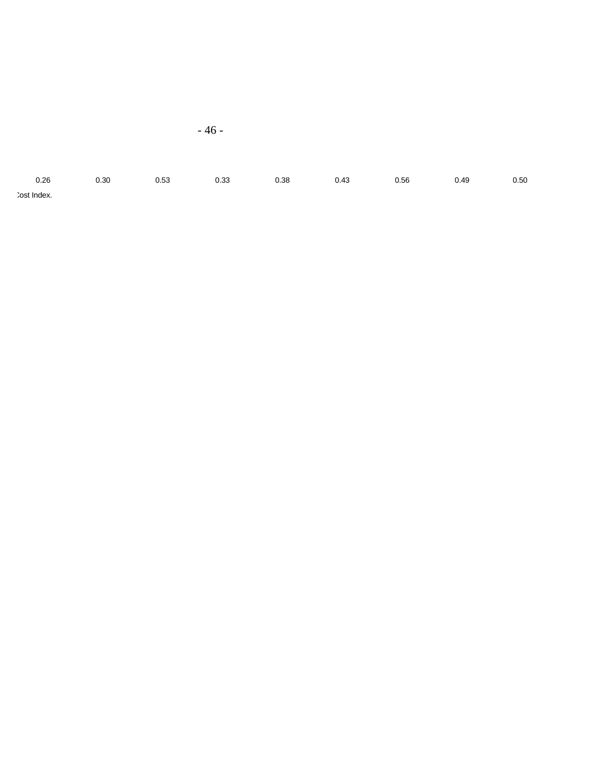| 0.26 | 0.30 | 0.53 | 0.33 | 0.38 | 0.43 | 0.56 | 0.49 | 0.50 |
|---|---|---|---|---|---|---|---|---|

:ost Index.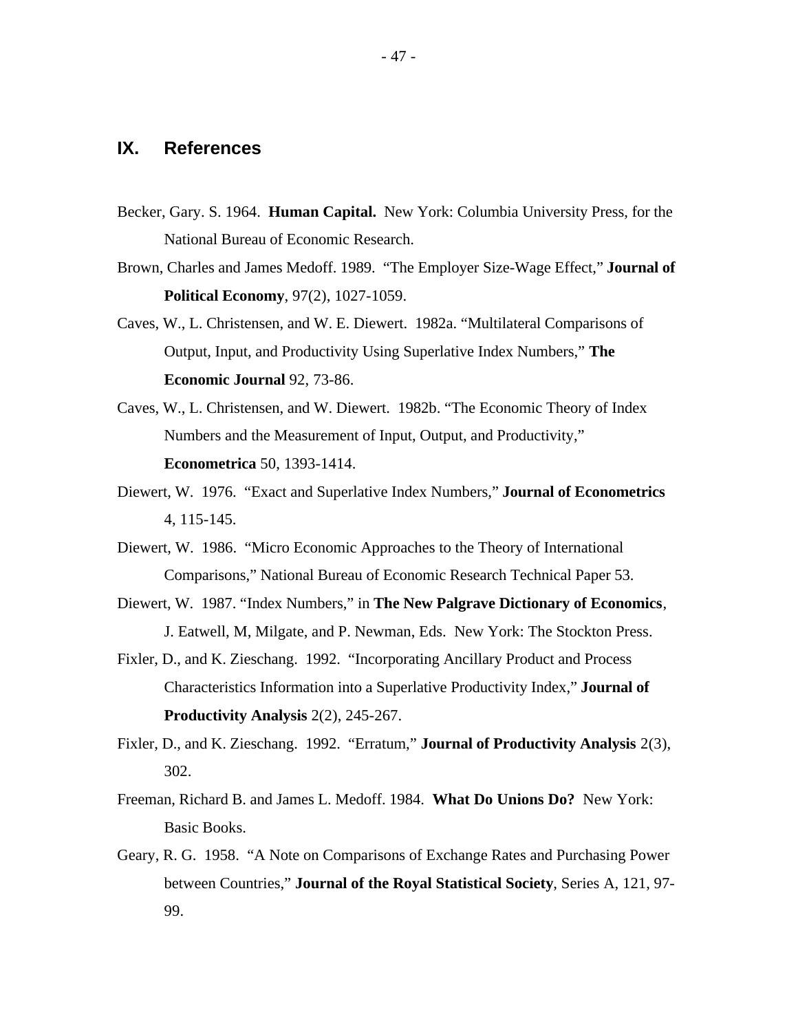## IX. References

Becker, Gary. S. 1964. **Human Capital.** New York: Columbia University Press, for the National Bureau of Economic Research.

Brown, Charles and James Medoff. 1989. "The Employer Size-Wage Effect," **Journal of Political Economy**, 97(2), 1027-1059.

Caves, W., L. Christensen, and W. E. Diewert. 1982a. "Multilateral Comparisons of Output, Input, and Productivity Using Superlative Index Numbers," **The Economic Journal** 92, 73-86.

Caves, W., L. Christensen, and W. Diewert. 1982b. "The Economic Theory of Index Numbers and the Measurement of Input, Output, and Productivity," **Econometrica** 50, 1393-1414.

Diewert, W. 1976. "Exact and Superlative Index Numbers," **Journal of Econometrics** 4, 115-145.

Diewert, W. 1986. "Micro Economic Approaches to the Theory of International Comparisons," National Bureau of Economic Research Technical Paper 53.

Diewert, W. 1987. "Index Numbers," in **The New Palgrave Dictionary of Economics**, J. Eatwell, M, Milgate, and P. Newman, Eds. New York: The Stockton Press.

Fixler, D., and K. Zieschang. 1992. "Incorporating Ancillary Product and Process Characteristics Information into a Superlative Productivity Index," **Journal of Productivity Analysis** 2(2), 245-267.

Fixler, D., and K. Zieschang. 1992. "Erratum," **Journal of Productivity Analysis** 2(3), 302.

Freeman, Richard B. and James L. Medoff. 1984. **What Do Unions Do?** New York: Basic Books.

Geary, R. G. 1958. "A Note on Comparisons of Exchange Rates and Purchasing Power between Countries," **Journal of the Royal Statistical Society**, Series A, 121, 97-99.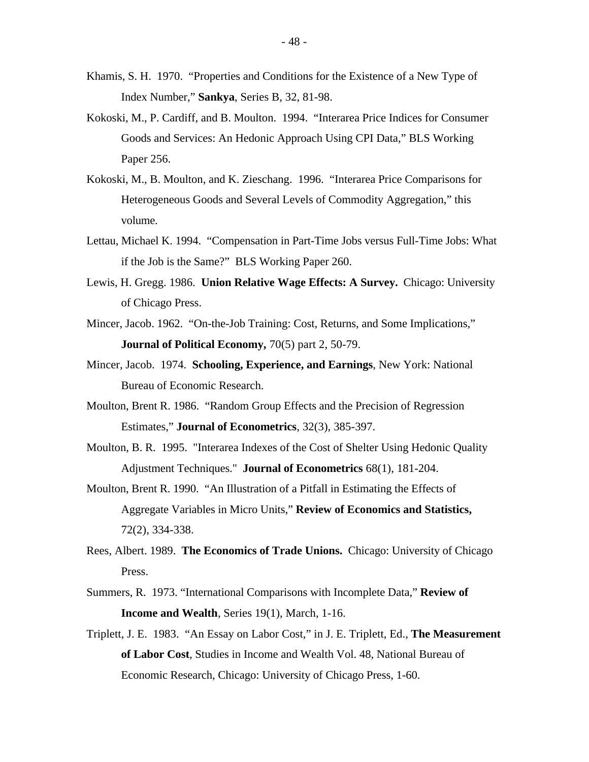Khamis, S. H. 1970. "Properties and Conditions for the Existence of a New Type of Index Number," **Sankya**, Series B, 32, 81-98.

Kokoski, M., P. Cardiff, and B. Moulton. 1994. "Interarea Price Indices for Consumer Goods and Services: An Hedonic Approach Using CPI Data," BLS Working Paper 256.

Kokoski, M., B. Moulton, and K. Zieschang. 1996. "Interarea Price Comparisons for Heterogeneous Goods and Several Levels of Commodity Aggregation," this volume.

Lettau, Michael K. 1994. "Compensation in Part-Time Jobs versus Full-Time Jobs: What if the Job is the Same?" BLS Working Paper 260.

Lewis, H. Gregg. 1986. **Union Relative Wage Effects: A Survey.** Chicago: University of Chicago Press.

Mincer, Jacob. 1962. "On-the-Job Training: Cost, Returns, and Some Implications," **Journal of Political Economy,** 70(5) part 2, 50-79.

Mincer, Jacob. 1974. **Schooling, Experience, and Earnings**, New York: National Bureau of Economic Research.

Moulton, Brent R. 1986. "Random Group Effects and the Precision of Regression Estimates," **Journal of Econometrics**, 32(3), 385-397.

Moulton, B. R. 1995. "Interarea Indexes of the Cost of Shelter Using Hedonic Quality Adjustment Techniques." **Journal of Econometrics** 68(1), 181-204.

Moulton, Brent R. 1990. "An Illustration of a Pitfall in Estimating the Effects of Aggregate Variables in Micro Units," **Review of Economics and Statistics,** 72(2), 334-338.

Rees, Albert. 1989. **The Economics of Trade Unions.** Chicago: University of Chicago Press.

Summers, R. 1973. "International Comparisons with Incomplete Data," **Review of Income and Wealth**, Series 19(1), March, 1-16.

Triplett, J. E. 1983. "An Essay on Labor Cost," in J. E. Triplett, Ed., **The Measurement of Labor Cost**, Studies in Income and Wealth Vol. 48, National Bureau of Economic Research, Chicago: University of Chicago Press, 1-60.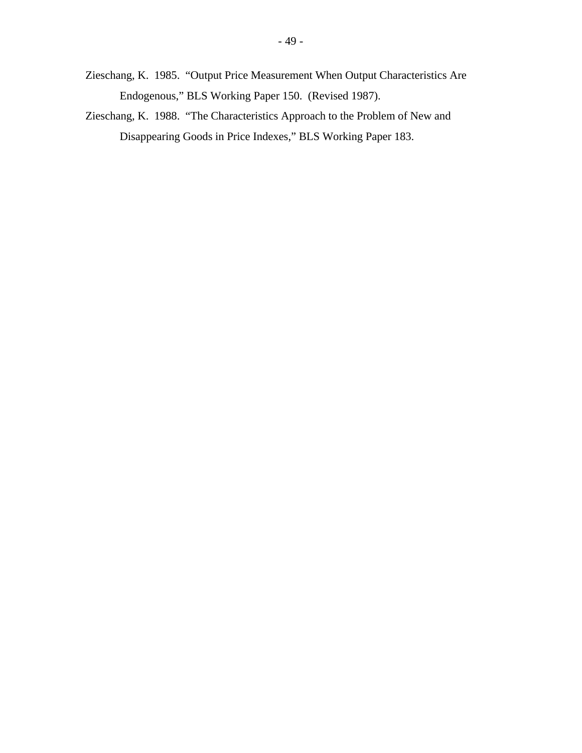Zieschang, K. 1985. "Output Price Measurement When Output Characteristics Are Endogenous," BLS Working Paper 150. (Revised 1987).

Zieschang, K. 1988. "The Characteristics Approach to the Problem of New and Disappearing Goods in Price Indexes," BLS Working Paper 183.